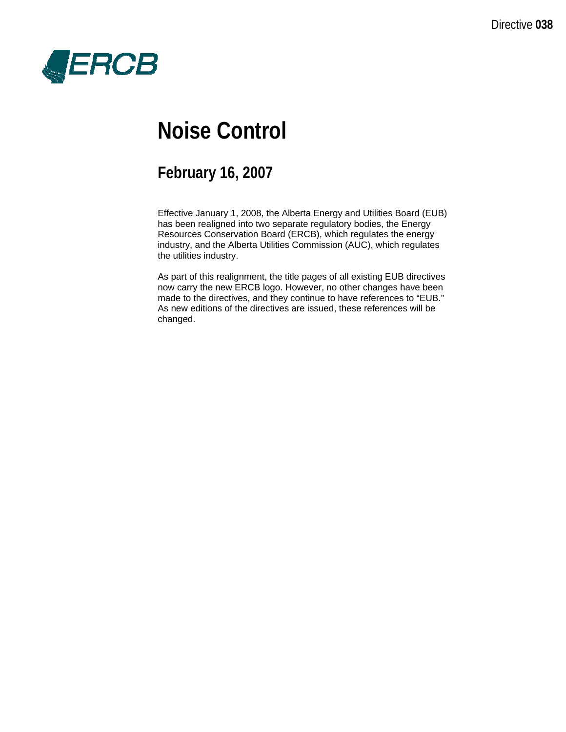Directive **038**

ERCB

# Noise Control

## February 16, 2007

Effective January 1, 2008, the Alberta Energy and Utilities Board (EUB) has been realigned into two separate regulatory bodies, the Energy Resources Conservation Board (ERCB), which regulates the energy industry, and the Alberta Utilities Commission (AUC), which regulates the utilities industry.

As part of this realignment, the title pages of all existing EUB directives now carry the new ERCB logo. However, no other changes have been made to the directives, and they continue to have references to "EUB." As new editions of the directives are issued, these references will be changed.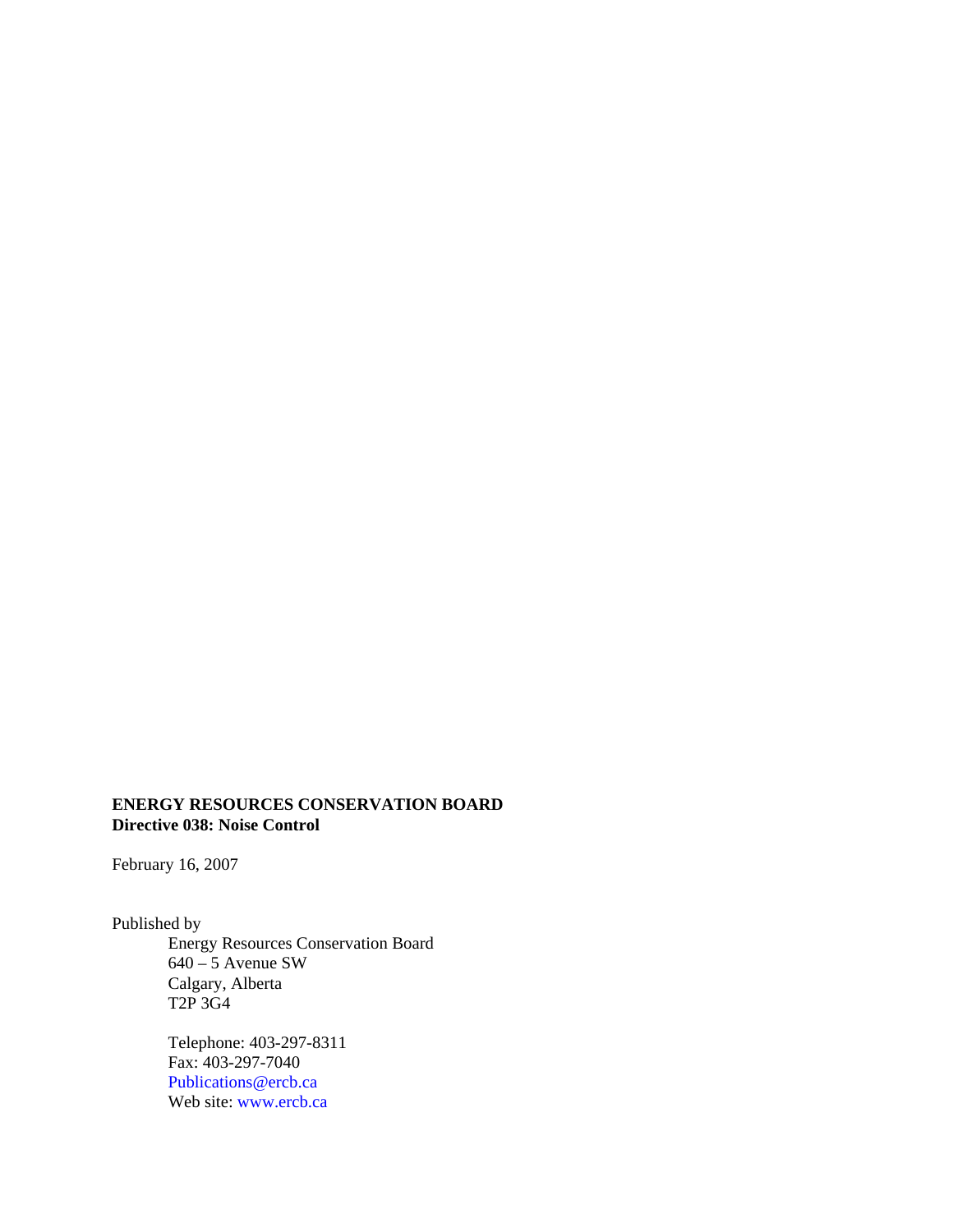**ENERGY RESOURCES CONSERVATION BOARD**
**Directive 038: Noise Control**

February 16, 2007

Published by

Energy Resources Conservation Board
640 – 5 Avenue SW
Calgary, Alberta
T2P 3G4

Telephone: 403-297-8311
Fax: 403-297-7040
Publications@ercb.ca
Web site: www.ercb.ca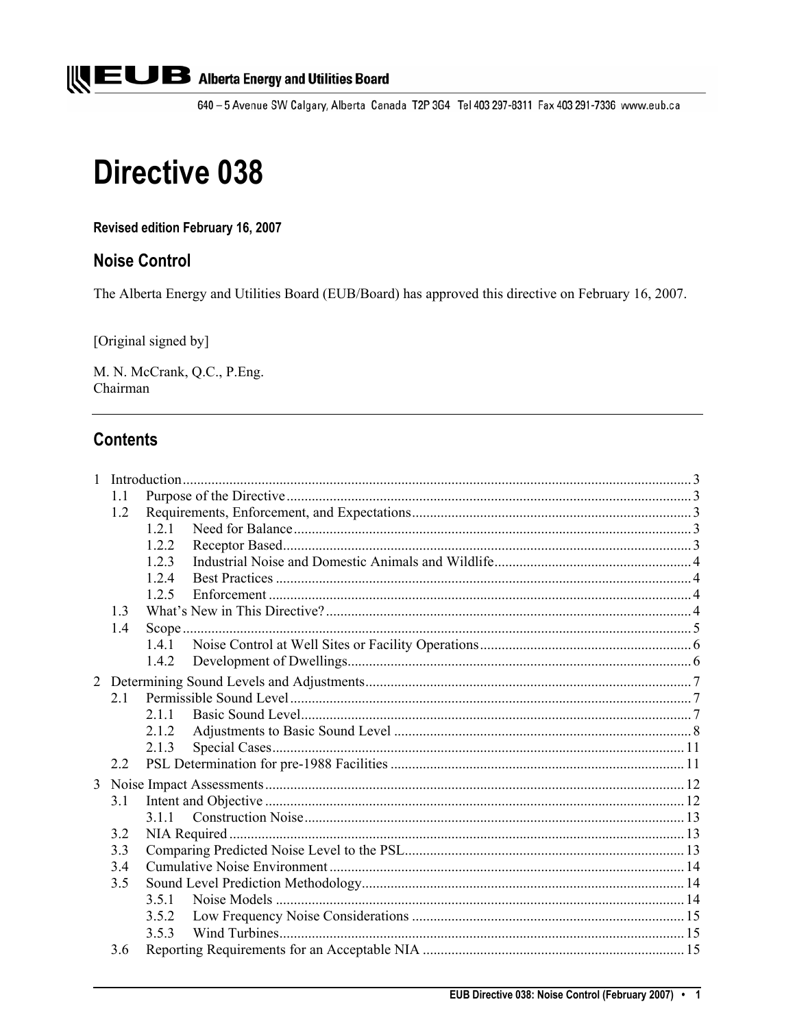EUB Alberta Energy and Utilities Board

640 – 5 Avenue SW Calgary, Alberta Canada T2P 3G4 Tel 403 297-8311 Fax 403 291-7336 www.eub.ca

# Directive 038

**Revised edition February 16, 2007**

## Noise Control

The Alberta Energy and Utilities Board (EUB/Board) has approved this directive on February 16, 2007.

[Original signed by]

M. N. McCrank, Q.C., P.Eng.
Chairman

## Contents

1 Introduction .......... 3
- 1.1 Purpose of the Directive .......... 3
- 1.2 Requirements, Enforcement, and Expectations .......... 3
  - 1.2.1 Need for Balance .......... 3
  - 1.2.2 Receptor Based .......... 3
  - 1.2.3 Industrial Noise and Domestic Animals and Wildlife .......... 4
  - 1.2.4 Best Practices .......... 4
  - 1.2.5 Enforcement .......... 4
- 1.3 What's New in This Directive? .......... 4
- 1.4 Scope .......... 5
  - 1.4.1 Noise Control at Well Sites or Facility Operations .......... 6
  - 1.4.2 Development of Dwellings .......... 6

2 Determining Sound Levels and Adjustments .......... 7
- 2.1 Permissible Sound Level .......... 7
  - 2.1.1 Basic Sound Level .......... 7
  - 2.1.2 Adjustments to Basic Sound Level .......... 8
  - 2.1.3 Special Cases .......... 11
- 2.2 PSL Determination for pre-1988 Facilities .......... 11

3 Noise Impact Assessments .......... 12
- 3.1 Intent and Objective .......... 12
  - 3.1.1 Construction Noise .......... 13
- 3.2 NIA Required .......... 13
- 3.3 Comparing Predicted Noise Level to the PSL .......... 13
- 3.4 Cumulative Noise Environment .......... 14
- 3.5 Sound Level Prediction Methodology .......... 14
  - 3.5.1 Noise Models .......... 14
  - 3.5.2 Low Frequency Noise Considerations .......... 15
  - 3.5.3 Wind Turbines .......... 15
- 3.6 Reporting Requirements for an Acceptable NIA .......... 15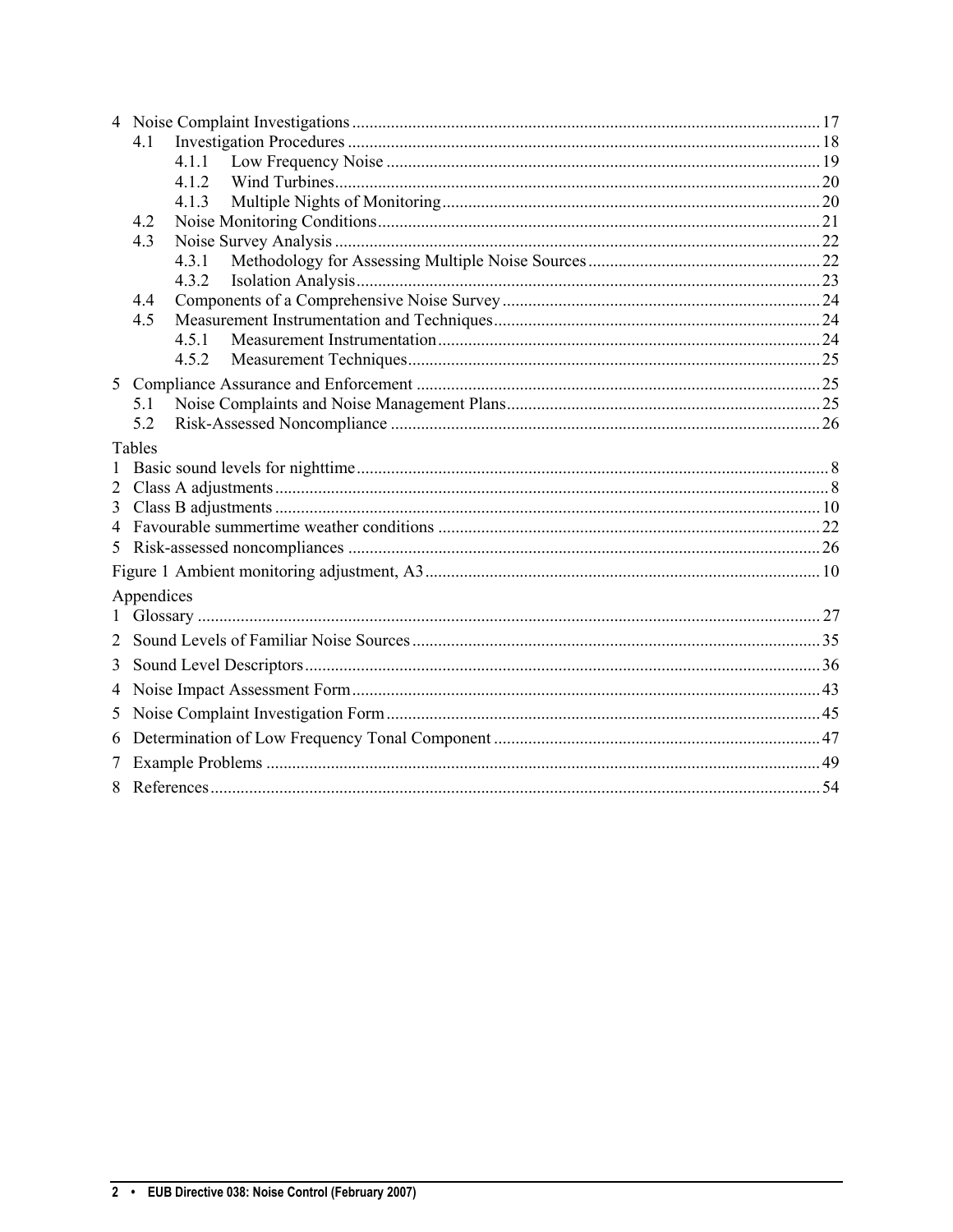4 Noise Complaint Investigations ............ 17
- 4.1 Investigation Procedures ............ 18
  - 4.1.1 Low Frequency Noise ............ 19
  - 4.1.2 Wind Turbines ............ 20
  - 4.1.3 Multiple Nights of Monitoring ............ 20
- 4.2 Noise Monitoring Conditions ............ 21
- 4.3 Noise Survey Analysis ............ 22
  - 4.3.1 Methodology for Assessing Multiple Noise Sources ............ 22
  - 4.3.2 Isolation Analysis ............ 23
- 4.4 Components of a Comprehensive Noise Survey ............ 24
- 4.5 Measurement Instrumentation and Techniques ............ 24
  - 4.5.1 Measurement Instrumentation ............ 24
  - 4.5.2 Measurement Techniques ............ 25

5 Compliance Assurance and Enforcement ............ 25
- 5.1 Noise Complaints and Noise Management Plans ............ 25
- 5.2 Risk-Assessed Noncompliance ............ 26

Tables

1 Basic sound levels for nighttime ............ 8
2 Class A adjustments ............ 8
3 Class B adjustments ............ 10
4 Favourable summertime weather conditions ............ 22
5 Risk-assessed noncompliances ............ 26

Figure 1 Ambient monitoring adjustment, A3 ............ 10

Appendices

1 Glossary ............ 27
2 Sound Levels of Familiar Noise Sources ............ 35
3 Sound Level Descriptors ............ 36
4 Noise Impact Assessment Form ............ 43
5 Noise Complaint Investigation Form ............ 45
6 Determination of Low Frequency Tonal Component ............ 47
7 Example Problems ............ 49
8 References ............ 54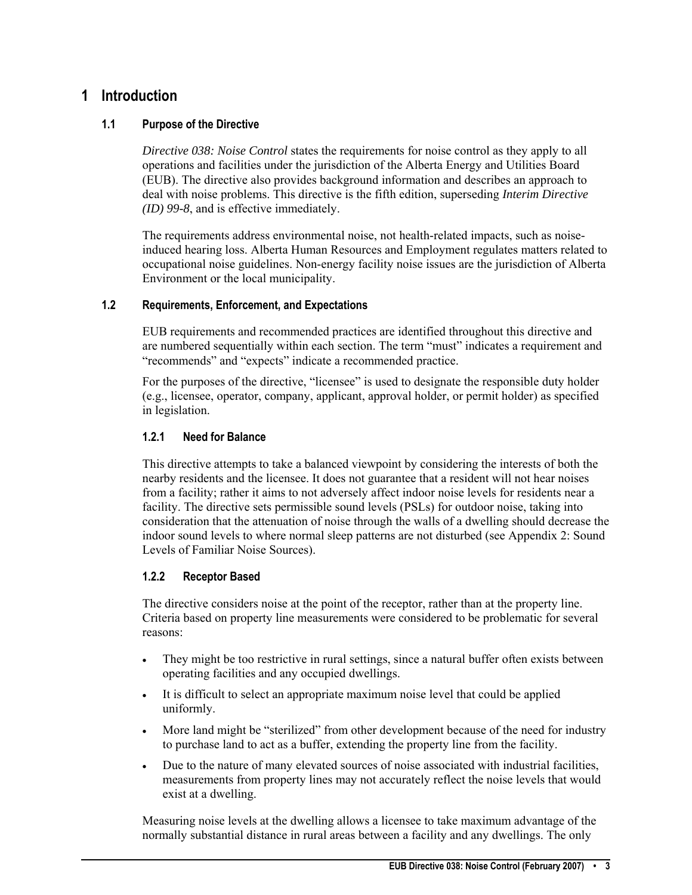# 1 Introduction

## 1.1 Purpose of the Directive

*Directive 038: Noise Control* states the requirements for noise control as they apply to all operations and facilities under the jurisdiction of the Alberta Energy and Utilities Board (EUB). The directive also provides background information and describes an approach to deal with noise problems. This directive is the fifth edition, superseding *Interim Directive (ID) 99-8*, and is effective immediately.

The requirements address environmental noise, not health-related impacts, such as noise-induced hearing loss. Alberta Human Resources and Employment regulates matters related to occupational noise guidelines. Non-energy facility noise issues are the jurisdiction of Alberta Environment or the local municipality.

## 1.2 Requirements, Enforcement, and Expectations

EUB requirements and recommended practices are identified throughout this directive and are numbered sequentially within each section. The term "must" indicates a requirement and "recommends" and "expects" indicate a recommended practice.

For the purposes of the directive, "licensee" is used to designate the responsible duty holder (e.g., licensee, operator, company, applicant, approval holder, or permit holder) as specified in legislation.

### 1.2.1 Need for Balance

This directive attempts to take a balanced viewpoint by considering the interests of both the nearby residents and the licensee. It does not guarantee that a resident will not hear noises from a facility; rather it aims to not adversely affect indoor noise levels for residents near a facility. The directive sets permissible sound levels (PSLs) for outdoor noise, taking into consideration that the attenuation of noise through the walls of a dwelling should decrease the indoor sound levels to where normal sleep patterns are not disturbed (see Appendix 2: Sound Levels of Familiar Noise Sources).

### 1.2.2 Receptor Based

The directive considers noise at the point of the receptor, rather than at the property line. Criteria based on property line measurements were considered to be problematic for several reasons:

- They might be too restrictive in rural settings, since a natural buffer often exists between operating facilities and any occupied dwellings.
- It is difficult to select an appropriate maximum noise level that could be applied uniformly.
- More land might be "sterilized" from other development because of the need for industry to purchase land to act as a buffer, extending the property line from the facility.
- Due to the nature of many elevated sources of noise associated with industrial facilities, measurements from property lines may not accurately reflect the noise levels that would exist at a dwelling.

Measuring noise levels at the dwelling allows a licensee to take maximum advantage of the normally substantial distance in rural areas between a facility and any dwellings. The only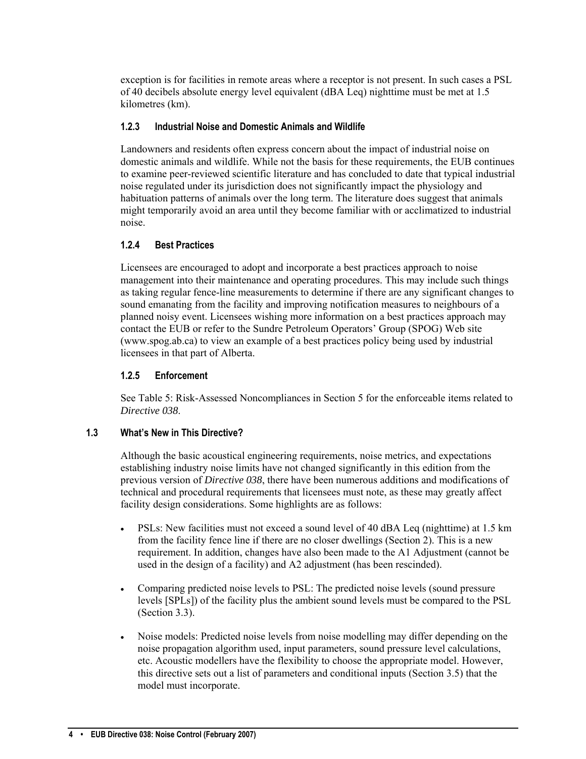exception is for facilities in remote areas where a receptor is not present. In such cases a PSL of 40 decibels absolute energy level equivalent (dBA Leq) nighttime must be met at 1.5 kilometres (km).

#### 1.2.3 Industrial Noise and Domestic Animals and Wildlife

Landowners and residents often express concern about the impact of industrial noise on domestic animals and wildlife. While not the basis for these requirements, the EUB continues to examine peer-reviewed scientific literature and has concluded to date that typical industrial noise regulated under its jurisdiction does not significantly impact the physiology and habituation patterns of animals over the long term. The literature does suggest that animals might temporarily avoid an area until they become familiar with or acclimatized to industrial noise.

#### 1.2.4 Best Practices

Licensees are encouraged to adopt and incorporate a best practices approach to noise management into their maintenance and operating procedures. This may include such things as taking regular fence-line measurements to determine if there are any significant changes to sound emanating from the facility and improving notification measures to neighbours of a planned noisy event. Licensees wishing more information on a best practices approach may contact the EUB or refer to the Sundre Petroleum Operators' Group (SPOG) Web site (www.spog.ab.ca) to view an example of a best practices policy being used by industrial licensees in that part of Alberta.

#### 1.2.5 Enforcement

See Table 5: Risk-Assessed Noncompliances in Section 5 for the enforceable items related to *Directive 038*.

### 1.3 What's New in This Directive?

Although the basic acoustical engineering requirements, noise metrics, and expectations establishing industry noise limits have not changed significantly in this edition from the previous version of *Directive 038*, there have been numerous additions and modifications of technical and procedural requirements that licensees must note, as these may greatly affect facility design considerations. Some highlights are as follows:

- PSLs: New facilities must not exceed a sound level of 40 dBA Leq (nighttime) at 1.5 km from the facility fence line if there are no closer dwellings (Section 2). This is a new requirement. In addition, changes have also been made to the A1 Adjustment (cannot be used in the design of a facility) and A2 adjustment (has been rescinded).
- Comparing predicted noise levels to PSL: The predicted noise levels (sound pressure levels [SPLs]) of the facility plus the ambient sound levels must be compared to the PSL (Section 3.3).
- Noise models: Predicted noise levels from noise modelling may differ depending on the noise propagation algorithm used, input parameters, sound pressure level calculations, etc. Acoustic modellers have the flexibility to choose the appropriate model. However, this directive sets out a list of parameters and conditional inputs (Section 3.5) that the model must incorporate.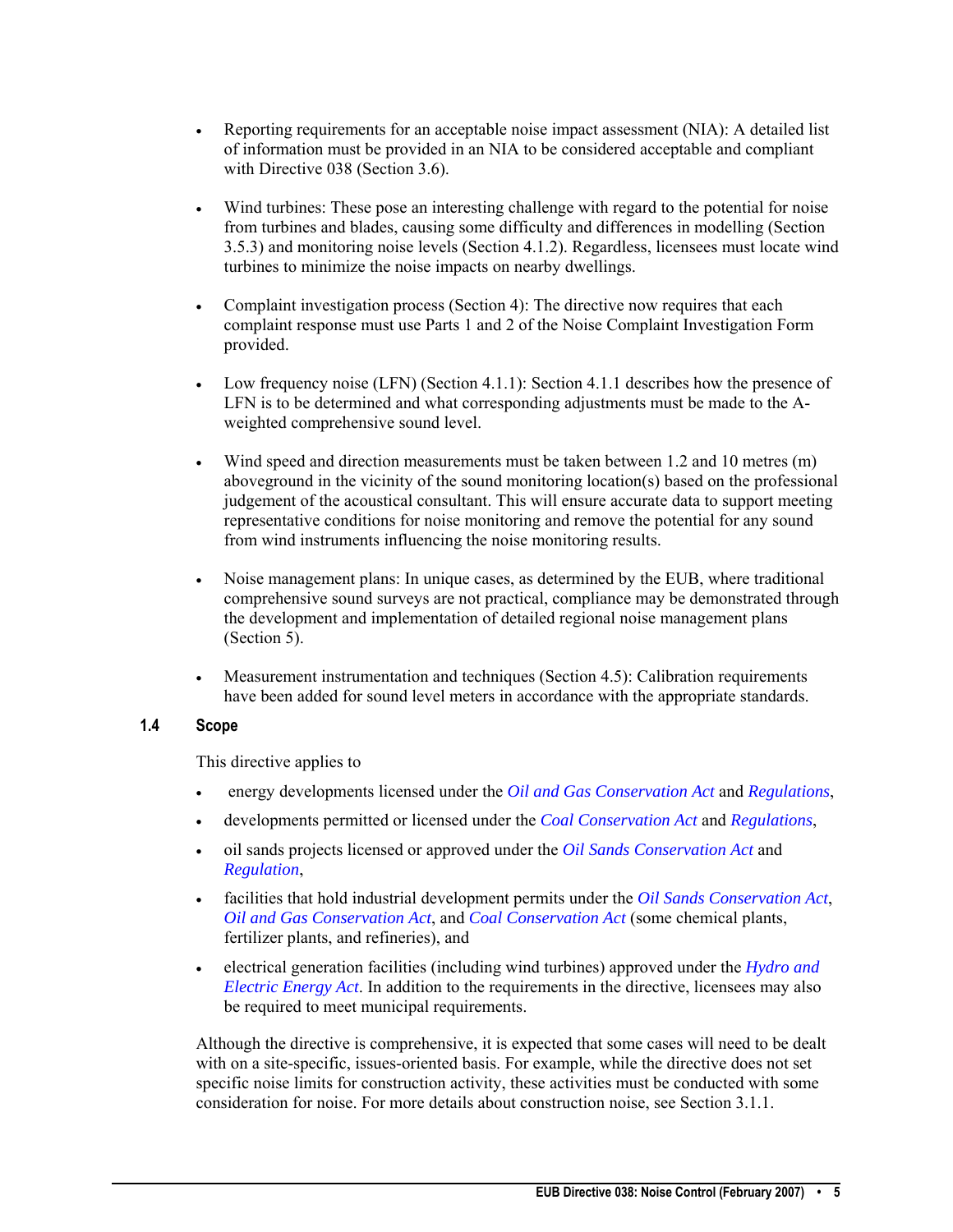- Reporting requirements for an acceptable noise impact assessment (NIA): A detailed list of information must be provided in an NIA to be considered acceptable and compliant with Directive 038 (Section 3.6).

- Wind turbines: These pose an interesting challenge with regard to the potential for noise from turbines and blades, causing some difficulty and differences in modelling (Section 3.5.3) and monitoring noise levels (Section 4.1.2). Regardless, licensees must locate wind turbines to minimize the noise impacts on nearby dwellings.

- Complaint investigation process (Section 4): The directive now requires that each complaint response must use Parts 1 and 2 of the Noise Complaint Investigation Form provided.

- Low frequency noise (LFN) (Section 4.1.1): Section 4.1.1 describes how the presence of LFN is to be determined and what corresponding adjustments must be made to the A-weighted comprehensive sound level.

- Wind speed and direction measurements must be taken between 1.2 and 10 metres (m) aboveground in the vicinity of the sound monitoring location(s) based on the professional judgement of the acoustical consultant. This will ensure accurate data to support meeting representative conditions for noise monitoring and remove the potential for any sound from wind instruments influencing the noise monitoring results.

- Noise management plans: In unique cases, as determined by the EUB, where traditional comprehensive sound surveys are not practical, compliance may be demonstrated through the development and implementation of detailed regional noise management plans (Section 5).

- Measurement instrumentation and techniques (Section 4.5): Calibration requirements have been added for sound level meters in accordance with the appropriate standards.

### 1.4 Scope

This directive applies to

- energy developments licensed under the *Oil and Gas Conservation Act* and *Regulations*,
- developments permitted or licensed under the *Coal Conservation Act* and *Regulations*,
- oil sands projects licensed or approved under the *Oil Sands Conservation Act* and *Regulation*,
- facilities that hold industrial development permits under the *Oil Sands Conservation Act*, *Oil and Gas Conservation Act*, and *Coal Conservation Act* (some chemical plants, fertilizer plants, and refineries), and
- electrical generation facilities (including wind turbines) approved under the *Hydro and Electric Energy Act*. In addition to the requirements in the directive, licensees may also be required to meet municipal requirements.

Although the directive is comprehensive, it is expected that some cases will need to be dealt with on a site-specific, issues-oriented basis. For example, while the directive does not set specific noise limits for construction activity, these activities must be conducted with some consideration for noise. For more details about construction noise, see Section 3.1.1.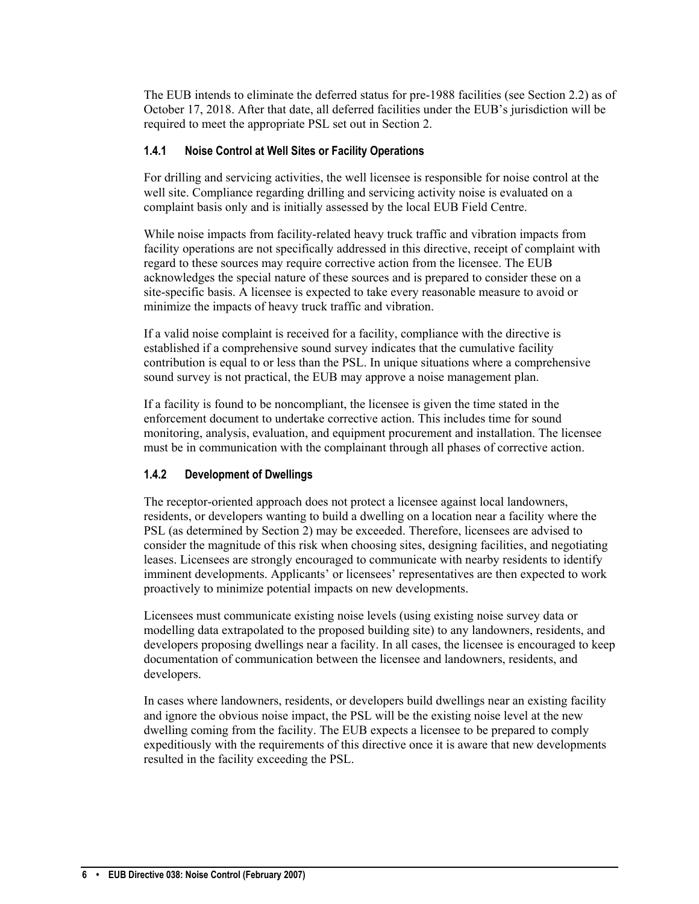The EUB intends to eliminate the deferred status for pre-1988 facilities (see Section 2.2) as of October 17, 2018. After that date, all deferred facilities under the EUB's jurisdiction will be required to meet the appropriate PSL set out in Section 2.

### 1.4.1 Noise Control at Well Sites or Facility Operations

For drilling and servicing activities, the well licensee is responsible for noise control at the well site. Compliance regarding drilling and servicing activity noise is evaluated on a complaint basis only and is initially assessed by the local EUB Field Centre.

While noise impacts from facility-related heavy truck traffic and vibration impacts from facility operations are not specifically addressed in this directive, receipt of complaint with regard to these sources may require corrective action from the licensee. The EUB acknowledges the special nature of these sources and is prepared to consider these on a site-specific basis. A licensee is expected to take every reasonable measure to avoid or minimize the impacts of heavy truck traffic and vibration.

If a valid noise complaint is received for a facility, compliance with the directive is established if a comprehensive sound survey indicates that the cumulative facility contribution is equal to or less than the PSL. In unique situations where a comprehensive sound survey is not practical, the EUB may approve a noise management plan.

If a facility is found to be noncompliant, the licensee is given the time stated in the enforcement document to undertake corrective action. This includes time for sound monitoring, analysis, evaluation, and equipment procurement and installation. The licensee must be in communication with the complainant through all phases of corrective action.

### 1.4.2 Development of Dwellings

The receptor-oriented approach does not protect a licensee against local landowners, residents, or developers wanting to build a dwelling on a location near a facility where the PSL (as determined by Section 2) may be exceeded. Therefore, licensees are advised to consider the magnitude of this risk when choosing sites, designing facilities, and negotiating leases. Licensees are strongly encouraged to communicate with nearby residents to identify imminent developments. Applicants' or licensees' representatives are then expected to work proactively to minimize potential impacts on new developments.

Licensees must communicate existing noise levels (using existing noise survey data or modelling data extrapolated to the proposed building site) to any landowners, residents, and developers proposing dwellings near a facility. In all cases, the licensee is encouraged to keep documentation of communication between the licensee and landowners, residents, and developers.

In cases where landowners, residents, or developers build dwellings near an existing facility and ignore the obvious noise impact, the PSL will be the existing noise level at the new dwelling coming from the facility. The EUB expects a licensee to be prepared to comply expeditiously with the requirements of this directive once it is aware that new developments resulted in the facility exceeding the PSL.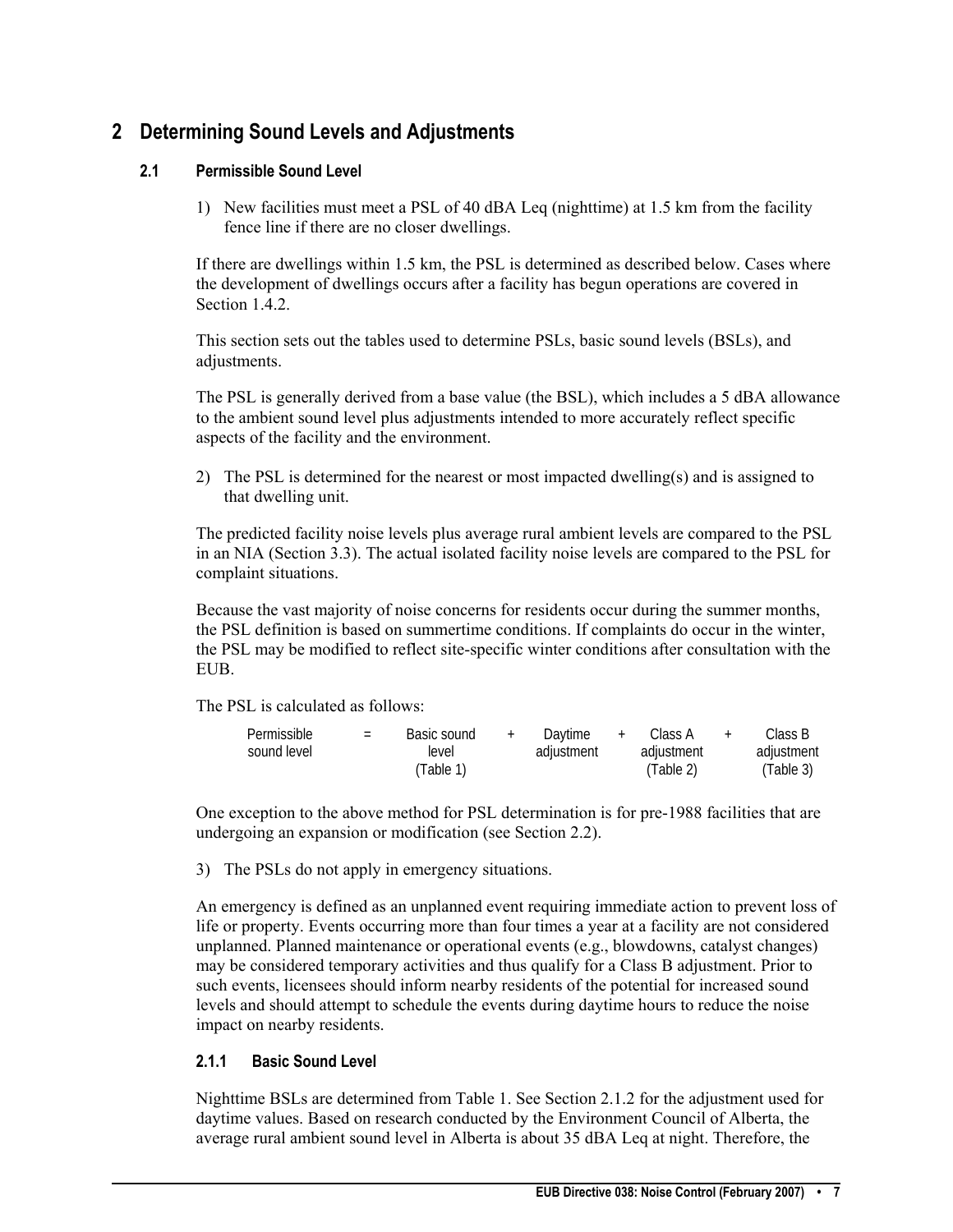## 2 Determining Sound Levels and Adjustments

### 2.1 Permissible Sound Level

1) New facilities must meet a PSL of 40 dBA Leq (nighttime) at 1.5 km from the facility fence line if there are no closer dwellings.

If there are dwellings within 1.5 km, the PSL is determined as described below. Cases where the development of dwellings occurs after a facility has begun operations are covered in Section 1.4.2.

This section sets out the tables used to determine PSLs, basic sound levels (BSLs), and adjustments.

The PSL is generally derived from a base value (the BSL), which includes a 5 dBA allowance to the ambient sound level plus adjustments intended to more accurately reflect specific aspects of the facility and the environment.

2) The PSL is determined for the nearest or most impacted dwelling(s) and is assigned to that dwelling unit.

The predicted facility noise levels plus average rural ambient levels are compared to the PSL in an NIA (Section 3.3). The actual isolated facility noise levels are compared to the PSL for complaint situations.

Because the vast majority of noise concerns for residents occur during the summer months, the PSL definition is based on summertime conditions. If complaints do occur in the winter, the PSL may be modified to reflect site-specific winter conditions after consultation with the EUB.

The PSL is calculated as follows:

| Permissible sound level | = | Basic sound level (Table 1) | + | Daytime adjustment | + | Class A adjustment (Table 2) | + | Class B adjustment (Table 3) |
|---|---|---|---|---|---|---|---|---|

One exception to the above method for PSL determination is for pre-1988 facilities that are undergoing an expansion or modification (see Section 2.2).

3) The PSLs do not apply in emergency situations.

An emergency is defined as an unplanned event requiring immediate action to prevent loss of life or property. Events occurring more than four times a year at a facility are not considered unplanned. Planned maintenance or operational events (e.g., blowdowns, catalyst changes) may be considered temporary activities and thus qualify for a Class B adjustment. Prior to such events, licensees should inform nearby residents of the potential for increased sound levels and should attempt to schedule the events during daytime hours to reduce the noise impact on nearby residents.

#### 2.1.1 Basic Sound Level

Nighttime BSLs are determined from Table 1. See Section 2.1.2 for the adjustment used for daytime values. Based on research conducted by the Environment Council of Alberta, the average rural ambient sound level in Alberta is about 35 dBA Leq at night. Therefore, the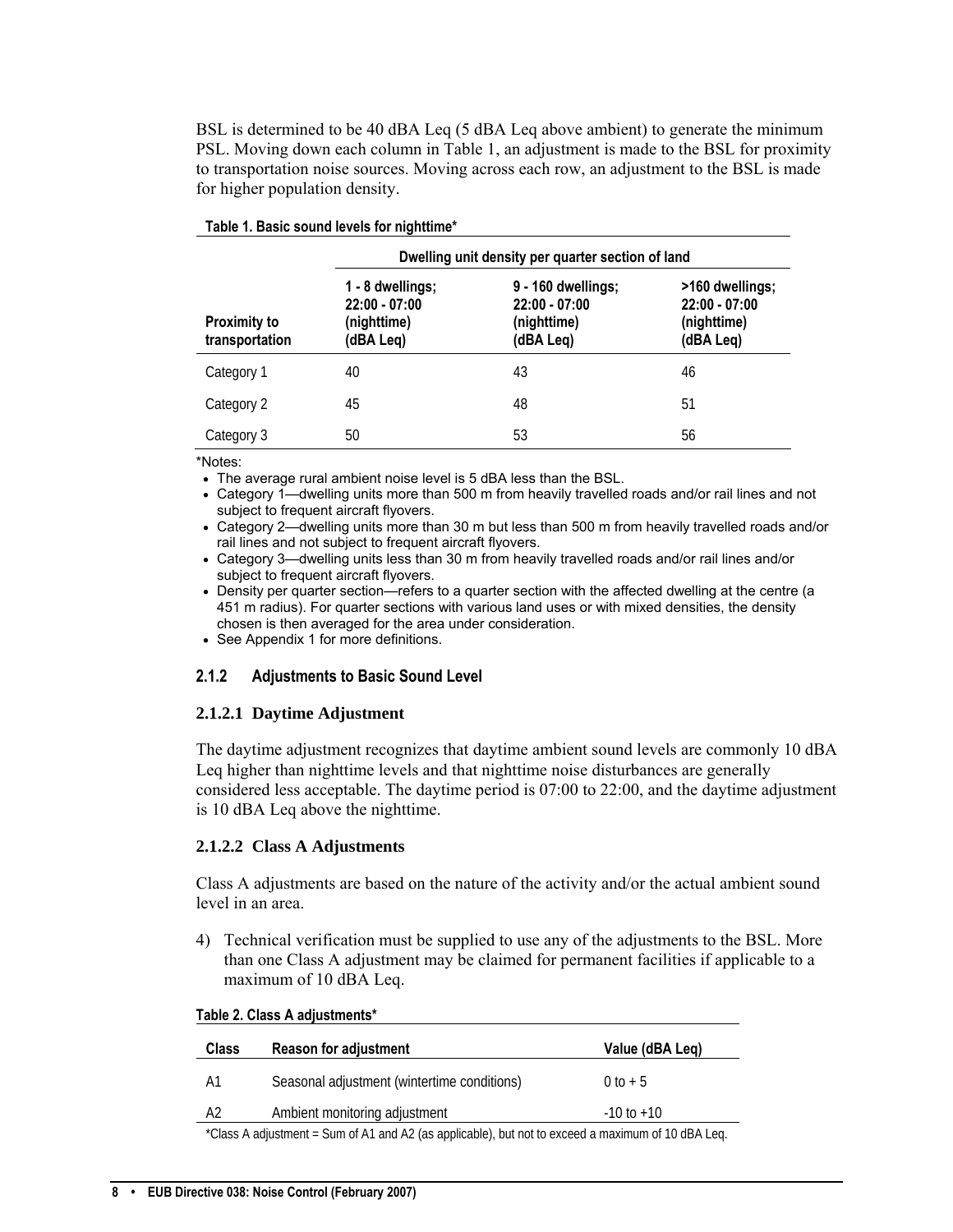BSL is determined to be 40 dBA Leq (5 dBA Leq above ambient) to generate the minimum PSL. Moving down each column in Table 1, an adjustment is made to the BSL for proximity to transportation noise sources. Moving across each row, an adjustment to the BSL is made for higher population density.

**Table 1. Basic sound levels for nighttime***

| | Dwelling unit density per quarter section of land | | |
|---|---|---|---|
| **Proximity to transportation** | **1 - 8 dwellings; 22:00 - 07:00 (nighttime) (dBA Leq)** | **9 - 160 dwellings; 22:00 - 07:00 (nighttime) (dBA Leq)** | **>160 dwellings; 22:00 - 07:00 (nighttime) (dBA Leq)** |
| Category 1 | 40 | 43 | 46 |
| Category 2 | 45 | 48 | 51 |
| Category 3 | 50 | 53 | 56 |

*Notes:

- The average rural ambient noise level is 5 dBA less than the BSL.
- Category 1—dwelling units more than 500 m from heavily travelled roads and/or rail lines and not subject to frequent aircraft flyovers.
- Category 2—dwelling units more than 30 m but less than 500 m from heavily travelled roads and/or rail lines and not subject to frequent aircraft flyovers.
- Category 3—dwelling units less than 30 m from heavily travelled roads and/or rail lines and/or subject to frequent aircraft flyovers.
- Density per quarter section—refers to a quarter section with the affected dwelling at the centre (a 451 m radius). For quarter sections with various land uses or with mixed densities, the density chosen is then averaged for the area under consideration.
- See Appendix 1 for more definitions.

### 2.1.2 Adjustments to Basic Sound Level

#### 2.1.2.1 Daytime Adjustment

The daytime adjustment recognizes that daytime ambient sound levels are commonly 10 dBA Leq higher than nighttime levels and that nighttime noise disturbances are generally considered less acceptable. The daytime period is 07:00 to 22:00, and the daytime adjustment is 10 dBA Leq above the nighttime.

#### 2.1.2.2 Class A Adjustments

Class A adjustments are based on the nature of the activity and/or the actual ambient sound level in an area.

4) Technical verification must be supplied to use any of the adjustments to the BSL. More than one Class A adjustment may be claimed for permanent facilities if applicable to a maximum of 10 dBA Leq.

**Table 2. Class A adjustments***

| Class | Reason for adjustment | Value (dBA Leq) |
|---|---|---|
| A1 | Seasonal adjustment (wintertime conditions) | 0 to + 5 |
| A2 | Ambient monitoring adjustment | -10 to +10 |

*Class A adjustment = Sum of A1 and A2 (as applicable), but not to exceed a maximum of 10 dBA Leq.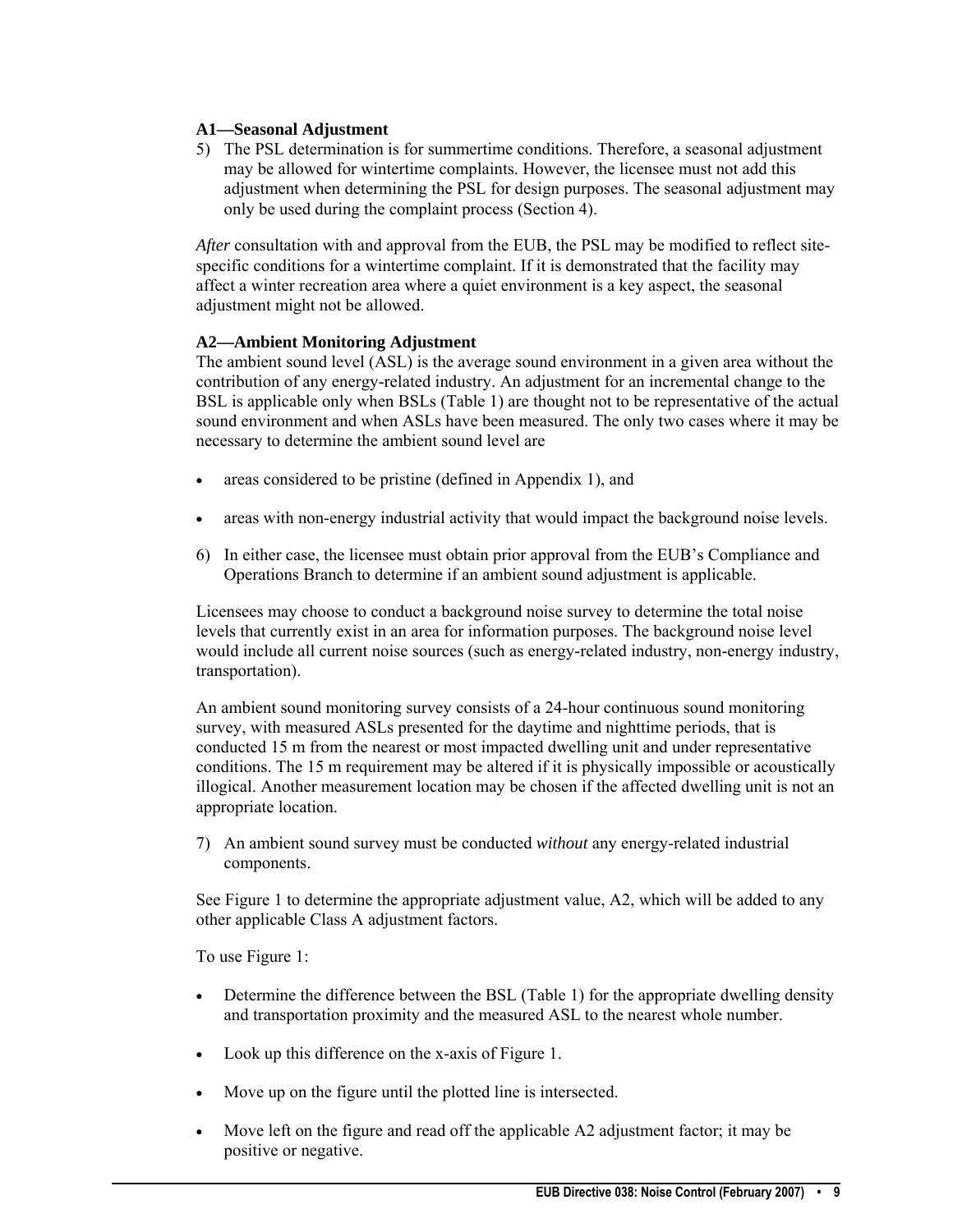**A1—Seasonal Adjustment**

5) The PSL determination is for summertime conditions. Therefore, a seasonal adjustment may be allowed for wintertime complaints. However, the licensee must not add this adjustment when determining the PSL for design purposes. The seasonal adjustment may only be used during the complaint process (Section 4).

*After* consultation with and approval from the EUB, the PSL may be modified to reflect site-specific conditions for a wintertime complaint. If it is demonstrated that the facility may affect a winter recreation area where a quiet environment is a key aspect, the seasonal adjustment might not be allowed.

**A2—Ambient Monitoring Adjustment**

The ambient sound level (ASL) is the average sound environment in a given area without the contribution of any energy-related industry. An adjustment for an incremental change to the BSL is applicable only when BSLs (Table 1) are thought not to be representative of the actual sound environment and when ASLs have been measured. The only two cases where it may be necessary to determine the ambient sound level are

- areas considered to be pristine (defined in Appendix 1), and
- areas with non-energy industrial activity that would impact the background noise levels.

6) In either case, the licensee must obtain prior approval from the EUB's Compliance and Operations Branch to determine if an ambient sound adjustment is applicable.

Licensees may choose to conduct a background noise survey to determine the total noise levels that currently exist in an area for information purposes. The background noise level would include all current noise sources (such as energy-related industry, non-energy industry, transportation).

An ambient sound monitoring survey consists of a 24-hour continuous sound monitoring survey, with measured ASLs presented for the daytime and nighttime periods, that is conducted 15 m from the nearest or most impacted dwelling unit and under representative conditions. The 15 m requirement may be altered if it is physically impossible or acoustically illogical. Another measurement location may be chosen if the affected dwelling unit is not an appropriate location.

7) An ambient sound survey must be conducted *without* any energy-related industrial components.

See Figure 1 to determine the appropriate adjustment value, A2, which will be added to any other applicable Class A adjustment factors.

To use Figure 1:

- Determine the difference between the BSL (Table 1) for the appropriate dwelling density and transportation proximity and the measured ASL to the nearest whole number.
- Look up this difference on the x-axis of Figure 1.
- Move up on the figure until the plotted line is intersected.
- Move left on the figure and read off the applicable A2 adjustment factor; it may be positive or negative.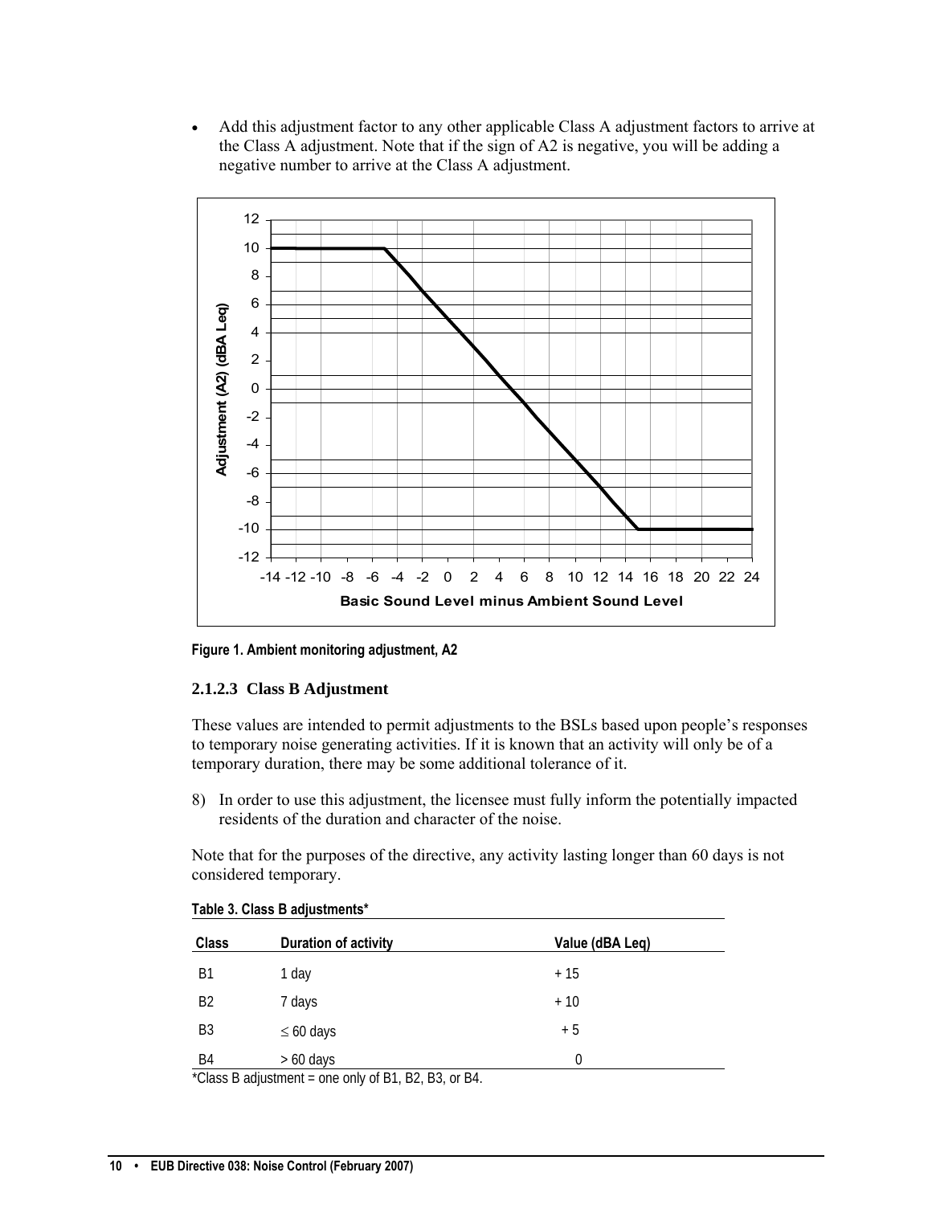- Add this adjustment factor to any other applicable Class A adjustment factors to arrive at the Class A adjustment. Note that if the sign of A2 is negative, you will be adding a negative number to arrive at the Class A adjustment.

**Figure 1. Ambient monitoring adjustment, A2**

### 2.1.2.3 Class B Adjustment

These values are intended to permit adjustments to the BSLs based upon people's responses to temporary noise generating activities. If it is known that an activity will only be of a temporary duration, there may be some additional tolerance of it.

8) In order to use this adjustment, the licensee must fully inform the potentially impacted residents of the duration and character of the noise.

Note that for the purposes of the directive, any activity lasting longer than 60 days is not considered temporary.

**Table 3. Class B adjustments***

| Class | Duration of activity | Value (dBA Leq) |
|---|---|---|
| B1 | 1 day | + 15 |
| B2 | 7 days | + 10 |
| B3 | ≤ 60 days | + 5 |
| B4 | > 60 days | 0 |

*Class B adjustment = one only of B1, B2, B3, or B4.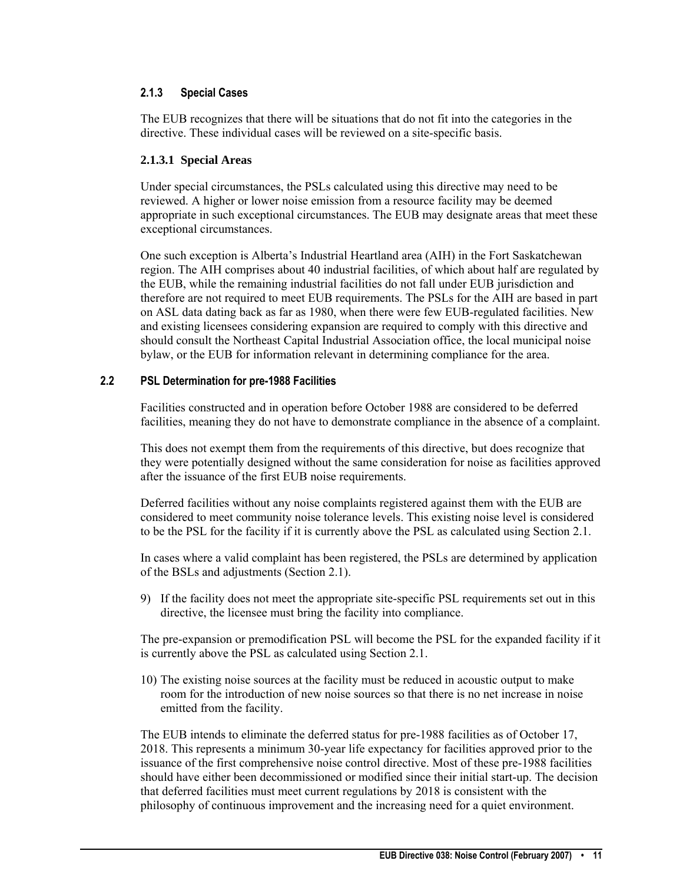#### 2.1.3 Special Cases

The EUB recognizes that there will be situations that do not fit into the categories in the directive. These individual cases will be reviewed on a site-specific basis.

##### 2.1.3.1 Special Areas

Under special circumstances, the PSLs calculated using this directive may need to be reviewed. A higher or lower noise emission from a resource facility may be deemed appropriate in such exceptional circumstances. The EUB may designate areas that meet these exceptional circumstances.

One such exception is Alberta's Industrial Heartland area (AIH) in the Fort Saskatchewan region. The AIH comprises about 40 industrial facilities, of which about half are regulated by the EUB, while the remaining industrial facilities do not fall under EUB jurisdiction and therefore are not required to meet EUB requirements. The PSLs for the AIH are based in part on ASL data dating back as far as 1980, when there were few EUB-regulated facilities. New and existing licensees considering expansion are required to comply with this directive and should consult the Northeast Capital Industrial Association office, the local municipal noise bylaw, or the EUB for information relevant in determining compliance for the area.

### 2.2 PSL Determination for pre-1988 Facilities

Facilities constructed and in operation before October 1988 are considered to be deferred facilities, meaning they do not have to demonstrate compliance in the absence of a complaint.

This does not exempt them from the requirements of this directive, but does recognize that they were potentially designed without the same consideration for noise as facilities approved after the issuance of the first EUB noise requirements.

Deferred facilities without any noise complaints registered against them with the EUB are considered to meet community noise tolerance levels. This existing noise level is considered to be the PSL for the facility if it is currently above the PSL as calculated using Section 2.1.

In cases where a valid complaint has been registered, the PSLs are determined by application of the BSLs and adjustments (Section 2.1).

9) If the facility does not meet the appropriate site-specific PSL requirements set out in this directive, the licensee must bring the facility into compliance.

The pre-expansion or premodification PSL will become the PSL for the expanded facility if it is currently above the PSL as calculated using Section 2.1.

10) The existing noise sources at the facility must be reduced in acoustic output to make room for the introduction of new noise sources so that there is no net increase in noise emitted from the facility.

The EUB intends to eliminate the deferred status for pre-1988 facilities as of October 17, 2018. This represents a minimum 30-year life expectancy for facilities approved prior to the issuance of the first comprehensive noise control directive. Most of these pre-1988 facilities should have either been decommissioned or modified since their initial start-up. The decision that deferred facilities must meet current regulations by 2018 is consistent with the philosophy of continuous improvement and the increasing need for a quiet environment.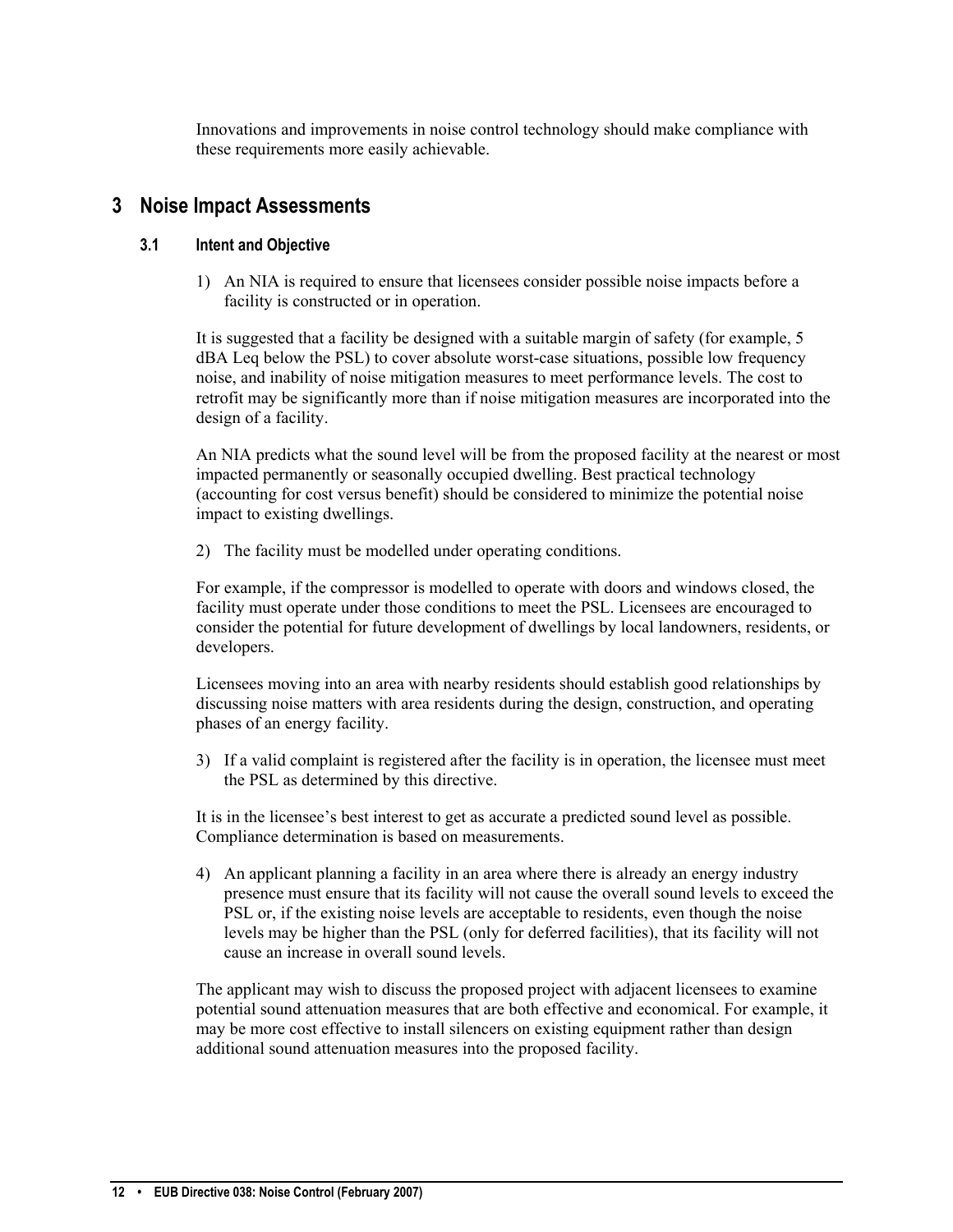Innovations and improvements in noise control technology should make compliance with these requirements more easily achievable.

# 3 Noise Impact Assessments

## 3.1 Intent and Objective

1) An NIA is required to ensure that licensees consider possible noise impacts before a facility is constructed or in operation.

It is suggested that a facility be designed with a suitable margin of safety (for example, 5 dBA Leq below the PSL) to cover absolute worst-case situations, possible low frequency noise, and inability of noise mitigation measures to meet performance levels. The cost to retrofit may be significantly more than if noise mitigation measures are incorporated into the design of a facility.

An NIA predicts what the sound level will be from the proposed facility at the nearest or most impacted permanently or seasonally occupied dwelling. Best practical technology (accounting for cost versus benefit) should be considered to minimize the potential noise impact to existing dwellings.

2) The facility must be modelled under operating conditions.

For example, if the compressor is modelled to operate with doors and windows closed, the facility must operate under those conditions to meet the PSL. Licensees are encouraged to consider the potential for future development of dwellings by local landowners, residents, or developers.

Licensees moving into an area with nearby residents should establish good relationships by discussing noise matters with area residents during the design, construction, and operating phases of an energy facility.

3) If a valid complaint is registered after the facility is in operation, the licensee must meet the PSL as determined by this directive.

It is in the licensee's best interest to get as accurate a predicted sound level as possible. Compliance determination is based on measurements.

4) An applicant planning a facility in an area where there is already an energy industry presence must ensure that its facility will not cause the overall sound levels to exceed the PSL or, if the existing noise levels are acceptable to residents, even though the noise levels may be higher than the PSL (only for deferred facilities), that its facility will not cause an increase in overall sound levels.

The applicant may wish to discuss the proposed project with adjacent licensees to examine potential sound attenuation measures that are both effective and economical. For example, it may be more cost effective to install silencers on existing equipment rather than design additional sound attenuation measures into the proposed facility.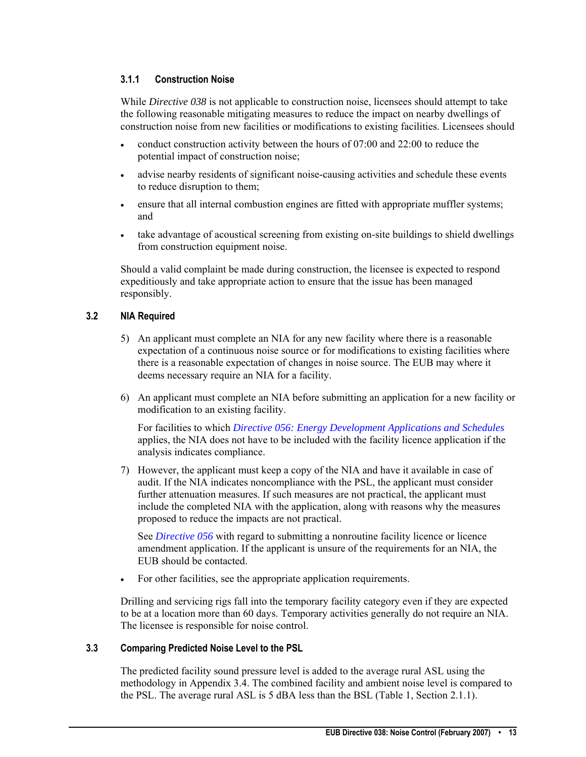### 3.1.1 Construction Noise

While *Directive 038* is not applicable to construction noise, licensees should attempt to take the following reasonable mitigating measures to reduce the impact on nearby dwellings of construction noise from new facilities or modifications to existing facilities. Licensees should

- conduct construction activity between the hours of 07:00 and 22:00 to reduce the potential impact of construction noise;
- advise nearby residents of significant noise-causing activities and schedule these events to reduce disruption to them;
- ensure that all internal combustion engines are fitted with appropriate muffler systems; and
- take advantage of acoustical screening from existing on-site buildings to shield dwellings from construction equipment noise.

Should a valid complaint be made during construction, the licensee is expected to respond expeditiously and take appropriate action to ensure that the issue has been managed responsibly.

## 3.2 NIA Required

5) An applicant must complete an NIA for any new facility where there is a reasonable expectation of a continuous noise source or for modifications to existing facilities where there is a reasonable expectation of changes in noise source. The EUB may where it deems necessary require an NIA for a facility.

6) An applicant must complete an NIA before submitting an application for a new facility or modification to an existing facility.

   For facilities to which *Directive 056: Energy Development Applications and Schedules* applies, the NIA does not have to be included with the facility licence application if the analysis indicates compliance.

7) However, the applicant must keep a copy of the NIA and have it available in case of audit. If the NIA indicates noncompliance with the PSL, the applicant must consider further attenuation measures. If such measures are not practical, the applicant must include the completed NIA with the application, along with reasons why the measures proposed to reduce the impacts are not practical.

   See *Directive 056* with regard to submitting a nonroutine facility licence or licence amendment application. If the applicant is unsure of the requirements for an NIA, the EUB should be contacted.

- For other facilities, see the appropriate application requirements.

Drilling and servicing rigs fall into the temporary facility category even if they are expected to be at a location more than 60 days. Temporary activities generally do not require an NIA. The licensee is responsible for noise control.

## 3.3 Comparing Predicted Noise Level to the PSL

The predicted facility sound pressure level is added to the average rural ASL using the methodology in Appendix 3.4. The combined facility and ambient noise level is compared to the PSL. The average rural ASL is 5 dBA less than the BSL (Table 1, Section 2.1.1).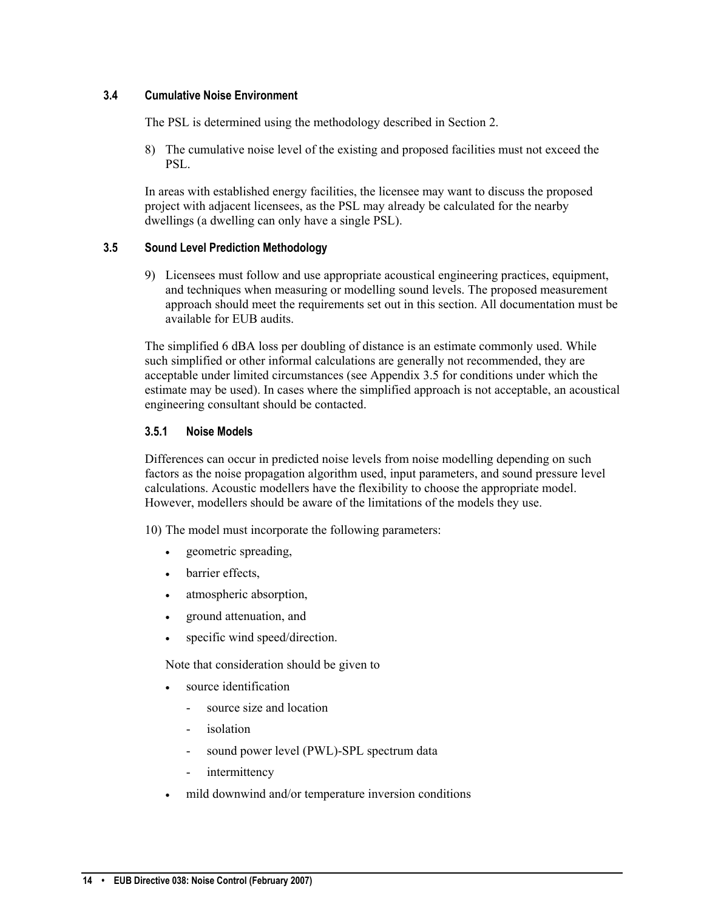### 3.4 Cumulative Noise Environment

The PSL is determined using the methodology described in Section 2.

8) The cumulative noise level of the existing and proposed facilities must not exceed the PSL.

In areas with established energy facilities, the licensee may want to discuss the proposed project with adjacent licensees, as the PSL may already be calculated for the nearby dwellings (a dwelling can only have a single PSL).

### 3.5 Sound Level Prediction Methodology

9) Licensees must follow and use appropriate acoustical engineering practices, equipment, and techniques when measuring or modelling sound levels. The proposed measurement approach should meet the requirements set out in this section. All documentation must be available for EUB audits.

The simplified 6 dBA loss per doubling of distance is an estimate commonly used. While such simplified or other informal calculations are generally not recommended, they are acceptable under limited circumstances (see Appendix 3.5 for conditions under which the estimate may be used). In cases where the simplified approach is not acceptable, an acoustical engineering consultant should be contacted.

#### 3.5.1 Noise Models

Differences can occur in predicted noise levels from noise modelling depending on such factors as the noise propagation algorithm used, input parameters, and sound pressure level calculations. Acoustic modellers have the flexibility to choose the appropriate model. However, modellers should be aware of the limitations of the models they use.

10) The model must incorporate the following parameters:

- geometric spreading,
- barrier effects,
- atmospheric absorption,
- ground attenuation, and
- specific wind speed/direction.

Note that consideration should be given to

- source identification
  - source size and location
  - isolation
  - sound power level (PWL)-SPL spectrum data
  - intermittency
- mild downwind and/or temperature inversion conditions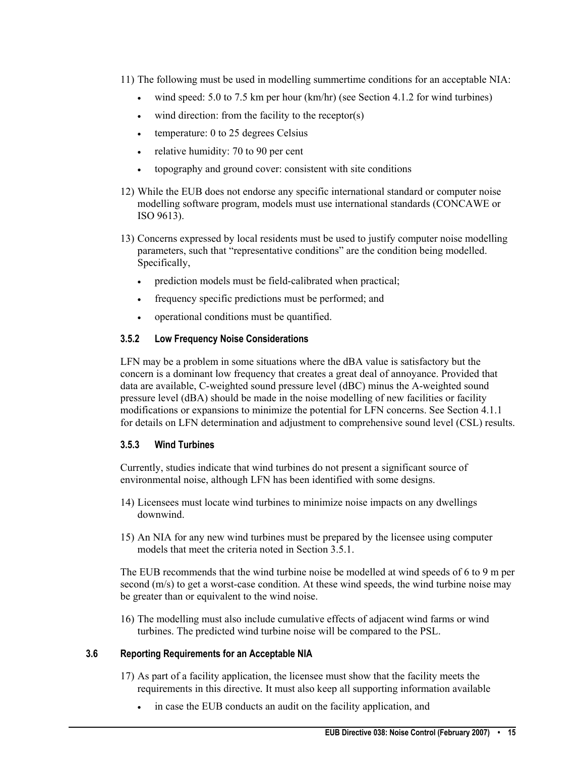11) The following must be used in modelling summertime conditions for an acceptable NIA:
    - wind speed: 5.0 to 7.5 km per hour (km/hr) (see Section 4.1.2 for wind turbines)
    - wind direction: from the facility to the receptor(s)
    - temperature: 0 to 25 degrees Celsius
    - relative humidity: 70 to 90 per cent
    - topography and ground cover: consistent with site conditions

12) While the EUB does not endorse any specific international standard or computer noise modelling software program, models must use international standards (CONCAWE or ISO 9613).

13) Concerns expressed by local residents must be used to justify computer noise modelling parameters, such that "representative conditions" are the condition being modelled. Specifically,
    - prediction models must be field-calibrated when practical;
    - frequency specific predictions must be performed; and
    - operational conditions must be quantified.

#### 3.5.2 Low Frequency Noise Considerations

LFN may be a problem in some situations where the dBA value is satisfactory but the concern is a dominant low frequency that creates a great deal of annoyance. Provided that data are available, C-weighted sound pressure level (dBC) minus the A-weighted sound pressure level (dBA) should be made in the noise modelling of new facilities or facility modifications or expansions to minimize the potential for LFN concerns. See Section 4.1.1 for details on LFN determination and adjustment to comprehensive sound level (CSL) results.

#### 3.5.3 Wind Turbines

Currently, studies indicate that wind turbines do not present a significant source of environmental noise, although LFN has been identified with some designs.

14) Licensees must locate wind turbines to minimize noise impacts on any dwellings downwind.

15) An NIA for any new wind turbines must be prepared by the licensee using computer models that meet the criteria noted in Section 3.5.1.

The EUB recommends that the wind turbine noise be modelled at wind speeds of 6 to 9 m per second (m/s) to get a worst-case condition. At these wind speeds, the wind turbine noise may be greater than or equivalent to the wind noise.

16) The modelling must also include cumulative effects of adjacent wind farms or wind turbines. The predicted wind turbine noise will be compared to the PSL.

### 3.6 Reporting Requirements for an Acceptable NIA

17) As part of a facility application, the licensee must show that the facility meets the requirements in this directive. It must also keep all supporting information available
    - in case the EUB conducts an audit on the facility application, and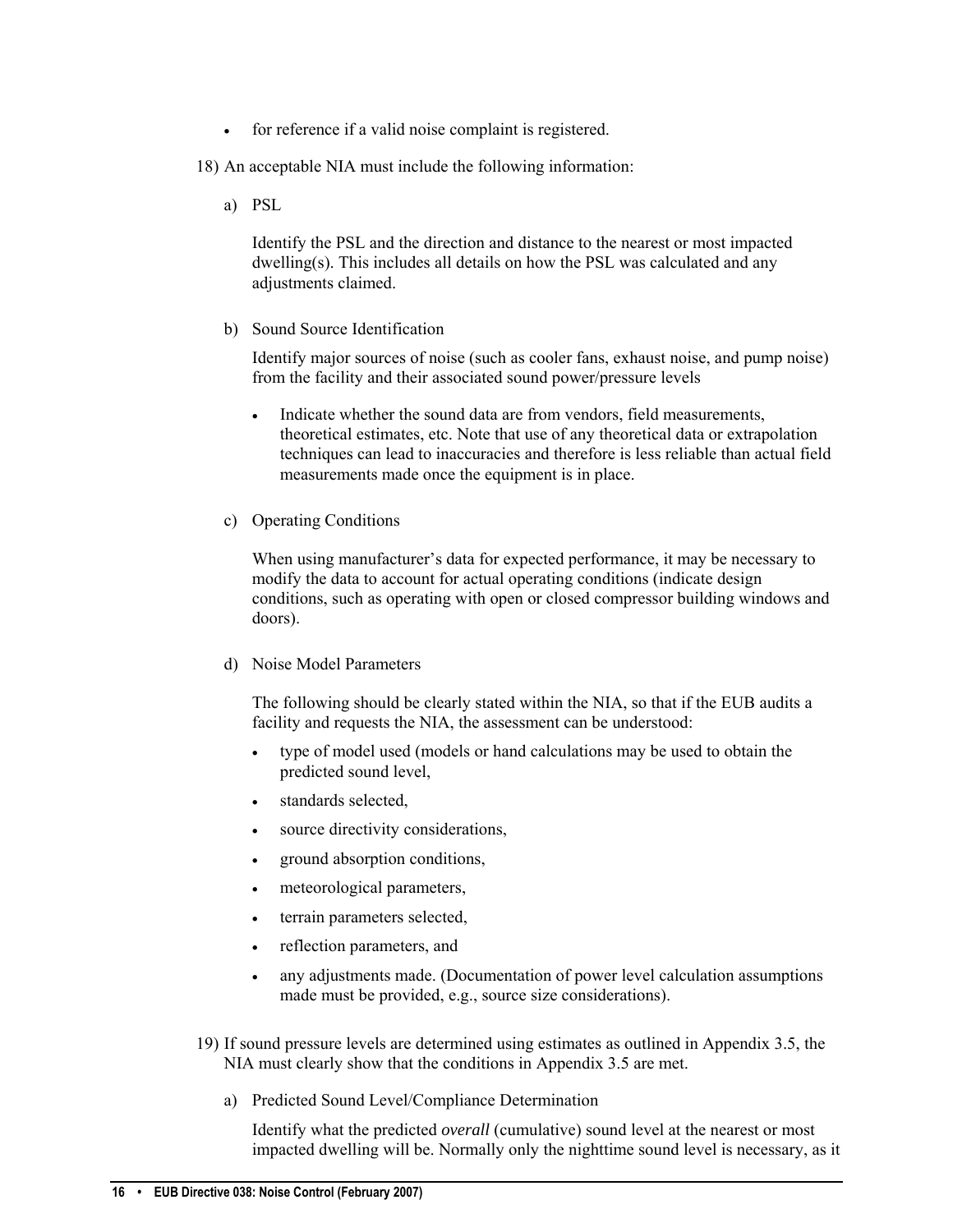- for reference if a valid noise complaint is registered.

18) An acceptable NIA must include the following information:

   a) PSL

      Identify the PSL and the direction and distance to the nearest or most impacted dwelling(s). This includes all details on how the PSL was calculated and any adjustments claimed.

   b) Sound Source Identification

      Identify major sources of noise (such as cooler fans, exhaust noise, and pump noise) from the facility and their associated sound power/pressure levels

      - Indicate whether the sound data are from vendors, field measurements, theoretical estimates, etc. Note that use of any theoretical data or extrapolation techniques can lead to inaccuracies and therefore is less reliable than actual field measurements made once the equipment is in place.

   c) Operating Conditions

      When using manufacturer's data for expected performance, it may be necessary to modify the data to account for actual operating conditions (indicate design conditions, such as operating with open or closed compressor building windows and doors).

   d) Noise Model Parameters

      The following should be clearly stated within the NIA, so that if the EUB audits a facility and requests the NIA, the assessment can be understood:

      - type of model used (models or hand calculations may be used to obtain the predicted sound level,
      - standards selected,
      - source directivity considerations,
      - ground absorption conditions,
      - meteorological parameters,
      - terrain parameters selected,
      - reflection parameters, and
      - any adjustments made. (Documentation of power level calculation assumptions made must be provided, e.g., source size considerations).

19) If sound pressure levels are determined using estimates as outlined in Appendix 3.5, the NIA must clearly show that the conditions in Appendix 3.5 are met.

   a) Predicted Sound Level/Compliance Determination

      Identify what the predicted *overall* (cumulative) sound level at the nearest or most impacted dwelling will be. Normally only the nighttime sound level is necessary, as it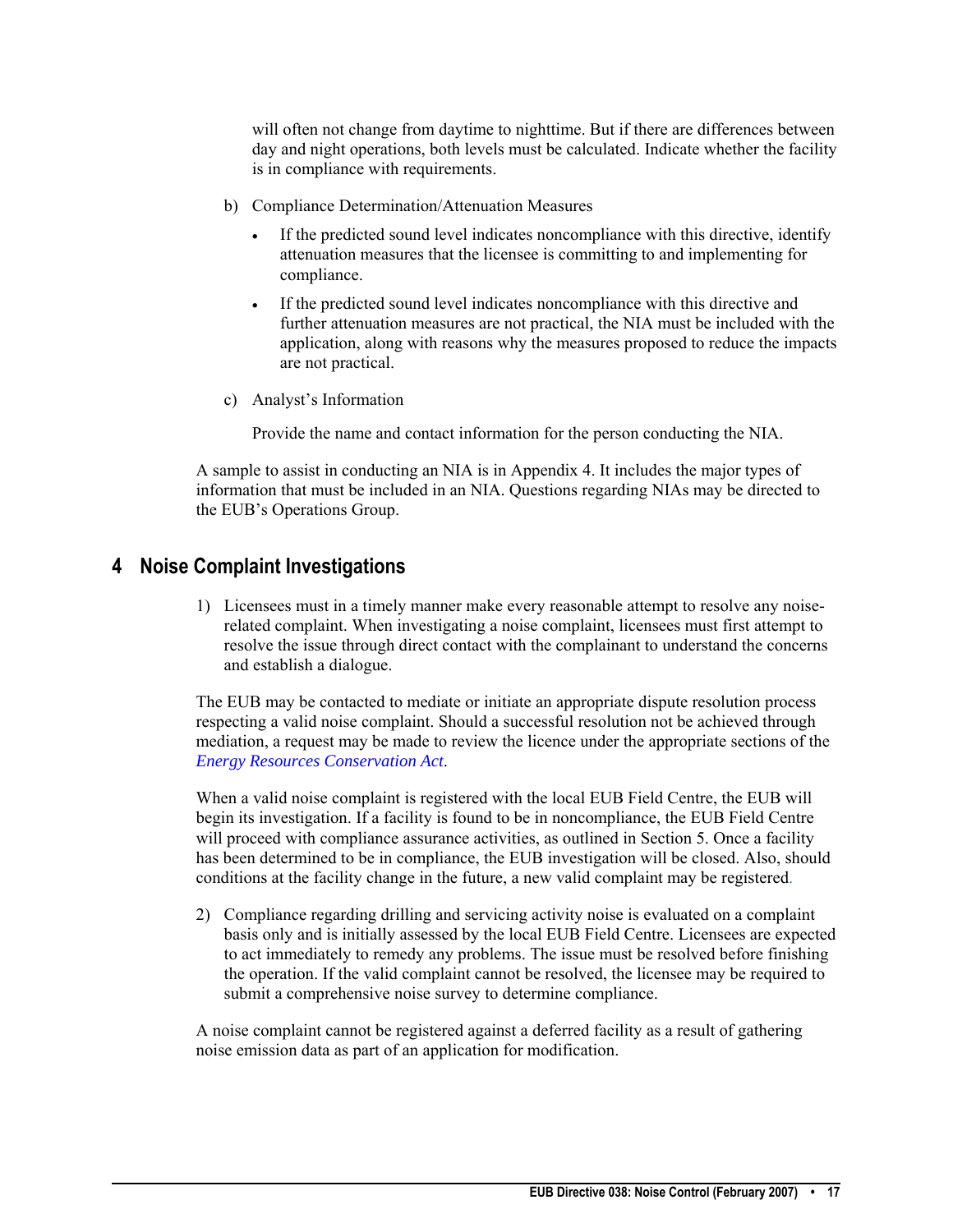will often not change from daytime to nighttime. But if there are differences between day and night operations, both levels must be calculated. Indicate whether the facility is in compliance with requirements.

b) Compliance Determination/Attenuation Measures

- If the predicted sound level indicates noncompliance with this directive, identify attenuation measures that the licensee is committing to and implementing for compliance.
- If the predicted sound level indicates noncompliance with this directive and further attenuation measures are not practical, the NIA must be included with the application, along with reasons why the measures proposed to reduce the impacts are not practical.

c) Analyst's Information

Provide the name and contact information for the person conducting the NIA.

A sample to assist in conducting an NIA is in Appendix 4. It includes the major types of information that must be included in an NIA. Questions regarding NIAs may be directed to the EUB's Operations Group.

## 4 Noise Complaint Investigations

1) Licensees must in a timely manner make every reasonable attempt to resolve any noise-related complaint. When investigating a noise complaint, licensees must first attempt to resolve the issue through direct contact with the complainant to understand the concerns and establish a dialogue.

The EUB may be contacted to mediate or initiate an appropriate dispute resolution process respecting a valid noise complaint. Should a successful resolution not be achieved through mediation, a request may be made to review the licence under the appropriate sections of the *Energy Resources Conservation Act*.

When a valid noise complaint is registered with the local EUB Field Centre, the EUB will begin its investigation. If a facility is found to be in noncompliance, the EUB Field Centre will proceed with compliance assurance activities, as outlined in Section 5. Once a facility has been determined to be in compliance, the EUB investigation will be closed. Also, should conditions at the facility change in the future, a new valid complaint may be registered.

2) Compliance regarding drilling and servicing activity noise is evaluated on a complaint basis only and is initially assessed by the local EUB Field Centre. Licensees are expected to act immediately to remedy any problems. The issue must be resolved before finishing the operation. If the valid complaint cannot be resolved, the licensee may be required to submit a comprehensive noise survey to determine compliance.

A noise complaint cannot be registered against a deferred facility as a result of gathering noise emission data as part of an application for modification.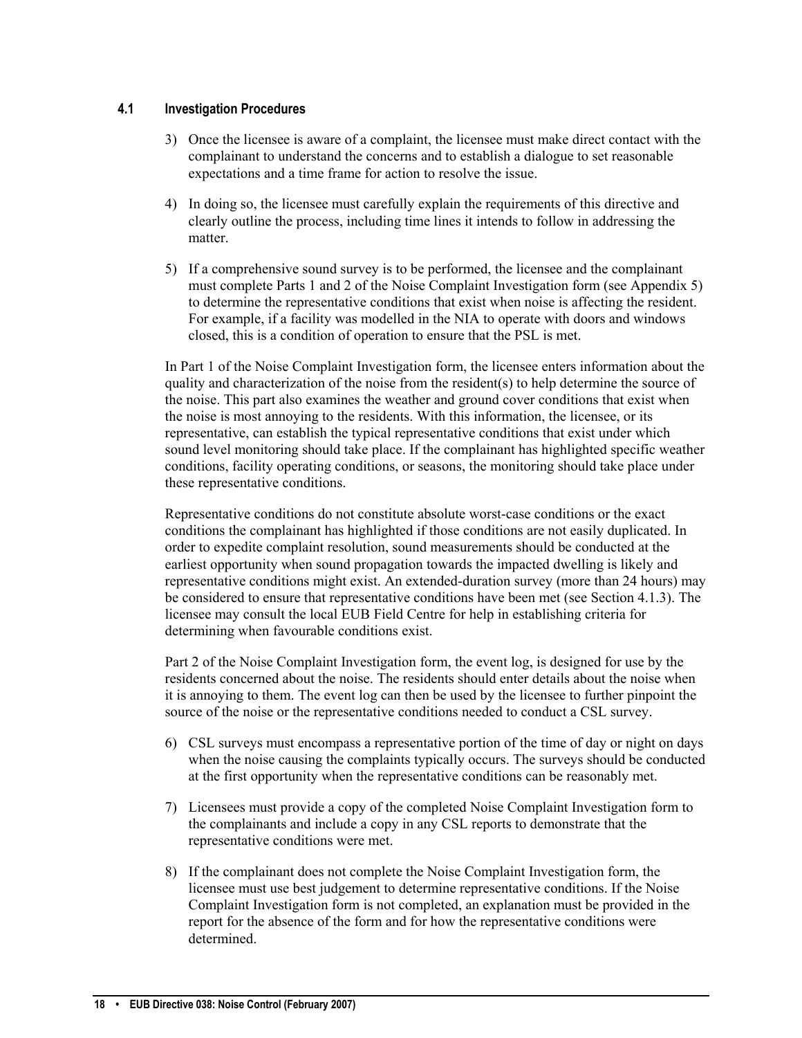### 4.1 Investigation Procedures

3) Once the licensee is aware of a complaint, the licensee must make direct contact with the complainant to understand the concerns and to establish a dialogue to set reasonable expectations and a time frame for action to resolve the issue.

4) In doing so, the licensee must carefully explain the requirements of this directive and clearly outline the process, including time lines it intends to follow in addressing the matter.

5) If a comprehensive sound survey is to be performed, the licensee and the complainant must complete Parts 1 and 2 of the Noise Complaint Investigation form (see Appendix 5) to determine the representative conditions that exist when noise is affecting the resident. For example, if a facility was modelled in the NIA to operate with doors and windows closed, this is a condition of operation to ensure that the PSL is met.

In Part 1 of the Noise Complaint Investigation form, the licensee enters information about the quality and characterization of the noise from the resident(s) to help determine the source of the noise. This part also examines the weather and ground cover conditions that exist when the noise is most annoying to the residents. With this information, the licensee, or its representative, can establish the typical representative conditions that exist under which sound level monitoring should take place. If the complainant has highlighted specific weather conditions, facility operating conditions, or seasons, the monitoring should take place under these representative conditions.

Representative conditions do not constitute absolute worst-case conditions or the exact conditions the complainant has highlighted if those conditions are not easily duplicated. In order to expedite complaint resolution, sound measurements should be conducted at the earliest opportunity when sound propagation towards the impacted dwelling is likely and representative conditions might exist. An extended-duration survey (more than 24 hours) may be considered to ensure that representative conditions have been met (see Section 4.1.3). The licensee may consult the local EUB Field Centre for help in establishing criteria for determining when favourable conditions exist.

Part 2 of the Noise Complaint Investigation form, the event log, is designed for use by the residents concerned about the noise. The residents should enter details about the noise when it is annoying to them. The event log can then be used by the licensee to further pinpoint the source of the noise or the representative conditions needed to conduct a CSL survey.

6) CSL surveys must encompass a representative portion of the time of day or night on days when the noise causing the complaints typically occurs. The surveys should be conducted at the first opportunity when the representative conditions can be reasonably met.

7) Licensees must provide a copy of the completed Noise Complaint Investigation form to the complainants and include a copy in any CSL reports to demonstrate that the representative conditions were met.

8) If the complainant does not complete the Noise Complaint Investigation form, the licensee must use best judgement to determine representative conditions. If the Noise Complaint Investigation form is not completed, an explanation must be provided in the report for the absence of the form and for how the representative conditions were determined.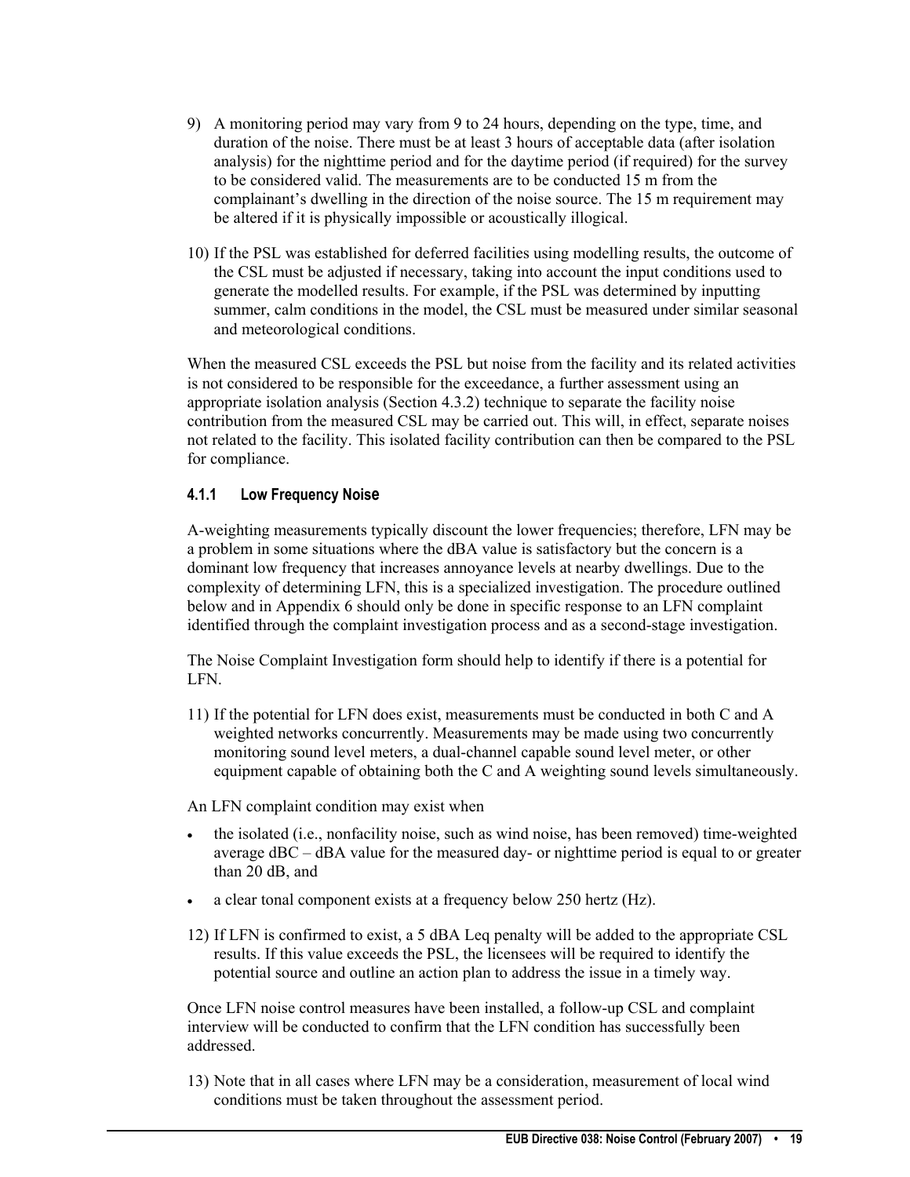9) A monitoring period may vary from 9 to 24 hours, depending on the type, time, and duration of the noise. There must be at least 3 hours of acceptable data (after isolation analysis) for the nighttime period and for the daytime period (if required) for the survey to be considered valid. The measurements are to be conducted 15 m from the complainant's dwelling in the direction of the noise source. The 15 m requirement may be altered if it is physically impossible or acoustically illogical.

10) If the PSL was established for deferred facilities using modelling results, the outcome of the CSL must be adjusted if necessary, taking into account the input conditions used to generate the modelled results. For example, if the PSL was determined by inputting summer, calm conditions in the model, the CSL must be measured under similar seasonal and meteorological conditions.

When the measured CSL exceeds the PSL but noise from the facility and its related activities is not considered to be responsible for the exceedance, a further assessment using an appropriate isolation analysis (Section 4.3.2) technique to separate the facility noise contribution from the measured CSL may be carried out. This will, in effect, separate noises not related to the facility. This isolated facility contribution can then be compared to the PSL for compliance.

### 4.1.1 Low Frequency Noise

A-weighting measurements typically discount the lower frequencies; therefore, LFN may be a problem in some situations where the dBA value is satisfactory but the concern is a dominant low frequency that increases annoyance levels at nearby dwellings. Due to the complexity of determining LFN, this is a specialized investigation. The procedure outlined below and in Appendix 6 should only be done in specific response to an LFN complaint identified through the complaint investigation process and as a second-stage investigation.

The Noise Complaint Investigation form should help to identify if there is a potential for LFN.

11) If the potential for LFN does exist, measurements must be conducted in both C and A weighted networks concurrently. Measurements may be made using two concurrently monitoring sound level meters, a dual-channel capable sound level meter, or other equipment capable of obtaining both the C and A weighting sound levels simultaneously.

An LFN complaint condition may exist when

- the isolated (i.e., nonfacility noise, such as wind noise, has been removed) time-weighted average dBC – dBA value for the measured day- or nighttime period is equal to or greater than 20 dB, and
- a clear tonal component exists at a frequency below 250 hertz (Hz).

12) If LFN is confirmed to exist, a 5 dBA Leq penalty will be added to the appropriate CSL results. If this value exceeds the PSL, the licensees will be required to identify the potential source and outline an action plan to address the issue in a timely way.

Once LFN noise control measures have been installed, a follow-up CSL and complaint interview will be conducted to confirm that the LFN condition has successfully been addressed.

13) Note that in all cases where LFN may be a consideration, measurement of local wind conditions must be taken throughout the assessment period.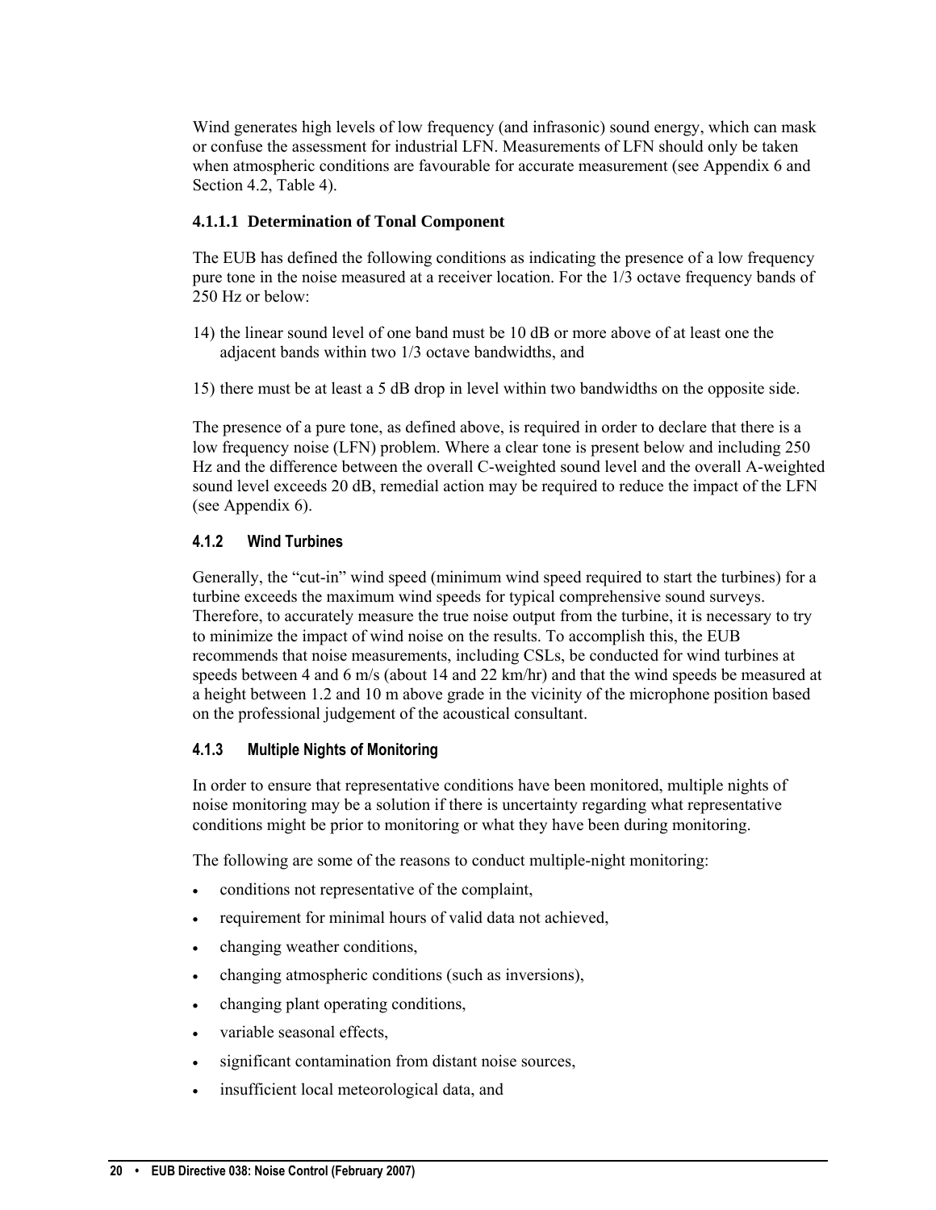Wind generates high levels of low frequency (and infrasonic) sound energy, which can mask or confuse the assessment for industrial LFN. Measurements of LFN should only be taken when atmospheric conditions are favourable for accurate measurement (see Appendix 6 and Section 4.2, Table 4).

#### 4.1.1.1 Determination of Tonal Component

The EUB has defined the following conditions as indicating the presence of a low frequency pure tone in the noise measured at a receiver location. For the 1/3 octave frequency bands of 250 Hz or below:

14) the linear sound level of one band must be 10 dB or more above of at least one the adjacent bands within two 1/3 octave bandwidths, and

15) there must be at least a 5 dB drop in level within two bandwidths on the opposite side.

The presence of a pure tone, as defined above, is required in order to declare that there is a low frequency noise (LFN) problem. Where a clear tone is present below and including 250 Hz and the difference between the overall C-weighted sound level and the overall A-weighted sound level exceeds 20 dB, remedial action may be required to reduce the impact of the LFN (see Appendix 6).

### 4.1.2 Wind Turbines

Generally, the “cut-in” wind speed (minimum wind speed required to start the turbines) for a turbine exceeds the maximum wind speeds for typical comprehensive sound surveys. Therefore, to accurately measure the true noise output from the turbine, it is necessary to try to minimize the impact of wind noise on the results. To accomplish this, the EUB recommends that noise measurements, including CSLs, be conducted for wind turbines at speeds between 4 and 6 m/s (about 14 and 22 km/hr) and that the wind speeds be measured at a height between 1.2 and 10 m above grade in the vicinity of the microphone position based on the professional judgement of the acoustical consultant.

### 4.1.3 Multiple Nights of Monitoring

In order to ensure that representative conditions have been monitored, multiple nights of noise monitoring may be a solution if there is uncertainty regarding what representative conditions might be prior to monitoring or what they have been during monitoring.

The following are some of the reasons to conduct multiple-night monitoring:

- conditions not representative of the complaint,
- requirement for minimal hours of valid data not achieved,
- changing weather conditions,
- changing atmospheric conditions (such as inversions),
- changing plant operating conditions,
- variable seasonal effects,
- significant contamination from distant noise sources,
- insufficient local meteorological data, and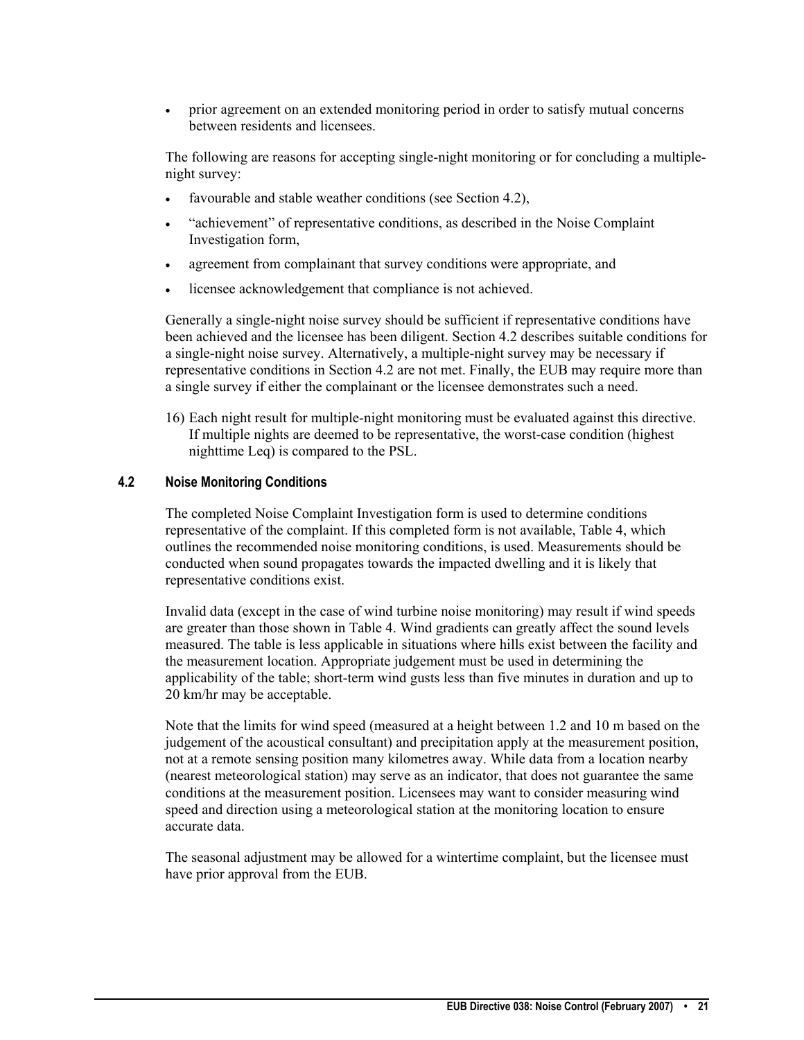- prior agreement on an extended monitoring period in order to satisfy mutual concerns between residents and licensees.

The following are reasons for accepting single-night monitoring or for concluding a multiple-night survey:

- favourable and stable weather conditions (see Section 4.2),
- "achievement" of representative conditions, as described in the Noise Complaint Investigation form,
- agreement from complainant that survey conditions were appropriate, and
- licensee acknowledgement that compliance is not achieved.

Generally a single-night noise survey should be sufficient if representative conditions have been achieved and the licensee has been diligent. Section 4.2 describes suitable conditions for a single-night noise survey. Alternatively, a multiple-night survey may be necessary if representative conditions in Section 4.2 are not met. Finally, the EUB may require more than a single survey if either the complainant or the licensee demonstrates such a need.

16) Each night result for multiple-night monitoring must be evaluated against this directive. If multiple nights are deemed to be representative, the worst-case condition (highest nighttime Leq) is compared to the PSL.

### 4.2 Noise Monitoring Conditions

The completed Noise Complaint Investigation form is used to determine conditions representative of the complaint. If this completed form is not available, Table 4, which outlines the recommended noise monitoring conditions, is used. Measurements should be conducted when sound propagates towards the impacted dwelling and it is likely that representative conditions exist.

Invalid data (except in the case of wind turbine noise monitoring) may result if wind speeds are greater than those shown in Table 4. Wind gradients can greatly affect the sound levels measured. The table is less applicable in situations where hills exist between the facility and the measurement location. Appropriate judgement must be used in determining the applicability of the table; short-term wind gusts less than five minutes in duration and up to 20 km/hr may be acceptable.

Note that the limits for wind speed (measured at a height between 1.2 and 10 m based on the judgement of the acoustical consultant) and precipitation apply at the measurement position, not at a remote sensing position many kilometres away. While data from a location nearby (nearest meteorological station) may serve as an indicator, that does not guarantee the same conditions at the measurement position. Licensees may want to consider measuring wind speed and direction using a meteorological station at the monitoring location to ensure accurate data.

The seasonal adjustment may be allowed for a wintertime complaint, but the licensee must have prior approval from the EUB.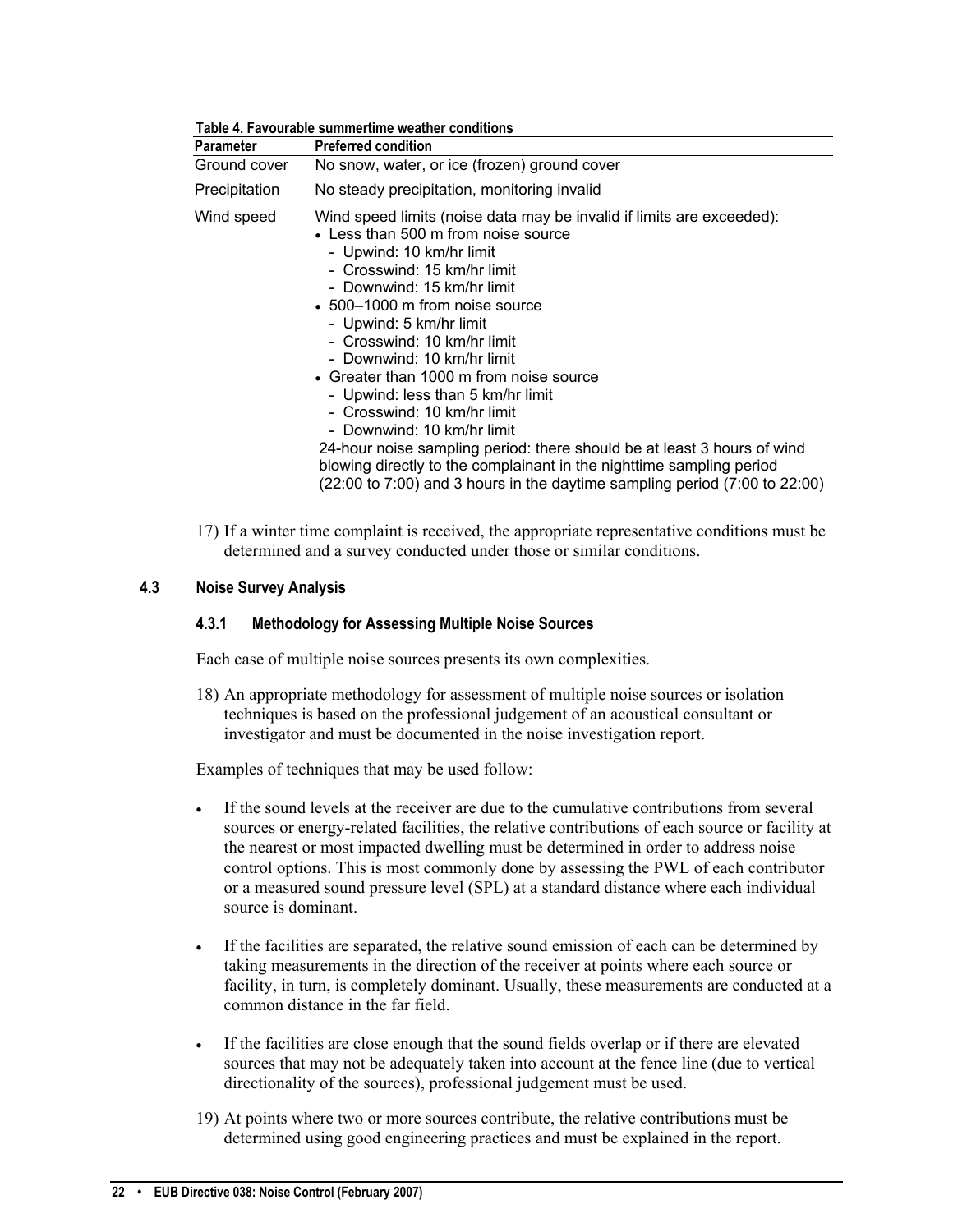Table 4. Favourable summertime weather conditions

| Parameter | Preferred condition |
|---|---|
| Ground cover | No snow, water, or ice (frozen) ground cover |
| Precipitation | No steady precipitation, monitoring invalid |
| Wind speed | Wind speed limits (noise data may be invalid if limits are exceeded):<br>• Less than 500 m from noise source<br>- Upwind: 10 km/hr limit<br>- Crosswind: 15 km/hr limit<br>- Downwind: 15 km/hr limit<br>• 500–1000 m from noise source<br>- Upwind: 5 km/hr limit<br>- Crosswind: 10 km/hr limit<br>- Downwind: 10 km/hr limit<br>• Greater than 1000 m from noise source<br>- Upwind: less than 5 km/hr limit<br>- Crosswind: 10 km/hr limit<br>- Downwind: 10 km/hr limit<br>24-hour noise sampling period: there should be at least 3 hours of wind blowing directly to the complainant in the nighttime sampling period (22:00 to 7:00) and 3 hours in the daytime sampling period (7:00 to 22:00) |

17) If a winter time complaint is received, the appropriate representative conditions must be determined and a survey conducted under those or similar conditions.

## 4.3 Noise Survey Analysis

### 4.3.1 Methodology for Assessing Multiple Noise Sources

Each case of multiple noise sources presents its own complexities.

18) An appropriate methodology for assessment of multiple noise sources or isolation techniques is based on the professional judgement of an acoustical consultant or investigator and must be documented in the noise investigation report.

Examples of techniques that may be used follow:

- If the sound levels at the receiver are due to the cumulative contributions from several sources or energy-related facilities, the relative contributions of each source or facility at the nearest or most impacted dwelling must be determined in order to address noise control options. This is most commonly done by assessing the PWL of each contributor or a measured sound pressure level (SPL) at a standard distance where each individual source is dominant.
- If the facilities are separated, the relative sound emission of each can be determined by taking measurements in the direction of the receiver at points where each source or facility, in turn, is completely dominant. Usually, these measurements are conducted at a common distance in the far field.
- If the facilities are close enough that the sound fields overlap or if there are elevated sources that may not be adequately taken into account at the fence line (due to vertical directionality of the sources), professional judgement must be used.

19) At points where two or more sources contribute, the relative contributions must be determined using good engineering practices and must be explained in the report.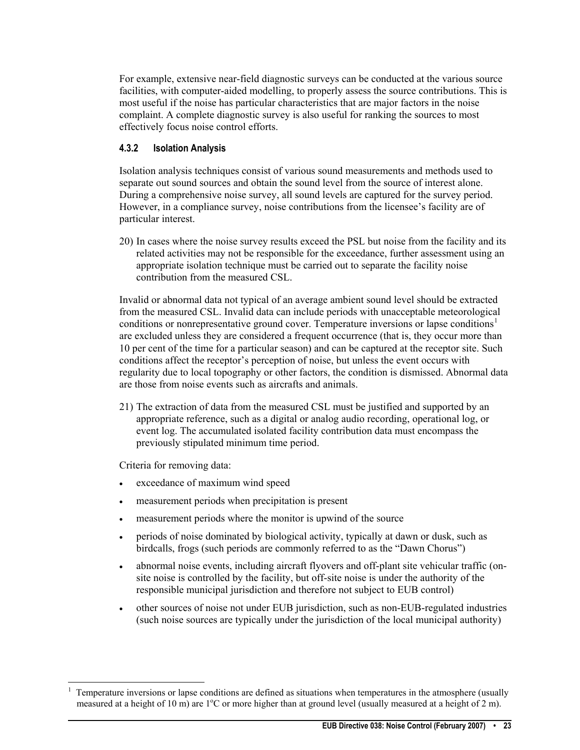For example, extensive near-field diagnostic surveys can be conducted at the various source facilities, with computer-aided modelling, to properly assess the source contributions. This is most useful if the noise has particular characteristics that are major factors in the noise complaint. A complete diagnostic survey is also useful for ranking the sources to most effectively focus noise control efforts.

### 4.3.2 Isolation Analysis

Isolation analysis techniques consist of various sound measurements and methods used to separate out sound sources and obtain the sound level from the source of interest alone. During a comprehensive noise survey, all sound levels are captured for the survey period. However, in a compliance survey, noise contributions from the licensee's facility are of particular interest.

20) In cases where the noise survey results exceed the PSL but noise from the facility and its related activities may not be responsible for the exceedance, further assessment using an appropriate isolation technique must be carried out to separate the facility noise contribution from the measured CSL.

Invalid or abnormal data not typical of an average ambient sound level should be extracted from the measured CSL. Invalid data can include periods with unacceptable meteorological conditions or nonrepresentative ground cover. Temperature inversions or lapse conditions[1] are excluded unless they are considered a frequent occurrence (that is, they occur more than 10 per cent of the time for a particular season) and can be captured at the receptor site. Such conditions affect the receptor's perception of noise, but unless the event occurs with regularity due to local topography or other factors, the condition is dismissed. Abnormal data are those from noise events such as aircrafts and animals.

21) The extraction of data from the measured CSL must be justified and supported by an appropriate reference, such as a digital or analog audio recording, operational log, or event log. The accumulated isolated facility contribution data must encompass the previously stipulated minimum time period.

Criteria for removing data:

- exceedance of maximum wind speed
- measurement periods when precipitation is present
- measurement periods where the monitor is upwind of the source
- periods of noise dominated by biological activity, typically at dawn or dusk, such as birdcalls, frogs (such periods are commonly referred to as the "Dawn Chorus")
- abnormal noise events, including aircraft flyovers and off-plant site vehicular traffic (on-site noise is controlled by the facility, but off-site noise is under the authority of the responsible municipal jurisdiction and therefore not subject to EUB control)
- other sources of noise not under EUB jurisdiction, such as non-EUB-regulated industries (such noise sources are typically under the jurisdiction of the local municipal authority)

---

[1] Temperature inversions or lapse conditions are defined as situations when temperatures in the atmosphere (usually measured at a height of 10 m) are 1°C or more higher than at ground level (usually measured at a height of 2 m).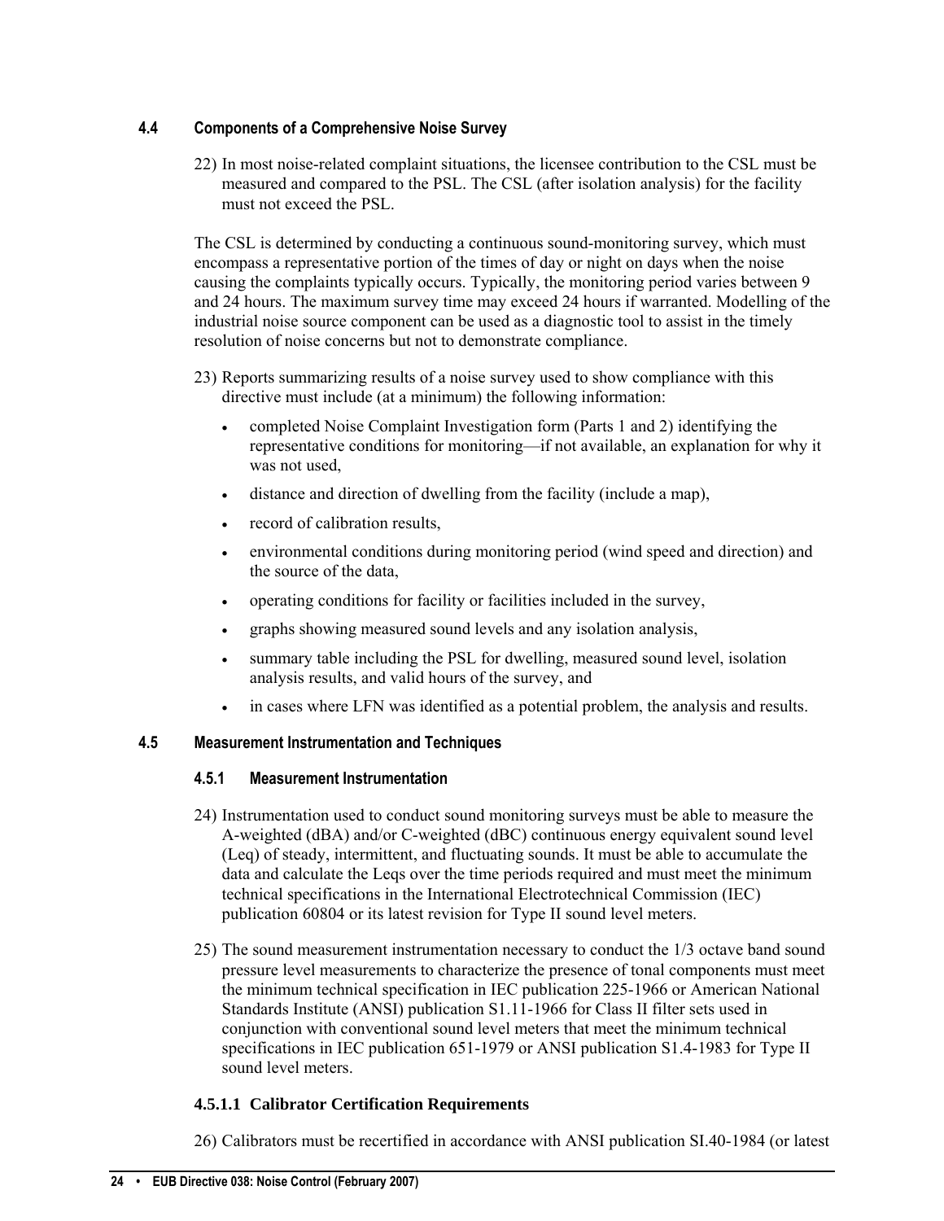### 4.4 Components of a Comprehensive Noise Survey

22) In most noise-related complaint situations, the licensee contribution to the CSL must be measured and compared to the PSL. The CSL (after isolation analysis) for the facility must not exceed the PSL.

The CSL is determined by conducting a continuous sound-monitoring survey, which must encompass a representative portion of the times of day or night on days when the noise causing the complaints typically occurs. Typically, the monitoring period varies between 9 and 24 hours. The maximum survey time may exceed 24 hours if warranted. Modelling of the industrial noise source component can be used as a diagnostic tool to assist in the timely resolution of noise concerns but not to demonstrate compliance.

23) Reports summarizing results of a noise survey used to show compliance with this directive must include (at a minimum) the following information:

- completed Noise Complaint Investigation form (Parts 1 and 2) identifying the representative conditions for monitoring—if not available, an explanation for why it was not used,
- distance and direction of dwelling from the facility (include a map),
- record of calibration results,
- environmental conditions during monitoring period (wind speed and direction) and the source of the data,
- operating conditions for facility or facilities included in the survey,
- graphs showing measured sound levels and any isolation analysis,
- summary table including the PSL for dwelling, measured sound level, isolation analysis results, and valid hours of the survey, and
- in cases where LFN was identified as a potential problem, the analysis and results.

### 4.5 Measurement Instrumentation and Techniques

#### 4.5.1 Measurement Instrumentation

24) Instrumentation used to conduct sound monitoring surveys must be able to measure the A-weighted (dBA) and/or C-weighted (dBC) continuous energy equivalent sound level (Leq) of steady, intermittent, and fluctuating sounds. It must be able to accumulate the data and calculate the Leqs over the time periods required and must meet the minimum technical specifications in the International Electrotechnical Commission (IEC) publication 60804 or its latest revision for Type II sound level meters.

25) The sound measurement instrumentation necessary to conduct the 1/3 octave band sound pressure level measurements to characterize the presence of tonal components must meet the minimum technical specification in IEC publication 225-1966 or American National Standards Institute (ANSI) publication S1.11-1966 for Class II filter sets used in conjunction with conventional sound level meters that meet the minimum technical specifications in IEC publication 651-1979 or ANSI publication S1.4-1983 for Type II sound level meters.

#### 4.5.1.1 Calibrator Certification Requirements

26) Calibrators must be recertified in accordance with ANSI publication SI.40-1984 (or latest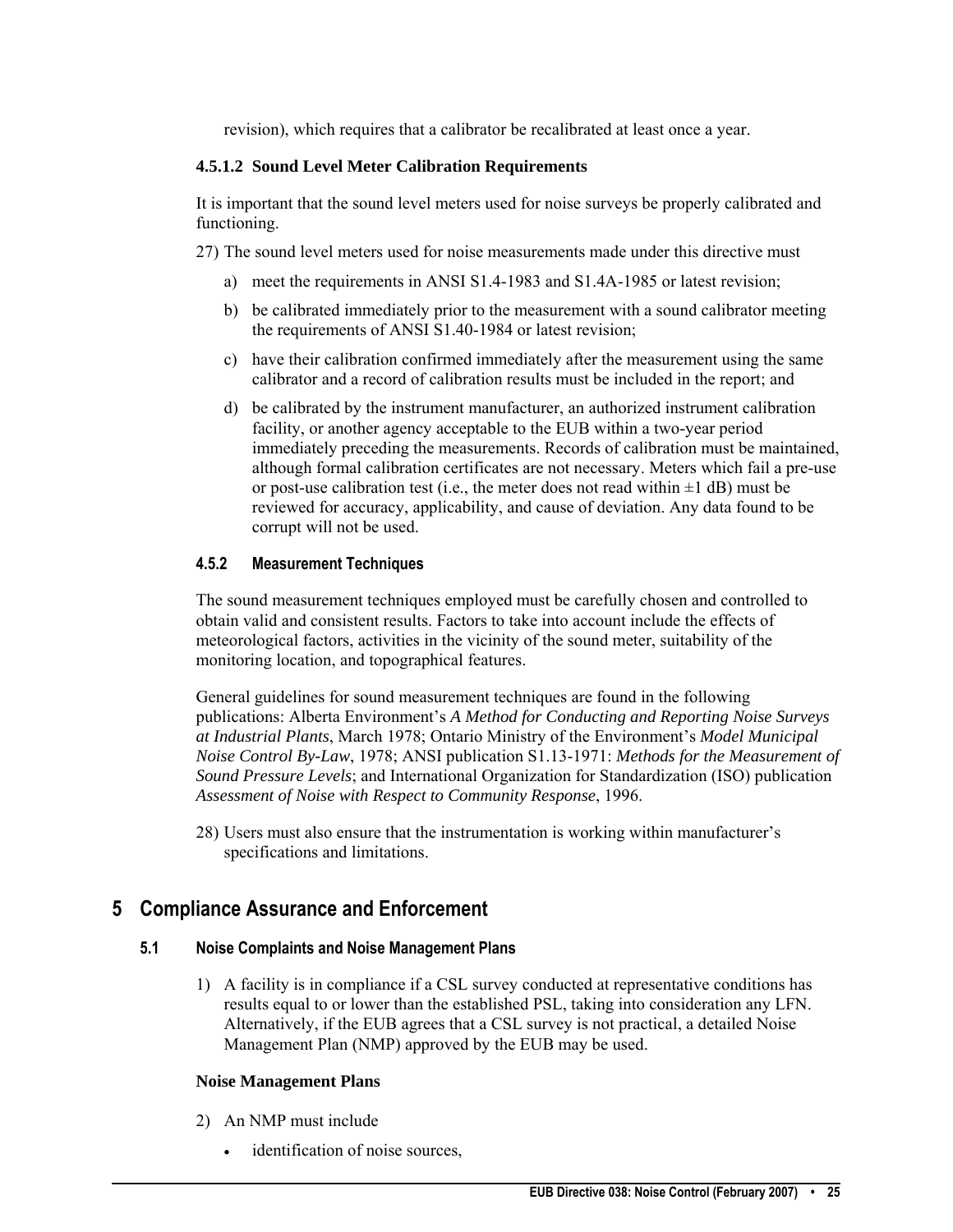revision), which requires that a calibrator be recalibrated at least once a year.

#### 4.5.1.2 Sound Level Meter Calibration Requirements

It is important that the sound level meters used for noise surveys be properly calibrated and functioning.

27) The sound level meters used for noise measurements made under this directive must

   a) meet the requirements in ANSI S1.4-1983 and S1.4A-1985 or latest revision;

   b) be calibrated immediately prior to the measurement with a sound calibrator meeting the requirements of ANSI S1.40-1984 or latest revision;

   c) have their calibration confirmed immediately after the measurement using the same calibrator and a record of calibration results must be included in the report; and

   d) be calibrated by the instrument manufacturer, an authorized instrument calibration facility, or another agency acceptable to the EUB within a two-year period immediately preceding the measurements. Records of calibration must be maintained, although formal calibration certificates are not necessary. Meters which fail a pre-use or post-use calibration test (i.e., the meter does not read within ±1 dB) must be reviewed for accuracy, applicability, and cause of deviation. Any data found to be corrupt will not be used.

### 4.5.2 Measurement Techniques

The sound measurement techniques employed must be carefully chosen and controlled to obtain valid and consistent results. Factors to take into account include the effects of meteorological factors, activities in the vicinity of the sound meter, suitability of the monitoring location, and topographical features.

General guidelines for sound measurement techniques are found in the following publications: Alberta Environment's *A Method for Conducting and Reporting Noise Surveys at Industrial Plants*, March 1978; Ontario Ministry of the Environment's *Model Municipal Noise Control By-Law*, 1978; ANSI publication S1.13-1971: *Methods for the Measurement of Sound Pressure Levels*; and International Organization for Standardization (ISO) publication *Assessment of Noise with Respect to Community Response*, 1996.

28) Users must also ensure that the instrumentation is working within manufacturer's specifications and limitations.

# 5 Compliance Assurance and Enforcement

## 5.1 Noise Complaints and Noise Management Plans

1) A facility is in compliance if a CSL survey conducted at representative conditions has results equal to or lower than the established PSL, taking into consideration any LFN. Alternatively, if the EUB agrees that a CSL survey is not practical, a detailed Noise Management Plan (NMP) approved by the EUB may be used.

**Noise Management Plans**

2) An NMP must include

   - identification of noise sources,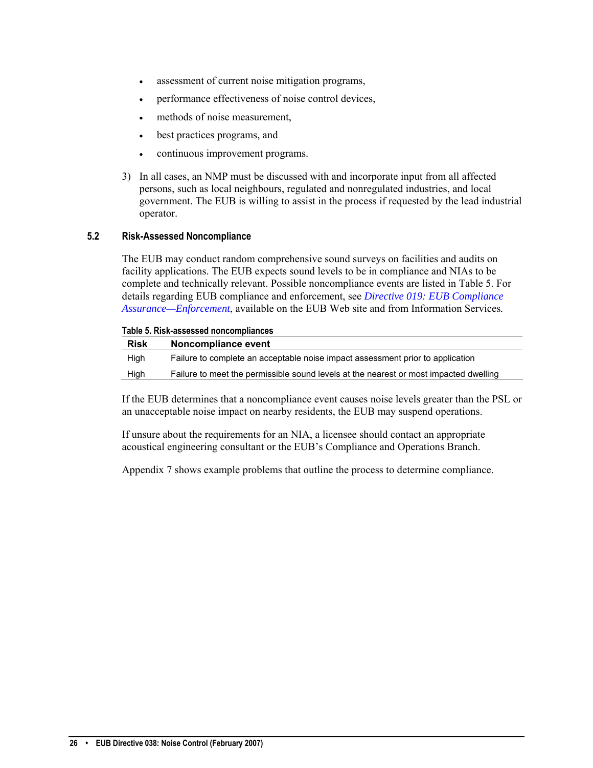- assessment of current noise mitigation programs,
- performance effectiveness of noise control devices,
- methods of noise measurement,
- best practices programs, and
- continuous improvement programs.

3) In all cases, an NMP must be discussed with and incorporate input from all affected persons, such as local neighbours, regulated and nonregulated industries, and local government. The EUB is willing to assist in the process if requested by the lead industrial operator.

### 5.2 Risk-Assessed Noncompliance

The EUB may conduct random comprehensive sound surveys on facilities and audits on facility applications. The EUB expects sound levels to be in compliance and NIAs to be complete and technically relevant. Possible noncompliance events are listed in Table 5. For details regarding EUB compliance and enforcement, see *Directive 019: EUB Compliance Assurance—Enforcement*, available on the EUB Web site and from Information Services.

**Table 5. Risk-assessed noncompliances**

| Risk | Noncompliance event |
|---|---|
| High | Failure to complete an acceptable noise impact assessment prior to application |
| High | Failure to meet the permissible sound levels at the nearest or most impacted dwelling |

If the EUB determines that a noncompliance event causes noise levels greater than the PSL or an unacceptable noise impact on nearby residents, the EUB may suspend operations.

If unsure about the requirements for an NIA, a licensee should contact an appropriate acoustical engineering consultant or the EUB's Compliance and Operations Branch.

Appendix 7 shows example problems that outline the process to determine compliance.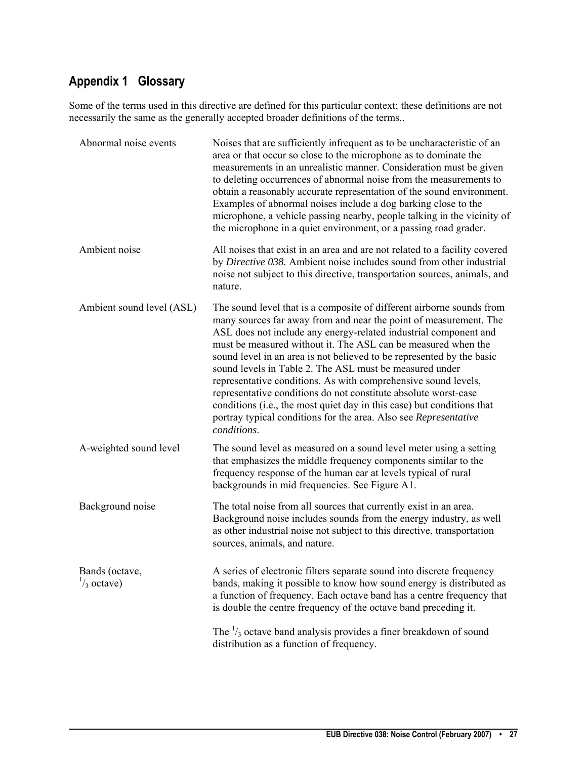## Appendix 1 Glossary

Some of the terms used in this directive are defined for this particular context; these definitions are not necessarily the same as the generally accepted broader definitions of the terms..

**Abnormal noise events**
Noises that are sufficiently infrequent as to be uncharacteristic of an area or that occur so close to the microphone as to dominate the measurements in an unrealistic manner. Consideration must be given to deleting occurrences of abnormal noise from the measurements to obtain a reasonably accurate representation of the sound environment. Examples of abnormal noises include a dog barking close to the microphone, a vehicle passing nearby, people talking in the vicinity of the microphone in a quiet environment, or a passing road grader.

**Ambient noise**
All noises that exist in an area and are not related to a facility covered by *Directive 038.* Ambient noise includes sound from other industrial noise not subject to this directive, transportation sources, animals, and nature.

**Ambient sound level (ASL)**
The sound level that is a composite of different airborne sounds from many sources far away from and near the point of measurement. The ASL does not include any energy-related industrial component and must be measured without it. The ASL can be measured when the sound level in an area is not believed to be represented by the basic sound levels in Table 2. The ASL must be measured under representative conditions. As with comprehensive sound levels, representative conditions do not constitute absolute worst-case conditions (i.e., the most quiet day in this case) but conditions that portray typical conditions for the area. Also see *Representative conditions*.

**A-weighted sound level**
The sound level as measured on a sound level meter using a setting that emphasizes the middle frequency components similar to the frequency response of the human ear at levels typical of rural backgrounds in mid frequencies. See Figure A1.

**Background noise**
The total noise from all sources that currently exist in an area. Background noise includes sounds from the energy industry, as well as other industrial noise not subject to this directive, transportation sources, animals, and nature.

**Bands (octave, $^1/_3$ octave)**
A series of electronic filters separate sound into discrete frequency bands, making it possible to know how sound energy is distributed as a function of frequency. Each octave band has a centre frequency that is double the centre frequency of the octave band preceding it.

The $^1/_3$ octave band analysis provides a finer breakdown of sound distribution as a function of frequency.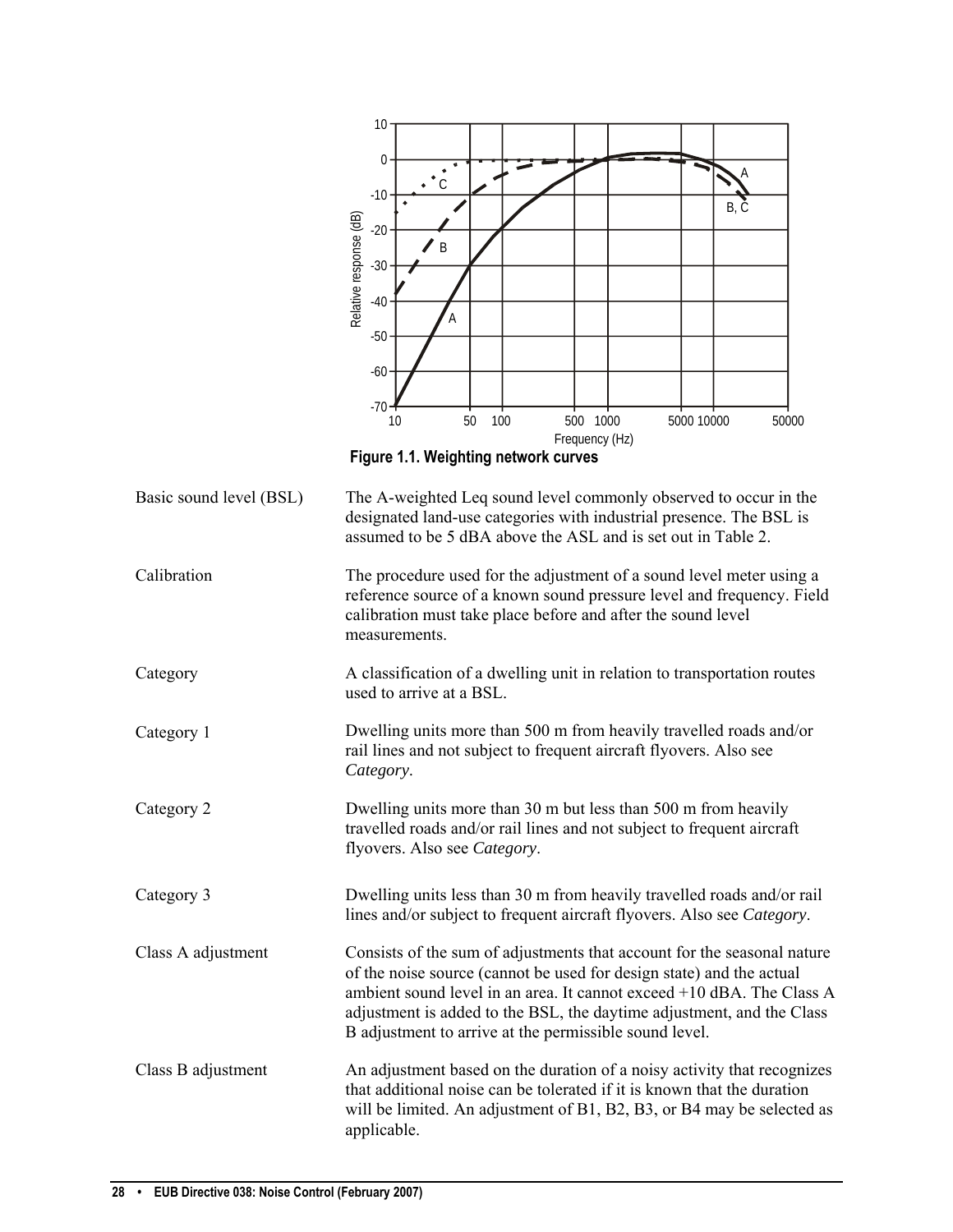**Figure 1.1. Weighting network curves**

| | |
|---|---|
| Basic sound level (BSL) | The A-weighted Leq sound level commonly observed to occur in the designated land-use categories with industrial presence. The BSL is assumed to be 5 dBA above the ASL and is set out in Table 2. |
| Calibration | The procedure used for the adjustment of a sound level meter using a reference source of a known sound pressure level and frequency. Field calibration must take place before and after the sound level measurements. |
| Category | A classification of a dwelling unit in relation to transportation routes used to arrive at a BSL. |
| Category 1 | Dwelling units more than 500 m from heavily travelled roads and/or rail lines and not subject to frequent aircraft flyovers. Also see *Category*. |
| Category 2 | Dwelling units more than 30 m but less than 500 m from heavily travelled roads and/or rail lines and not subject to frequent aircraft flyovers. Also see *Category*. |
| Category 3 | Dwelling units less than 30 m from heavily travelled roads and/or rail lines and/or subject to frequent aircraft flyovers. Also see *Category*. |
| Class A adjustment | Consists of the sum of adjustments that account for the seasonal nature of the noise source (cannot be used for design state) and the actual ambient sound level in an area. It cannot exceed +10 dBA. The Class A adjustment is added to the BSL, the daytime adjustment, and the Class B adjustment to arrive at the permissible sound level. |
| Class B adjustment | An adjustment based on the duration of a noisy activity that recognizes that additional noise can be tolerated if it is known that the duration will be limited. An adjustment of B1, B2, B3, or B4 may be selected as applicable. |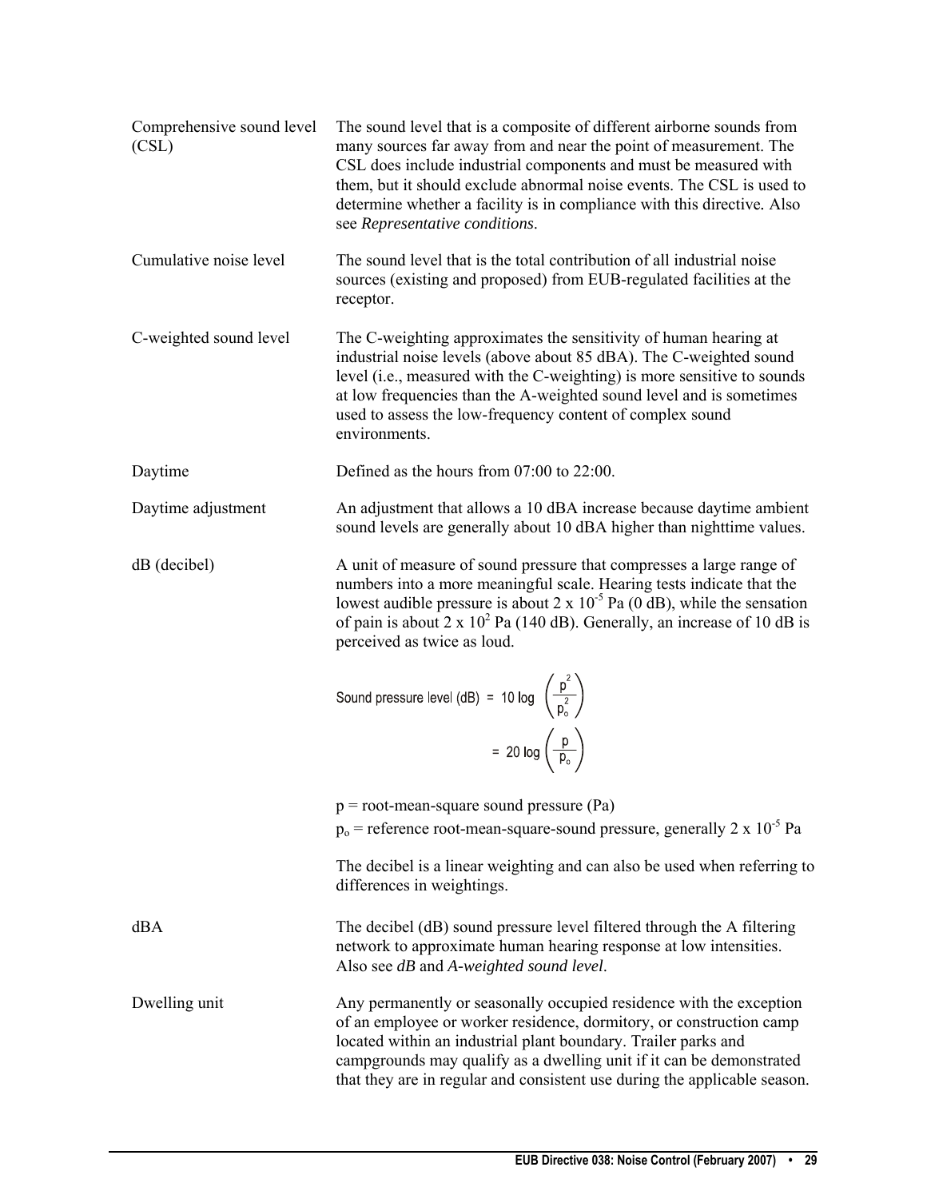| | |
|---|---|
| Comprehensive sound level (CSL) | The sound level that is a composite of different airborne sounds from many sources far away from and near the point of measurement. The CSL does include industrial components and must be measured with them, but it should exclude abnormal noise events. The CSL is used to determine whether a facility is in compliance with this directive. Also see *Representative conditions*. |
| Cumulative noise level | The sound level that is the total contribution of all industrial noise sources (existing and proposed) from EUB-regulated facilities at the receptor. |
| C-weighted sound level | The C-weighting approximates the sensitivity of human hearing at industrial noise levels (above about 85 dBA). The C-weighted sound level (i.e., measured with the C-weighting) is more sensitive to sounds at low frequencies than the A-weighted sound level and is sometimes used to assess the low-frequency content of complex sound environments. |
| Daytime | Defined as the hours from 07:00 to 22:00. |
| Daytime adjustment | An adjustment that allows a 10 dBA increase because daytime ambient sound levels are generally about 10 dBA higher than nighttime values. |
| dB (decibel) | A unit of measure of sound pressure that compresses a large range of numbers into a more meaningful scale. Hearing tests indicate that the lowest audible pressure is about $2 \times 10^{-5}$ Pa (0 dB), while the sensation of pain is about $2 \times 10^{2}$ Pa (140 dB). Generally, an increase of 10 dB is perceived as twice as loud. |

$$\text{Sound pressure level (dB)} = 10 \log \left( \frac{p^2}{p_o^2} \right) = 20 \log \left( \frac{p}{p_o} \right)$$

p = root-mean-square sound pressure (Pa)

$p_o$ = reference root-mean-square-sound pressure, generally $2 \times 10^{-5}$ Pa

The decibel is a linear weighting and can also be used when referring to differences in weightings.

| | |
|---|---|
| dBA | The decibel (dB) sound pressure level filtered through the A filtering network to approximate human hearing response at low intensities. Also see *dB* and *A-weighted sound level*. |
| Dwelling unit | Any permanently or seasonally occupied residence with the exception of an employee or worker residence, dormitory, or construction camp located within an industrial plant boundary. Trailer parks and campgrounds may qualify as a dwelling unit if it can be demonstrated that they are in regular and consistent use during the applicable season. |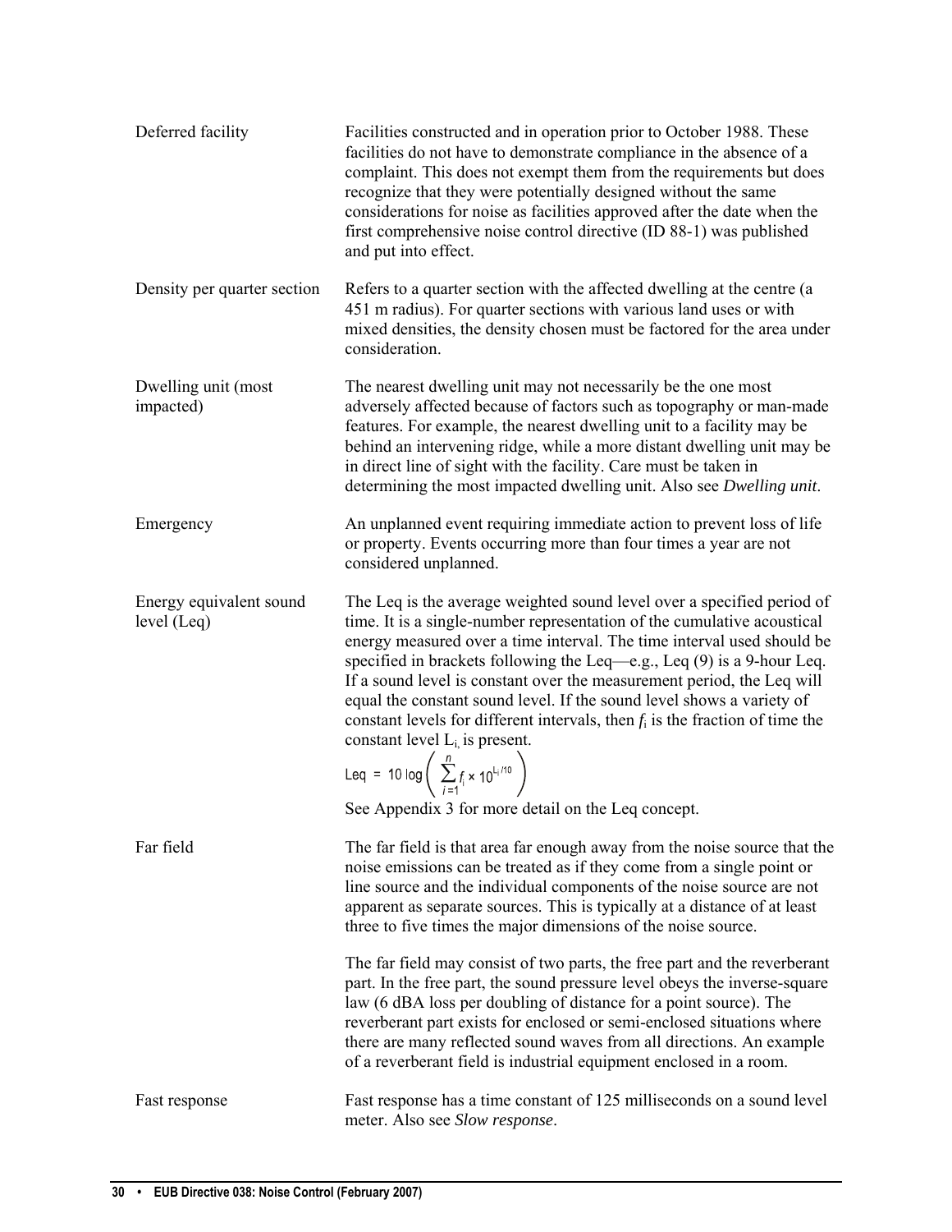| | |
|---|---|
| Deferred facility | Facilities constructed and in operation prior to October 1988. These facilities do not have to demonstrate compliance in the absence of a complaint. This does not exempt them from the requirements but does recognize that they were potentially designed without the same considerations for noise as facilities approved after the date when the first comprehensive noise control directive (ID 88-1) was published and put into effect. |
| Density per quarter section | Refers to a quarter section with the affected dwelling at the centre (a 451 m radius). For quarter sections with various land uses or with mixed densities, the density chosen must be factored for the area under consideration. |
| Dwelling unit (most impacted) | The nearest dwelling unit may not necessarily be the one most adversely affected because of factors such as topography or man-made features. For example, the nearest dwelling unit to a facility may be behind an intervening ridge, while a more distant dwelling unit may be in direct line of sight with the facility. Care must be taken in determining the most impacted dwelling unit. Also see *Dwelling unit*. |
| Emergency | An unplanned event requiring immediate action to prevent loss of life or property. Events occurring more than four times a year are not considered unplanned. |
| Energy equivalent sound level (Leq) | The Leq is the average weighted sound level over a specified period of time. It is a single-number representation of the cumulative acoustical energy measured over a time interval. The time interval used should be specified in brackets following the Leq—e.g., Leq (9) is a 9-hour Leq. If a sound level is constant over the measurement period, the Leq will equal the constant sound level. If the sound level shows a variety of constant levels for different intervals, then $f_i$ is the fraction of time the constant level $L_i$ is present. $\text{Leq} = 10 \log \left( \sum_{i=1}^{n} f_i \times 10^{L_i/10} \right)$ See Appendix 3 for more detail on the Leq concept. |
| Far field | The far field is that area far enough away from the noise source that the noise emissions can be treated as if they come from a single point or line source and the individual components of the noise source are not apparent as separate sources. This is typically at a distance of at least three to five times the major dimensions of the noise source.<br><br>The far field may consist of two parts, the free part and the reverberant part. In the free part, the sound pressure level obeys the inverse-square law (6 dBA loss per doubling of distance for a point source). The reverberant part exists for enclosed or semi-enclosed situations where there are many reflected sound waves from all directions. An example of a reverberant field is industrial equipment enclosed in a room. |
| Fast response | Fast response has a time constant of 125 milliseconds on a sound level meter. Also see *Slow response*. |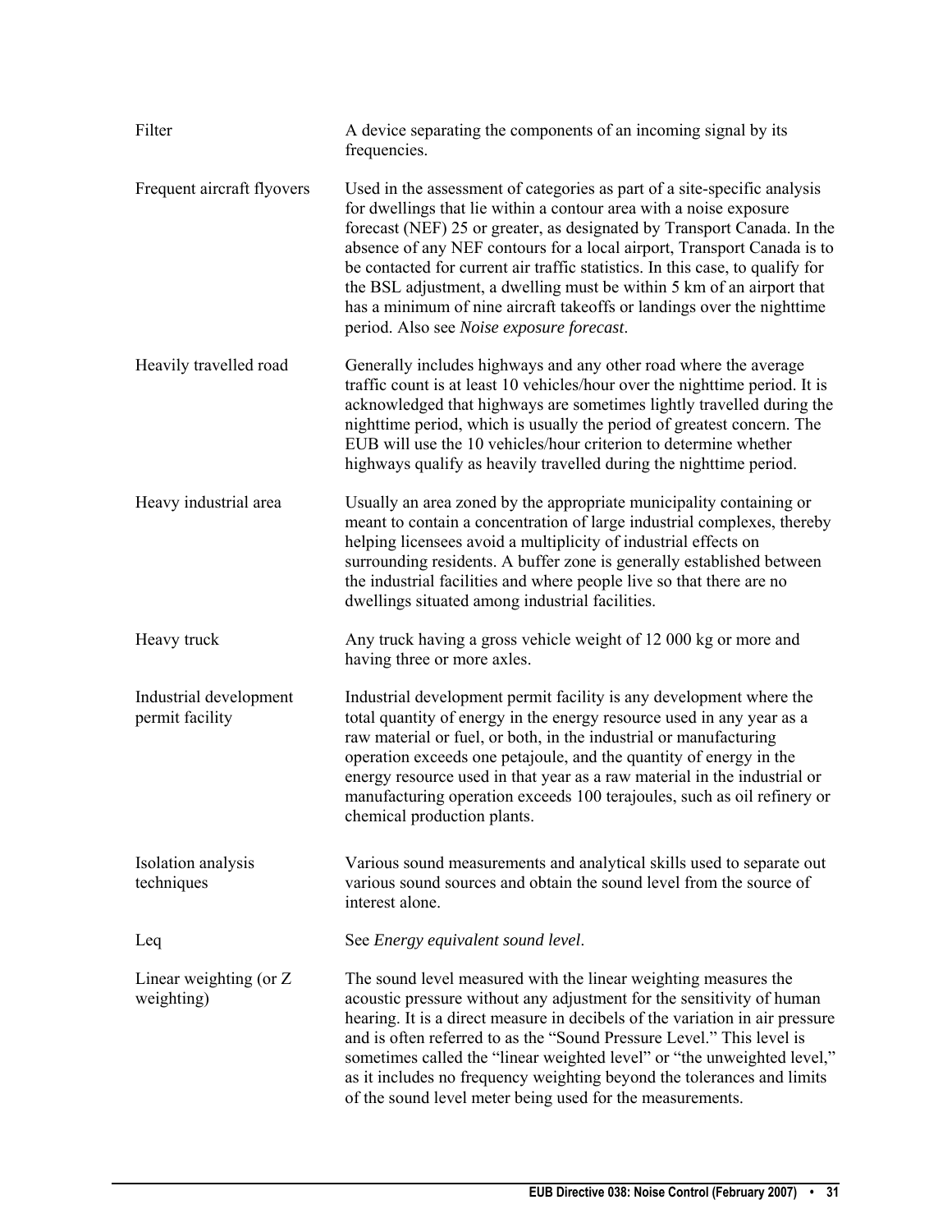| | |
|---|---|
| Filter | A device separating the components of an incoming signal by its frequencies. |
| Frequent aircraft flyovers | Used in the assessment of categories as part of a site-specific analysis for dwellings that lie within a contour area with a noise exposure forecast (NEF) 25 or greater, as designated by Transport Canada. In the absence of any NEF contours for a local airport, Transport Canada is to be contacted for current air traffic statistics. In this case, to qualify for the BSL adjustment, a dwelling must be within 5 km of an airport that has a minimum of nine aircraft takeoffs or landings over the nighttime period. Also see *Noise exposure forecast*. |
| Heavily travelled road | Generally includes highways and any other road where the average traffic count is at least 10 vehicles/hour over the nighttime period. It is acknowledged that highways are sometimes lightly travelled during the nighttime period, which is usually the period of greatest concern. The EUB will use the 10 vehicles/hour criterion to determine whether highways qualify as heavily travelled during the nighttime period. |
| Heavy industrial area | Usually an area zoned by the appropriate municipality containing or meant to contain a concentration of large industrial complexes, thereby helping licensees avoid a multiplicity of industrial effects on surrounding residents. A buffer zone is generally established between the industrial facilities and where people live so that there are no dwellings situated among industrial facilities. |
| Heavy truck | Any truck having a gross vehicle weight of 12 000 kg or more and having three or more axles. |
| Industrial development permit facility | Industrial development permit facility is any development where the total quantity of energy in the energy resource used in any year as a raw material or fuel, or both, in the industrial or manufacturing operation exceeds one petajoule, and the quantity of energy in the energy resource used in that year as a raw material in the industrial or manufacturing operation exceeds 100 terajoules, such as oil refinery or chemical production plants. |
| Isolation analysis techniques | Various sound measurements and analytical skills used to separate out various sound sources and obtain the sound level from the source of interest alone. |
| Leq | See *Energy equivalent sound level*. |
| Linear weighting (or Z weighting) | The sound level measured with the linear weighting measures the acoustic pressure without any adjustment for the sensitivity of human hearing. It is a direct measure in decibels of the variation in air pressure and is often referred to as the "Sound Pressure Level." This level is sometimes called the "linear weighted level" or "the unweighted level," as it includes no frequency weighting beyond the tolerances and limits of the sound level meter being used for the measurements. |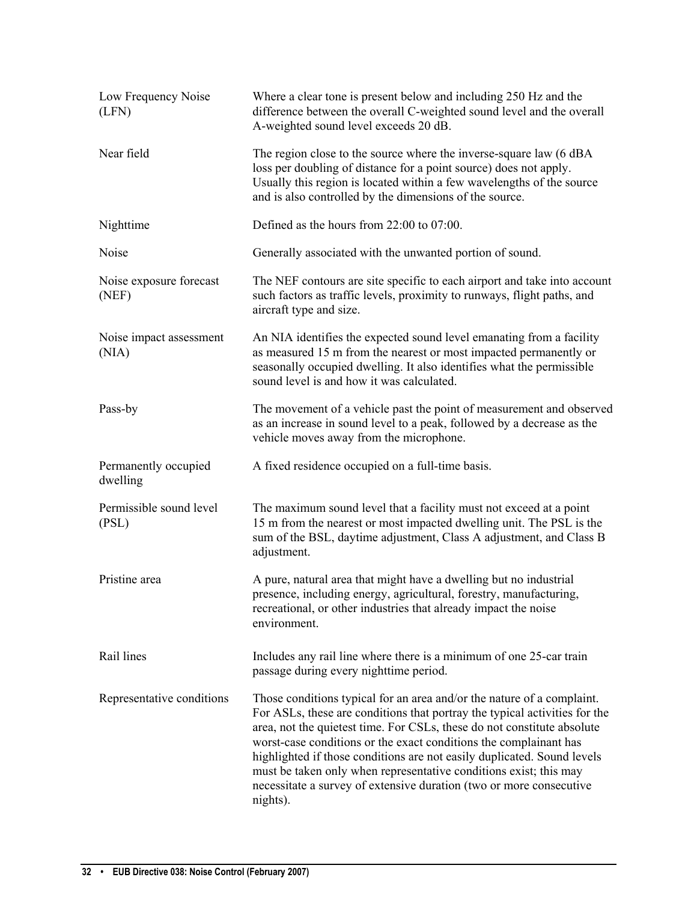| | |
|---|---|
| Low Frequency Noise (LFN) | Where a clear tone is present below and including 250 Hz and the difference between the overall C-weighted sound level and the overall A-weighted sound level exceeds 20 dB. |
| Near field | The region close to the source where the inverse-square law (6 dBA loss per doubling of distance for a point source) does not apply. Usually this region is located within a few wavelengths of the source and is also controlled by the dimensions of the source. |
| Nighttime | Defined as the hours from 22:00 to 07:00. |
| Noise | Generally associated with the unwanted portion of sound. |
| Noise exposure forecast (NEF) | The NEF contours are site specific to each airport and take into account such factors as traffic levels, proximity to runways, flight paths, and aircraft type and size. |
| Noise impact assessment (NIA) | An NIA identifies the expected sound level emanating from a facility as measured 15 m from the nearest or most impacted permanently or seasonally occupied dwelling. It also identifies what the permissible sound level is and how it was calculated. |
| Pass-by | The movement of a vehicle past the point of measurement and observed as an increase in sound level to a peak, followed by a decrease as the vehicle moves away from the microphone. |
| Permanently occupied dwelling | A fixed residence occupied on a full-time basis. |
| Permissible sound level (PSL) | The maximum sound level that a facility must not exceed at a point 15 m from the nearest or most impacted dwelling unit. The PSL is the sum of the BSL, daytime adjustment, Class A adjustment, and Class B adjustment. |
| Pristine area | A pure, natural area that might have a dwelling but no industrial presence, including energy, agricultural, forestry, manufacturing, recreational, or other industries that already impact the noise environment. |
| Rail lines | Includes any rail line where there is a minimum of one 25-car train passage during every nighttime period. |
| Representative conditions | Those conditions typical for an area and/or the nature of a complaint. For ASLs, these are conditions that portray the typical activities for the area, not the quietest time. For CSLs, these do not constitute absolute worst-case conditions or the exact conditions the complainant has highlighted if those conditions are not easily duplicated. Sound levels must be taken only when representative conditions exist; this may necessitate a survey of extensive duration (two or more consecutive nights). |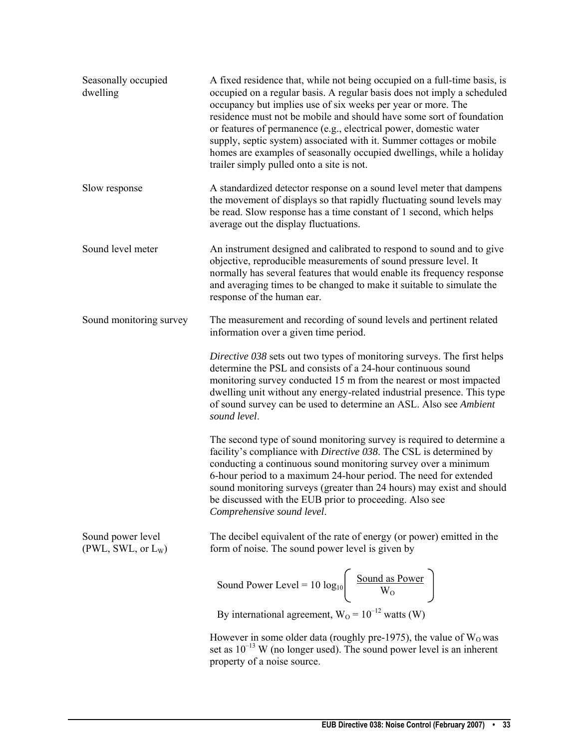| | |
|---|---|
| Seasonally occupied dwelling | A fixed residence that, while not being occupied on a full-time basis, is occupied on a regular basis. A regular basis does not imply a scheduled occupancy but implies use of six weeks per year or more. The residence must not be mobile and should have some sort of foundation or features of permanence (e.g., electrical power, domestic water supply, septic system) associated with it. Summer cottages or mobile homes are examples of seasonally occupied dwellings, while a holiday trailer simply pulled onto a site is not. |
| Slow response | A standardized detector response on a sound level meter that dampens the movement of displays so that rapidly fluctuating sound levels may be read. Slow response has a time constant of 1 second, which helps average out the display fluctuations. |
| Sound level meter | An instrument designed and calibrated to respond to sound and to give objective, reproducible measurements of sound pressure level. It normally has several features that would enable its frequency response and averaging times to be changed to make it suitable to simulate the response of the human ear. |
| Sound monitoring survey | The measurement and recording of sound levels and pertinent related information over a given time period. |

*Directive 038* sets out two types of monitoring surveys. The first helps determine the PSL and consists of a 24-hour continuous sound monitoring survey conducted 15 m from the nearest or most impacted dwelling unit without any energy-related industrial presence. This type of sound survey can be used to determine an ASL. Also see *Ambient sound level*.

The second type of sound monitoring survey is required to determine a facility's compliance with *Directive 038*. The CSL is determined by conducting a continuous sound monitoring survey over a minimum 6-hour period to a maximum 24-hour period. The need for extended sound monitoring surveys (greater than 24 hours) may exist and should be discussed with the EUB prior to proceeding. Also see *Comprehensive sound level*.

**Sound power level (PWL, SWL, or $L_W$)**

The decibel equivalent of the rate of energy (or power) emitted in the form of noise. The sound power level is given by

$$\text{Sound Power Level} = 10 \log_{10}\left( \frac{\text{Sound as Power}}{W_O} \right)$$

By international agreement, $W_O = 10^{-12}$ watts (W)

However in some older data (roughly pre-1975), the value of $W_O$ was set as $10^{-13}$ W (no longer used). The sound power level is an inherent property of a noise source.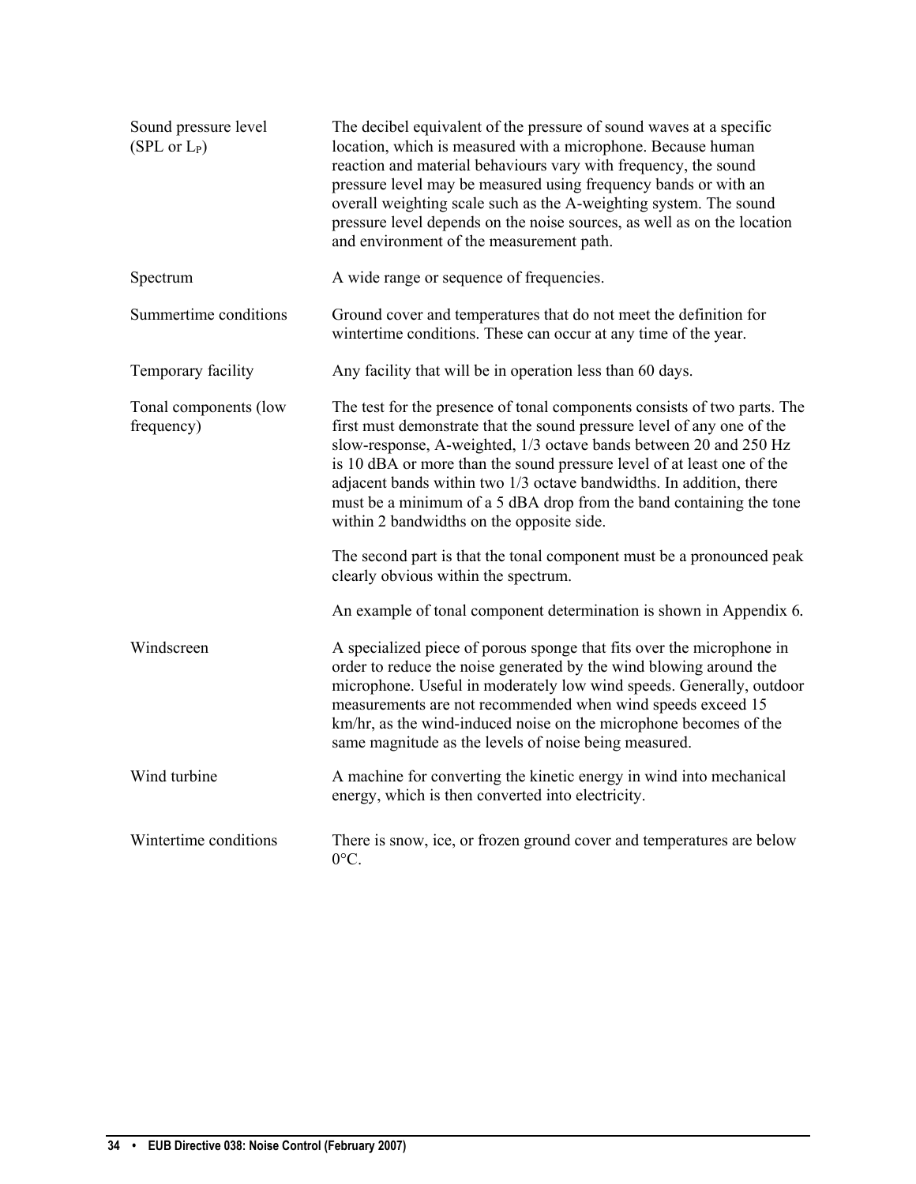| | |
|---|---|
| Sound pressure level (SPL or $L_P$) | The decibel equivalent of the pressure of sound waves at a specific location, which is measured with a microphone. Because human reaction and material behaviours vary with frequency, the sound pressure level may be measured using frequency bands or with an overall weighting scale such as the A-weighting system. The sound pressure level depends on the noise sources, as well as on the location and environment of the measurement path. |
| Spectrum | A wide range or sequence of frequencies. |
| Summertime conditions | Ground cover and temperatures that do not meet the definition for wintertime conditions. These can occur at any time of the year. |
| Temporary facility | Any facility that will be in operation less than 60 days. |
| Tonal components (low frequency) | The test for the presence of tonal components consists of two parts. The first must demonstrate that the sound pressure level of any one of the slow-response, A-weighted, 1/3 octave bands between 20 and 250 Hz is 10 dBA or more than the sound pressure level of at least one of the adjacent bands within two 1/3 octave bandwidths. In addition, there must be a minimum of a 5 dBA drop from the band containing the tone within 2 bandwidths on the opposite side.<br><br>The second part is that the tonal component must be a pronounced peak clearly obvious within the spectrum.<br><br>An example of tonal component determination is shown in Appendix 6. |
| Windscreen | A specialized piece of porous sponge that fits over the microphone in order to reduce the noise generated by the wind blowing around the microphone. Useful in moderately low wind speeds. Generally, outdoor measurements are not recommended when wind speeds exceed 15 km/hr, as the wind-induced noise on the microphone becomes of the same magnitude as the levels of noise being measured. |
| Wind turbine | A machine for converting the kinetic energy in wind into mechanical energy, which is then converted into electricity. |
| Wintertime conditions | There is snow, ice, or frozen ground cover and temperatures are below 0°C. |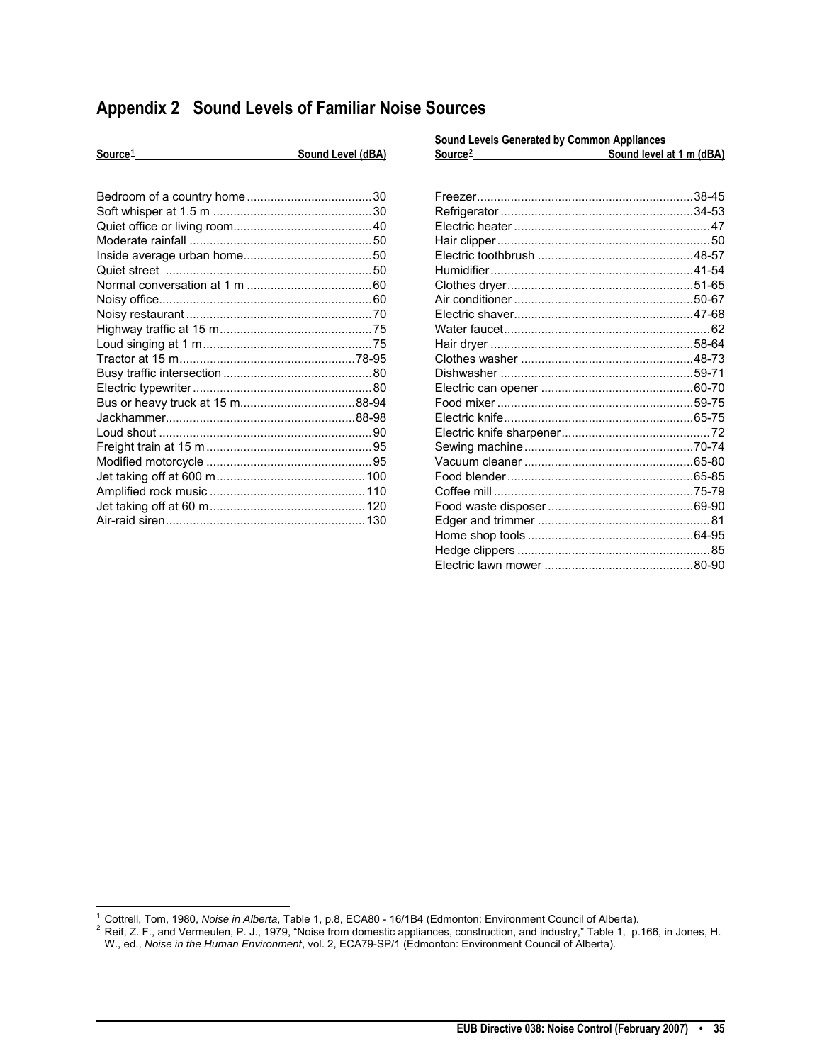## Appendix 2 Sound Levels of Familiar Noise Sources

| Source[1] | Sound Level (dBA) |
|---|---|
| Bedroom of a country home | 30 |
| Soft whisper at 1.5 m | 30 |
| Quiet office or living room | 40 |
| Moderate rainfall | 50 |
| Inside average urban home | 50 |
| Quiet street | 50 |
| Normal conversation at 1 m | 60 |
| Noisy office | 60 |
| Noisy restaurant | 70 |
| Highway traffic at 15 m | 75 |
| Loud singing at 1 m | 75 |
| Tractor at 15 m | 78-95 |
| Busy traffic intersection | 80 |
| Electric typewriter | 80 |
| Bus or heavy truck at 15 m | 88-94 |
| Jackhammer | 88-98 |
| Loud shout | 90 |
| Freight train at 15 m | 95 |
| Modified motorcycle | 95 |
| Jet taking off at 600 m | 100 |
| Amplified rock music | 110 |
| Jet taking off at 60 m | 120 |
| Air-raid siren | 130 |

**Sound Levels Generated by Common Appliances**

| Source[2] | Sound level at 1 m (dBA) |
|---|---|
| Freezer | 38-45 |
| Refrigerator | 34-53 |
| Electric heater | 47 |
| Hair clipper | 50 |
| Electric toothbrush | 48-57 |
| Humidifier | 41-54 |
| Clothes dryer | 51-65 |
| Air conditioner | 50-67 |
| Electric shaver | 47-68 |
| Water faucet | 62 |
| Hair dryer | 58-64 |
| Clothes washer | 48-73 |
| Dishwasher | 59-71 |
| Electric can opener | 60-70 |
| Food mixer | 59-75 |
| Electric knife | 65-75 |
| Electric knife sharpener | 72 |
| Sewing machine | 70-74 |
| Vacuum cleaner | 65-80 |
| Food blender | 65-85 |
| Coffee mill | 75-79 |
| Food waste disposer | 69-90 |
| Edger and trimmer | 81 |
| Home shop tools | 64-95 |
| Hedge clippers | 85 |
| Electric lawn mower | 80-90 |

[1] Cottrell, Tom, 1980, *Noise in Alberta*, Table 1, p.8, ECA80 - 16/1B4 (Edmonton: Environment Council of Alberta).

[2] Reif, Z. F., and Vermeulen, P. J., 1979, "Noise from domestic appliances, construction, and industry," Table 1, p.166, in Jones, H. W., ed., *Noise in the Human Environment*, vol. 2, ECA79-SP/1 (Edmonton: Environment Council of Alberta).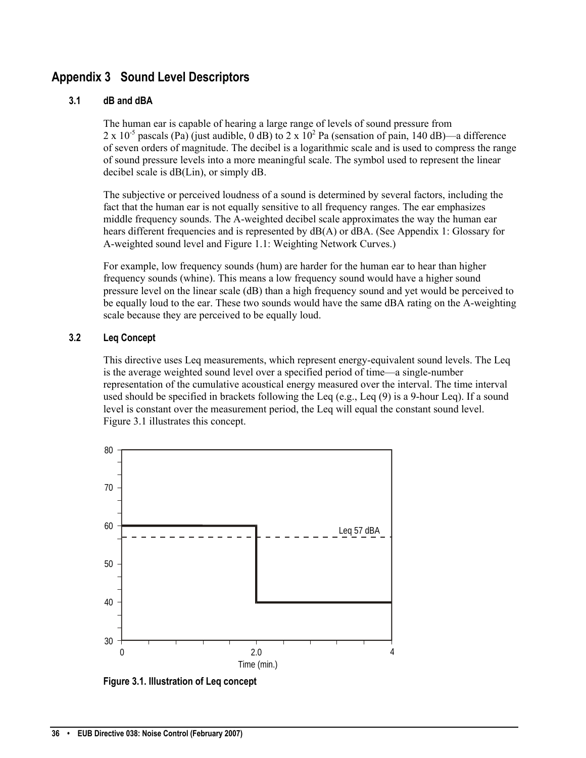# Appendix 3 Sound Level Descriptors

## 3.1 dB and dBA

The human ear is capable of hearing a large range of levels of sound pressure from $2 \times 10^{-5}$ pascals (Pa) (just audible, 0 dB) to $2 \times 10^{2}$ Pa (sensation of pain, 140 dB)—a difference of seven orders of magnitude. The decibel is a logarithmic scale and is used to compress the range of sound pressure levels into a more meaningful scale. The symbol used to represent the linear decibel scale is dB(Lin), or simply dB.

The subjective or perceived loudness of a sound is determined by several factors, including the fact that the human ear is not equally sensitive to all frequency ranges. The ear emphasizes middle frequency sounds. The A-weighted decibel scale approximates the way the human ear hears different frequencies and is represented by dB(A) or dBA. (See Appendix 1: Glossary for A-weighted sound level and Figure 1.1: Weighting Network Curves.)

For example, low frequency sounds (hum) are harder for the human ear to hear than higher frequency sounds (whine). This means a low frequency sound would have a higher sound pressure level on the linear scale (dB) than a high frequency sound and yet would be perceived to be equally loud to the ear. These two sounds would have the same dBA rating on the A-weighting scale because they are perceived to be equally loud.

## 3.2 Leq Concept

This directive uses Leq measurements, which represent energy-equivalent sound levels. The Leq is the average weighted sound level over a specified period of time—a single-number representation of the cumulative acoustical energy measured over the interval. The time interval used should be specified in brackets following the Leq (e.g., Leq (9) is a 9-hour Leq). If a sound level is constant over the measurement period, the Leq will equal the constant sound level. Figure 3.1 illustrates this concept.

**Figure 3.1. Illustration of Leq concept**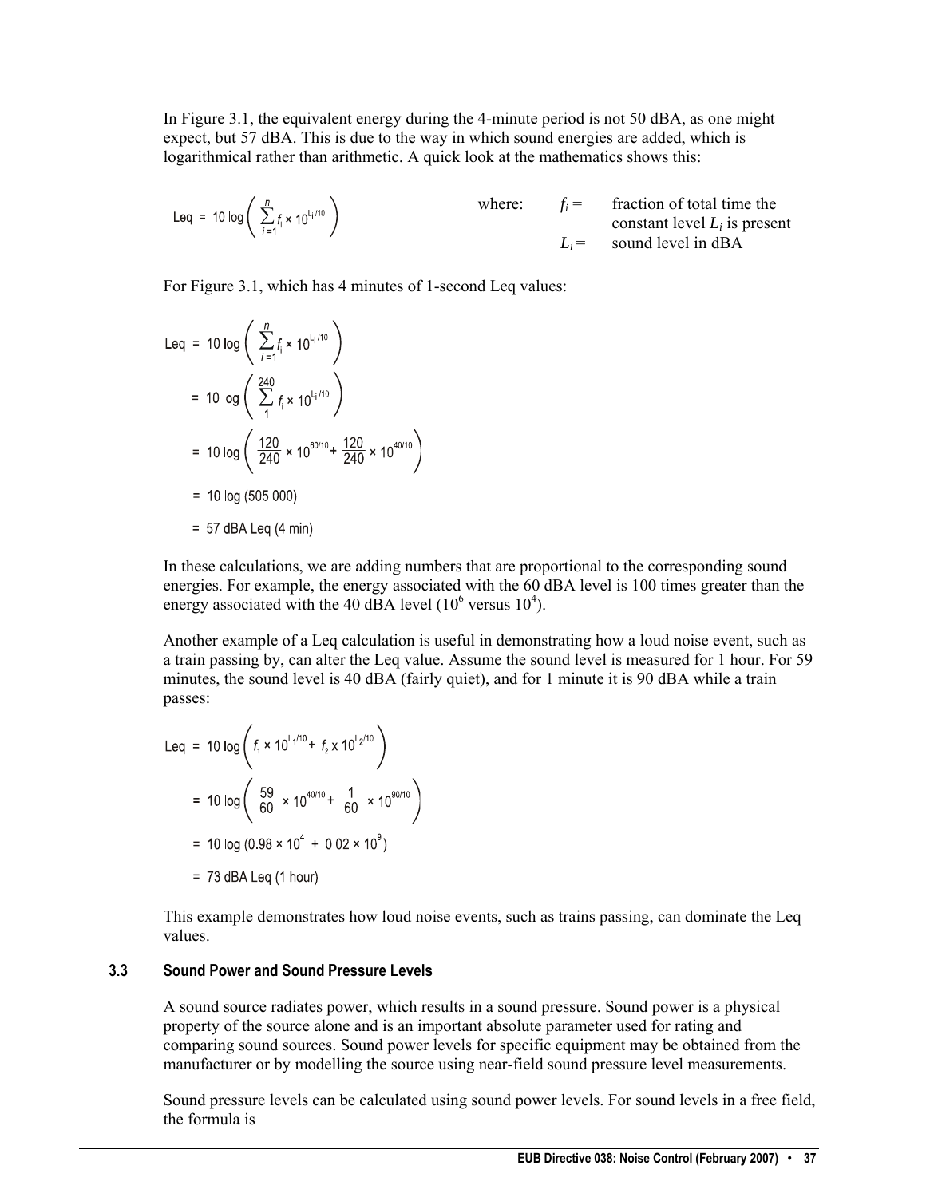In Figure 3.1, the equivalent energy during the 4-minute period is not 50 dBA, as one might expect, but 57 dBA. This is due to the way in which sound energies are added, which is logarithmical rather than arithmetic. A quick look at the mathematics shows this:

$$\text{Leq} = 10 \log \left( \sum_{i=1}^{n} f_i \times 10^{L_i/10} \right)$$

where: $f_i$ = fraction of total time the constant level $L_i$ is present

$L_i$ = sound level in dBA

For Figure 3.1, which has 4 minutes of 1-second Leq values:

$$\begin{aligned}
\text{Leq} &= 10 \log \left( \sum_{i=1}^{n} f_i \times 10^{L_i/10} \right) \\
&= 10 \log \left( \sum_{1}^{240} f_i \times 10^{L_i/10} \right) \\
&= 10 \log \left( \frac{120}{240} \times 10^{60/10} + \frac{120}{240} \times 10^{40/10} \right) \\
&= 10 \log (505\ 000) \\
&= 57 \text{ dBA Leq (4 min)}
\end{aligned}$$

In these calculations, we are adding numbers that are proportional to the corresponding sound energies. For example, the energy associated with the 60 dBA level is 100 times greater than the energy associated with the 40 dBA level ($10^6$ versus $10^4$).

Another example of a Leq calculation is useful in demonstrating how a loud noise event, such as a train passing by, can alter the Leq value. Assume the sound level is measured for 1 hour. For 59 minutes, the sound level is 40 dBA (fairly quiet), and for 1 minute it is 90 dBA while a train passes:

$$\begin{aligned}
\text{Leq} &= 10 \log \left( f_1 \times 10^{L_1/10} + f_2 \times 10^{L_2/10} \right) \\
&= 10 \log \left( \frac{59}{60} \times 10^{40/10} + \frac{1}{60} \times 10^{90/10} \right) \\
&= 10 \log (0.98 \times 10^4 + 0.02 \times 10^9) \\
&= 73 \text{ dBA Leq (1 hour)}
\end{aligned}$$

This example demonstrates how loud noise events, such as trains passing, can dominate the Leq values.

### 3.3 Sound Power and Sound Pressure Levels

A sound source radiates power, which results in a sound pressure. Sound power is a physical property of the source alone and is an important absolute parameter used for rating and comparing sound sources. Sound power levels for specific equipment may be obtained from the manufacturer or by modelling the source using near-field sound pressure level measurements.

Sound pressure levels can be calculated using sound power levels. For sound levels in a free field, the formula is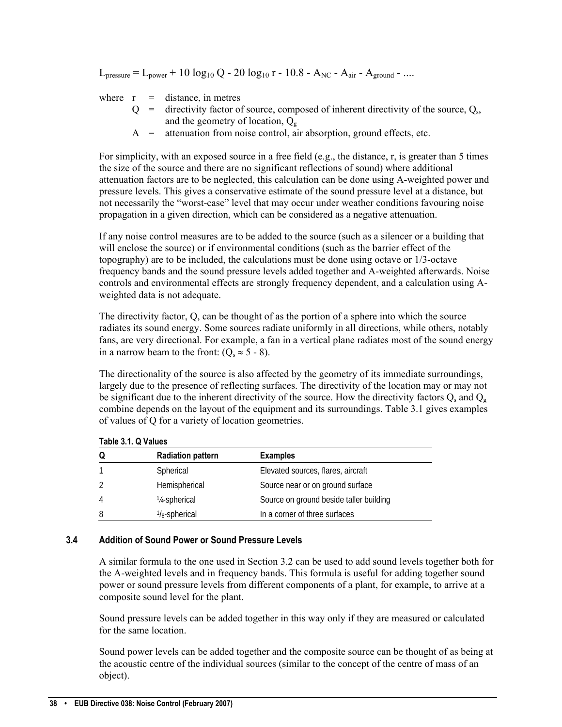$$L_{pressure} = L_{power} + 10 \log_{10} Q - 20 \log_{10} r - 10.8 - A_{NC} - A_{air} - A_{ground} - ....$$

where $r$ = distance, in metres

$Q$ = directivity factor of source, composed of inherent directivity of the source, $Q_s$, and the geometry of location, $Q_g$

$A$ = attenuation from noise control, air absorption, ground effects, etc.

For simplicity, with an exposed source in a free field (e.g., the distance, r, is greater than 5 times the size of the source and there are no significant reflections of sound) where additional attenuation factors are to be neglected, this calculation can be done using A-weighted power and pressure levels. This gives a conservative estimate of the sound pressure level at a distance, but not necessarily the "worst-case" level that may occur under weather conditions favouring noise propagation in a given direction, which can be considered as a negative attenuation.

If any noise control measures are to be added to the source (such as a silencer or a building that will enclose the source) or if environmental conditions (such as the barrier effect of the topography) are to be included, the calculations must be done using octave or 1/3-octave frequency bands and the sound pressure levels added together and A-weighted afterwards. Noise controls and environmental effects are strongly frequency dependent, and a calculation using A-weighted data is not adequate.

The directivity factor, Q, can be thought of as the portion of a sphere into which the source radiates its sound energy. Some sources radiate uniformly in all directions, while others, notably fans, are very directional. For example, a fan in a vertical plane radiates most of the sound energy in a narrow beam to the front: ($Q_s \approx 5 - 8$).

The directionality of the source is also affected by the geometry of its immediate surroundings, largely due to the presence of reflecting surfaces. The directivity of the location may or may not be significant due to the inherent directivity of the source. How the directivity factors $Q_s$ and $Q_g$ combine depends on the layout of the equipment and its surroundings. Table 3.1 gives examples of values of Q for a variety of location geometries.

**Table 3.1. Q Values**

| Q | Radiation pattern | Examples |
|---|---|---|
| 1 | Spherical | Elevated sources, flares, aircraft |
| 2 | Hemispherical | Source near or on ground surface |
| 4 | ¼-spherical | Source on ground beside taller building |
| 8 | ⅛-spherical | In a corner of three surfaces |

### 3.4 Addition of Sound Power or Sound Pressure Levels

A similar formula to the one used in Section 3.2 can be used to add sound levels together both for the A-weighted levels and in frequency bands. This formula is useful for adding together sound power or sound pressure levels from different components of a plant, for example, to arrive at a composite sound level for the plant.

Sound pressure levels can be added together in this way only if they are measured or calculated for the same location.

Sound power levels can be added together and the composite source can be thought of as being at the acoustic centre of the individual sources (similar to the concept of the centre of mass of an object).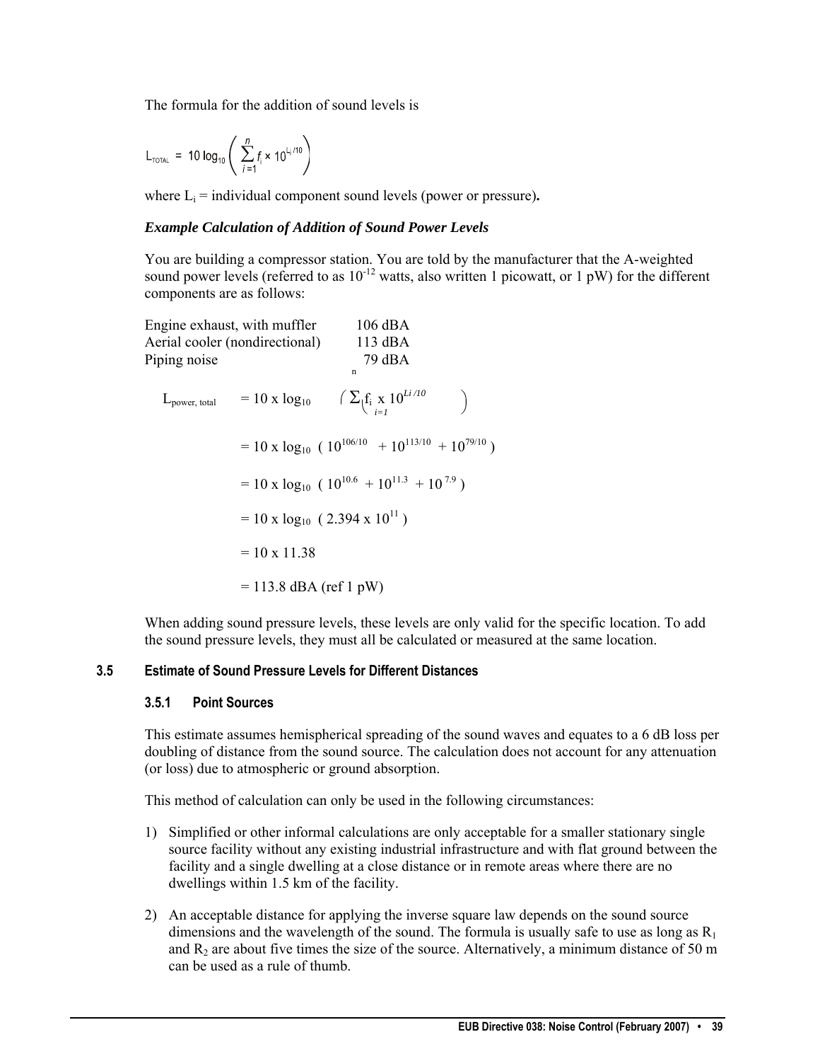The formula for the addition of sound levels is

$$L_{TOTAL} = 10 \log_{10}\left(\sum_{i=1}^{n} f_i \times 10^{L_i/10}\right)$$

where $L_i$ = individual component sound levels (power or pressure)**.**

### *Example Calculation of Addition of Sound Power Levels*

You are building a compressor station. You are told by the manufacturer that the A-weighted sound power levels (referred to as $10^{-12}$ watts, also written 1 picowatt, or 1 pW) for the different components are as follows:

| | |
|---|---|
| Engine exhaust, with muffler | 106 dBA |
| Aerial cooler (nondirectional) | 113 dBA |
| Piping noise | 79 dBA |

$$L_{power,\ total} = 10 \times \log_{10}\left(\sum_{i=1}^{n} f_i \times 10^{Li/10}\right)$$

$$= 10 \times \log_{10}\left(10^{106/10} + 10^{113/10} + 10^{79/10}\right)$$

$$= 10 \times \log_{10}\left(10^{10.6} + 10^{11.3} + 10^{7.9}\right)$$

$$= 10 \times \log_{10}\left(2.394 \times 10^{11}\right)$$

$$= 10 \times 11.38$$

$$= 113.8 \text{ dBA (ref 1 pW)}$$

When adding sound pressure levels, these levels are only valid for the specific location. To add the sound pressure levels, they must all be calculated or measured at the same location.

## 3.5 Estimate of Sound Pressure Levels for Different Distances

### 3.5.1 Point Sources

This estimate assumes hemispherical spreading of the sound waves and equates to a 6 dB loss per doubling of distance from the sound source. The calculation does not account for any attenuation (or loss) due to atmospheric or ground absorption.

This method of calculation can only be used in the following circumstances:

1) Simplified or other informal calculations are only acceptable for a smaller stationary single source facility without any existing industrial infrastructure and with flat ground between the facility and a single dwelling at a close distance or in remote areas where there are no dwellings within 1.5 km of the facility.

2) An acceptable distance for applying the inverse square law depends on the sound source dimensions and the wavelength of the sound. The formula is usually safe to use as long as $R_1$ and $R_2$ are about five times the size of the source. Alternatively, a minimum distance of 50 m can be used as a rule of thumb.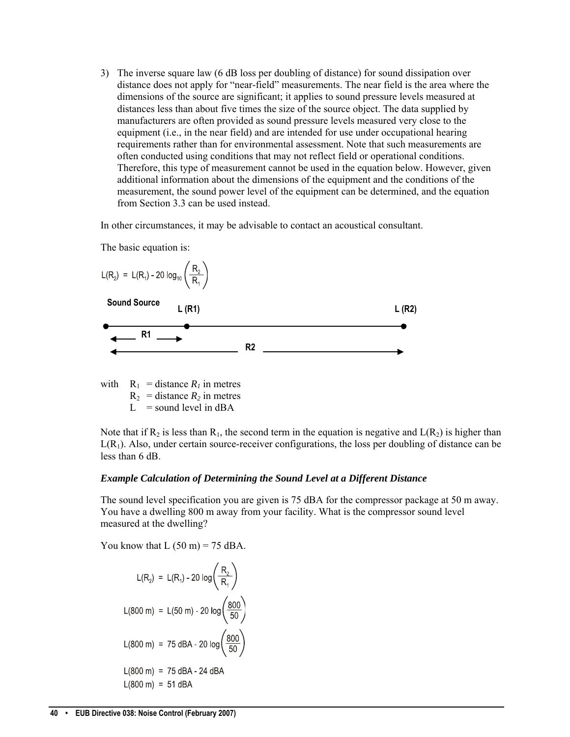3) The inverse square law (6 dB loss per doubling of distance) for sound dissipation over distance does not apply for "near-field" measurements. The near field is the area where the dimensions of the source are significant; it applies to sound pressure levels measured at distances less than about five times the size of the source object. The data supplied by manufacturers are often provided as sound pressure levels measured very close to the equipment (i.e., in the near field) and are intended for use under occupational hearing requirements rather than for environmental assessment. Note that such measurements are often conducted using conditions that may not reflect field or operational conditions. Therefore, this type of measurement cannot be used in the equation below. However, given additional information about the dimensions of the equipment and the conditions of the measurement, the sound power level of the equipment can be determined, and the equation from Section 3.3 can be used instead.

In other circumstances, it may be advisable to contact an acoustical consultant.

The basic equation is:

$$L(R_2) = L(R_1) - 20 \log_{10}\left(\frac{R_2}{R_1}\right)$$

Sound Source L (R1) L (R2)

R1

R2

with $R_1$ = distance $R_1$ in metres
$R_2$ = distance $R_2$ in metres
$L$ = sound level in dBA

Note that if $R_2$ is less than $R_1$, the second term in the equation is negative and $L(R_2)$ is higher than $L(R_1)$. Also, under certain source-receiver configurations, the loss per doubling of distance can be less than 6 dB.

***Example Calculation of Determining the Sound Level at a Different Distance***

The sound level specification you are given is 75 dBA for the compressor package at 50 m away. You have a dwelling 800 m away from your facility. What is the compressor sound level measured at the dwelling?

You know that L (50 m) = 75 dBA.

$$L(R_2) = L(R_1) - 20 \log\left(\frac{R_2}{R_1}\right)$$

$$L(800\text{ m}) = L(50\text{ m}) - 20 \log\left(\frac{800}{50}\right)$$

$$L(800\text{ m}) = 75\text{ dBA} - 20 \log\left(\frac{800}{50}\right)$$

$$L(800\text{ m}) = 75\text{ dBA} - 24\text{ dBA}$$

$$L(800\text{ m}) = 51\text{ dBA}$$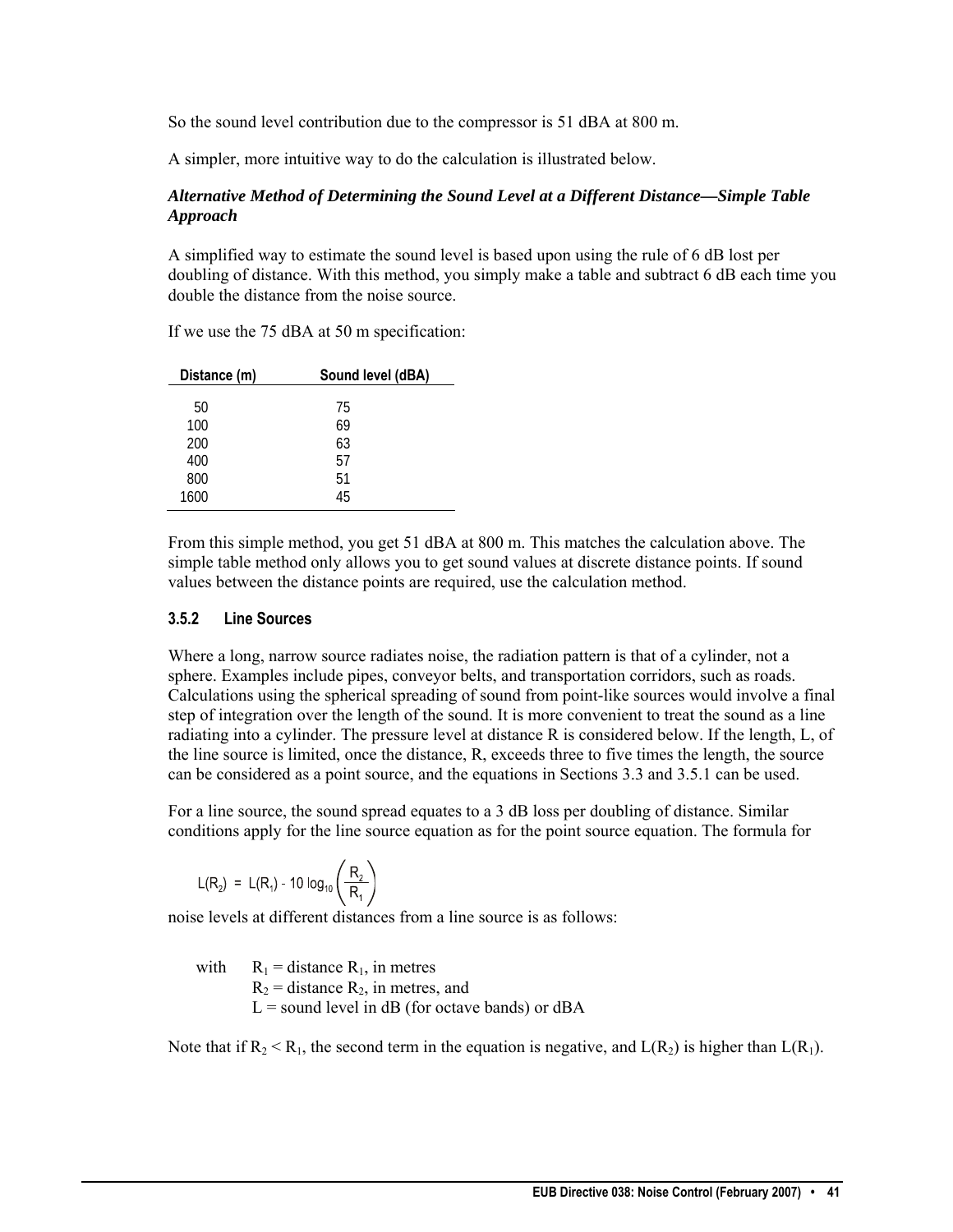So the sound level contribution due to the compressor is 51 dBA at 800 m.

A simpler, more intuitive way to do the calculation is illustrated below.

***Alternative Method of Determining the Sound Level at a Different Distance—Simple Table Approach***

A simplified way to estimate the sound level is based upon using the rule of 6 dB lost per doubling of distance. With this method, you simply make a table and subtract 6 dB each time you double the distance from the noise source.

If we use the 75 dBA at 50 m specification:

| Distance (m) | Sound level (dBA) |
|---|---|
| 50 | 75 |
| 100 | 69 |
| 200 | 63 |
| 400 | 57 |
| 800 | 51 |
| 1600 | 45 |

From this simple method, you get 51 dBA at 800 m. This matches the calculation above. The simple table method only allows you to get sound values at discrete distance points. If sound values between the distance points are required, use the calculation method.

### 3.5.2 Line Sources

Where a long, narrow source radiates noise, the radiation pattern is that of a cylinder, not a sphere. Examples include pipes, conveyor belts, and transportation corridors, such as roads. Calculations using the spherical spreading of sound from point-like sources would involve a final step of integration over the length of the sound. It is more convenient to treat the sound as a line radiating into a cylinder. The pressure level at distance R is considered below. If the length, L, of the line source is limited, once the distance, R, exceeds three to five times the length, the source can be considered as a point source, and the equations in Sections 3.3 and 3.5.1 can be used.

For a line source, the sound spread equates to a 3 dB loss per doubling of distance. Similar conditions apply for the line source equation as for the point source equation. The formula for

$$L(R_2) = L(R_1) - 10 \log_{10}\left(\frac{R_2}{R_1}\right)$$

noise levels at different distances from a line source is as follows:

with $R_1$ = distance $R_1$, in metres
$R_2$ = distance $R_2$, in metres, and
L = sound level in dB (for octave bands) or dBA

Note that if $R_2 < R_1$, the second term in the equation is negative, and $L(R_2)$ is higher than $L(R_1)$.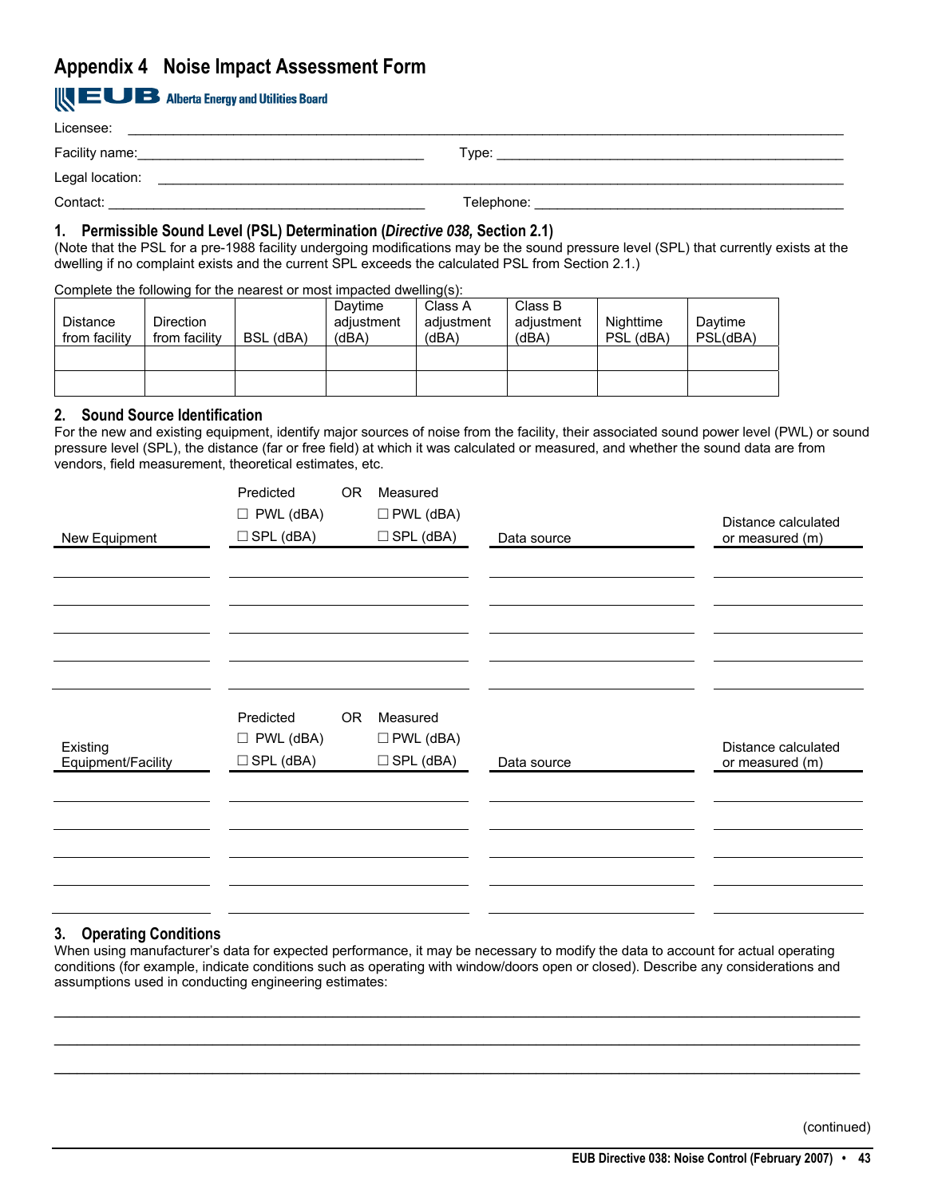# Appendix 4 Noise Impact Assessment Form

EUB Alberta Energy and Utilities Board

Licensee: ______________________________________________

Facility name: ______________________ Type: ______________________

Legal location: ______________________________________________

Contact: ______________________ Telephone: ______________________

## 1. Permissible Sound Level (PSL) Determination (*Directive 038,* Section 2.1)

(Note that the PSL for a pre-1988 facility undergoing modifications may be the sound pressure level (SPL) that currently exists at the dwelling if no complaint exists and the current SPL exceeds the calculated PSL from Section 2.1.)

Complete the following for the nearest or most impacted dwelling(s):

| Distance from facility | Direction from facility | BSL (dBA) | Daytime adjustment (dBA) | Class A adjustment (dBA) | Class B adjustment (dBA) | Nighttime PSL (dBA) | Daytime PSL(dBA) |
|---|---|---|---|---|---|---|---|
| | | | | | | | |
| | | | | | | | |

## 2. Sound Source Identification

For the new and existing equipment, identify major sources of noise from the facility, their associated sound power level (PWL) or sound pressure level (SPL), the distance (far or free field) at which it was calculated or measured, and whether the sound data are from vendors, field measurement, theoretical estimates, etc.

| New Equipment | Predicted ☐ PWL (dBA) ☐ SPL (dBA) OR Measured ☐ PWL (dBA) ☐ SPL (dBA) | Data source | Distance calculated or measured (m) |
|---|---|---|---|
| | | | |
| | | | |
| | | | |
| | | | |
| | | | |

| Existing Equipment/Facility | Predicted ☐ PWL (dBA) ☐ SPL (dBA) OR Measured ☐ PWL (dBA) ☐ SPL (dBA) | Data source | Distance calculated or measured (m) |
|---|---|---|---|
| | | | |
| | | | |
| | | | |
| | | | |
| | | | |

## 3. Operating Conditions

When using manufacturer's data for expected performance, it may be necessary to modify the data to account for actual operating conditions (for example, indicate conditions such as operating with window/doors open or closed). Describe any considerations and assumptions used in conducting engineering estimates:

______________________________________________

______________________________________________

______________________________________________

(continued)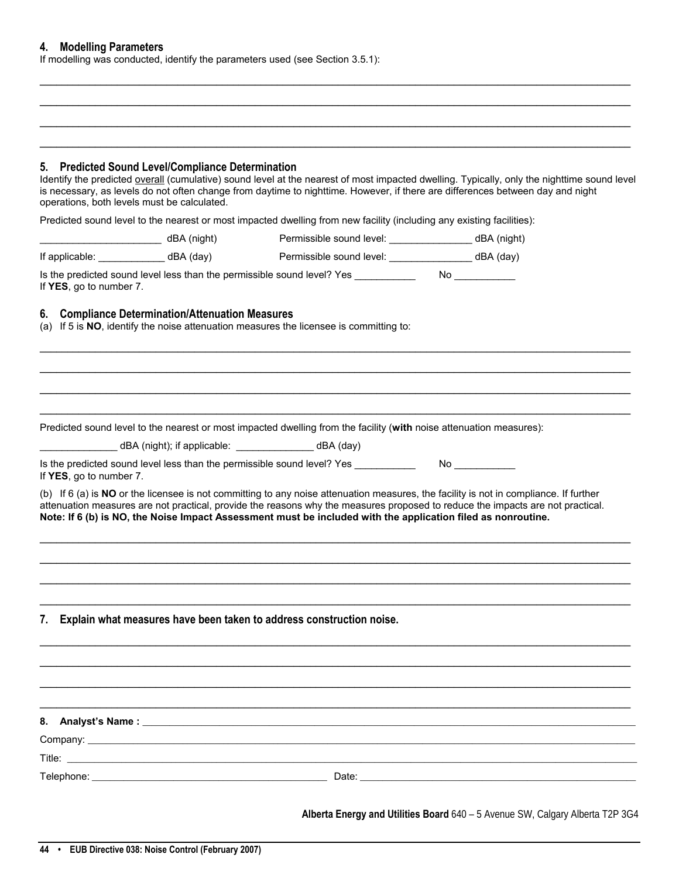## 4. Modelling Parameters

If modelling was conducted, identify the parameters used (see Section 3.5.1):

______________________________________________________________________________

______________________________________________________________________________

______________________________________________________________________________

______________________________________________________________________________

## 5. Predicted Sound Level/Compliance Determination

Identify the predicted overall (cumulative) sound level at the nearest of most impacted dwelling. Typically, only the nighttime sound level is necessary, as levels do not often change from daytime to nighttime. However, if there are differences between day and night operations, both levels must be calculated.

Predicted sound level to the nearest or most impacted dwelling from new facility (including any existing facilities):

______________________ dBA (night) Permissible sound level: _______________ dBA (night)

If applicable: ____________ dBA (day) Permissible sound level: _______________ dBA (day)

Is the predicted sound level less than the permissible sound level? Yes ___________ No ___________
If **YES**, go to number 7.

## 6. Compliance Determination/Attenuation Measures

(a) If 5 is **NO**, identify the noise attenuation measures the licensee is committing to:

______________________________________________________________________________

______________________________________________________________________________

______________________________________________________________________________

______________________________________________________________________________

Predicted sound level to the nearest or most impacted dwelling from the facility (**with** noise attenuation measures):

______________ dBA (night); if applicable: ______________ dBA (day)

Is the predicted sound level less than the permissible sound level? Yes ___________ No ___________
If **YES**, go to number 7.

(b) If 6 (a) is **NO** or the licensee is not committing to any noise attenuation measures, the facility is not in compliance. If further attenuation measures are not practical, provide the reasons why the measures proposed to reduce the impacts are not practical.
**Note: If 6 (b) is NO, the Noise Impact Assessment must be included with the application filed as nonroutine.**

______________________________________________________________________________

______________________________________________________________________________

______________________________________________________________________________

______________________________________________________________________________

## 7. Explain what measures have been taken to address construction noise.

______________________________________________________________________________

______________________________________________________________________________

______________________________________________________________________________

______________________________________________________________________________

**8. Analyst's Name :** ______________________________________________________________

Company: ______________________________________________________________________

Title: __________________________________________________________________________

Telephone: _____________________________________ Date: ____________________________

**Alberta Energy and Utilities Board** 640 – 5 Avenue SW, Calgary Alberta T2P 3G4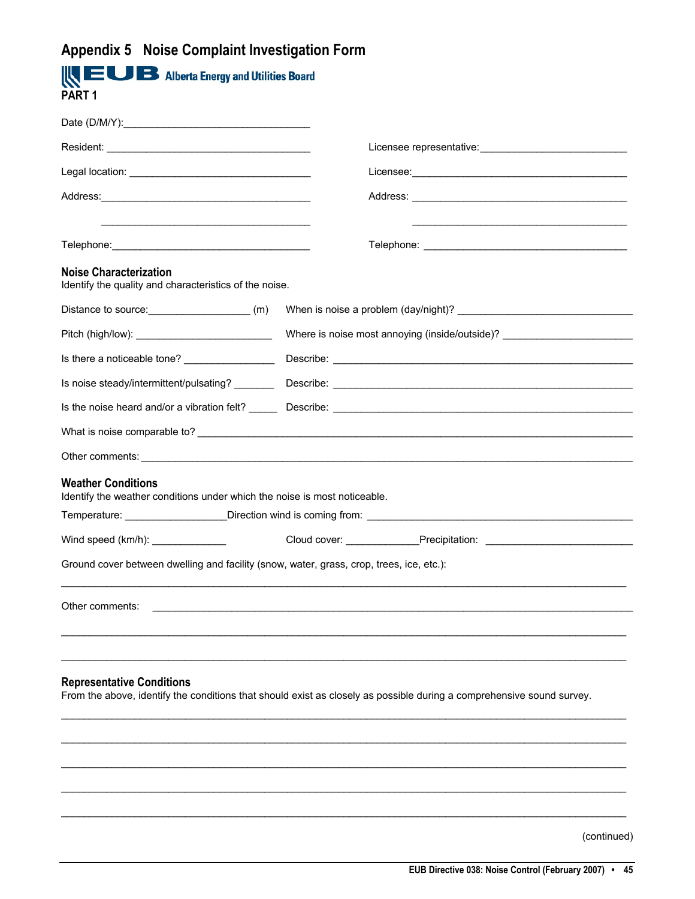# Appendix 5 Noise Complaint Investigation Form

EUB Alberta Energy and Utilities Board

**PART 1**

Date (D/M/Y):________________________________

Resident: ___________________________________ Licensee representative:__________________________

Legal location: ________________________________ Licensee:_______________________________________

Address:____________________________________ Address: _______________________________________

_____________________________________ _______________________________________

Telephone:__________________________________ Telephone: ____________________________________

## Noise Characterization

Identify the quality and characteristics of the noise.

Distance to source:_________________ (m) When is noise a problem (day/night)? ______________________________

Pitch (high/low): _______________________ Where is noise most annoying (inside/outside)? ______________________

Is there a noticeable tone? _______________ Describe: ____________________________________________________

Is noise steady/intermittent/pulsating? _______ Describe: ____________________________________________________

Is the noise heard and/or a vibration felt? _____ Describe: ____________________________________________________

What is noise comparable to? ____________________________________________________________________________

Other comments: _____________________________________________________________________________________

## Weather Conditions

Identify the weather conditions under which the noise is most noticeable.

Temperature: _________________Direction wind is coming from: _____________________________________________

Wind speed (km/h): _____________ Cloud cover: ____________Precipitation: _________________________

Ground cover between dwelling and facility (snow, water, grass, crop, trees, ice, etc.):

_____________________________________________________________________________________________________

Other comments: _____________________________________________________________________________________

_____________________________________________________________________________________________________

_____________________________________________________________________________________________________

## Representative Conditions

From the above, identify the conditions that should exist as closely as possible during a comprehensive sound survey.

_____________________________________________________________________________________________________

_____________________________________________________________________________________________________

_____________________________________________________________________________________________________

_____________________________________________________________________________________________________

_____________________________________________________________________________________________________

(continued)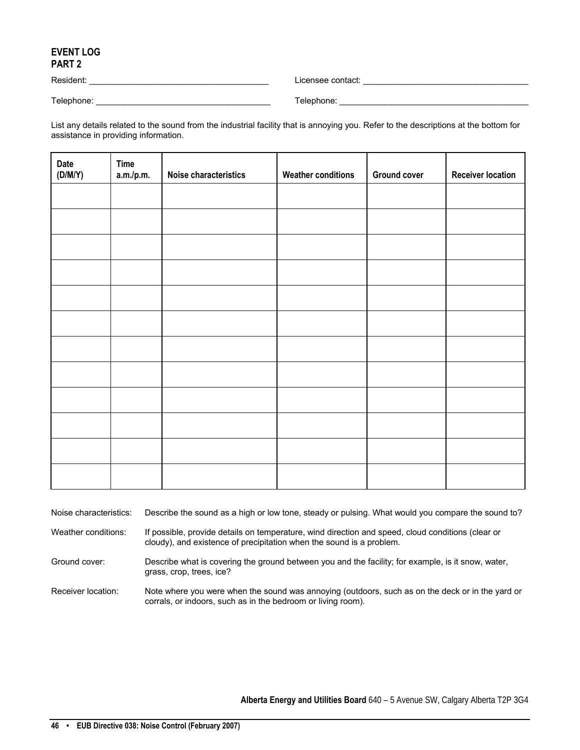## EVENT LOG
## PART 2

Resident: ______________________________________ Licensee contact: ___________________________________

Telephone: _____________________________________ Telephone: _________________________________________

List any details related to the sound from the industrial facility that is annoying you. Refer to the descriptions at the bottom for assistance in providing information.

| Date (D/M/Y) | Time a.m./p.m. | Noise characteristics | Weather conditions | Ground cover | Receiver location |
|---|---|---|---|---|---|
| | | | | | |
| | | | | | |
| | | | | | |
| | | | | | |
| | | | | | |
| | | | | | |
| | | | | | |
| | | | | | |
| | | | | | |
| | | | | | |
| | | | | | |
| | | | | | |

Noise characteristics: Describe the sound as a high or low tone, steady or pulsing. What would you compare the sound to?

Weather conditions: If possible, provide details on temperature, wind direction and speed, cloud conditions (clear or cloudy), and existence of precipitation when the sound is a problem.

Ground cover: Describe what is covering the ground between you and the facility; for example, is it snow, water, grass, crop, trees, ice?

Receiver location: Note where you were when the sound was annoying (outdoors, such as on the deck or in the yard or corrals, or indoors, such as in the bedroom or living room).

**Alberta Energy and Utilities Board** 640 – 5 Avenue SW, Calgary Alberta T2P 3G4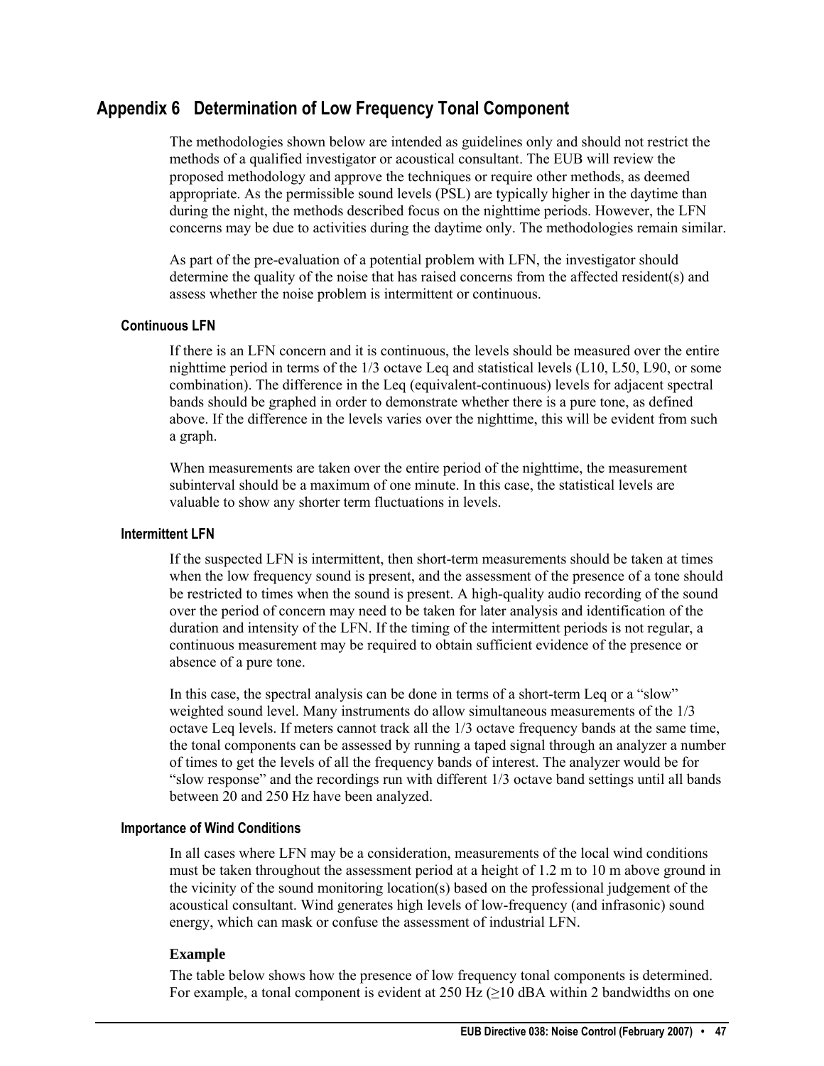## Appendix 6 Determination of Low Frequency Tonal Component

The methodologies shown below are intended as guidelines only and should not restrict the methods of a qualified investigator or acoustical consultant. The EUB will review the proposed methodology and approve the techniques or require other methods, as deemed appropriate. As the permissible sound levels (PSL) are typically higher in the daytime than during the night, the methods described focus on the nighttime periods. However, the LFN concerns may be due to activities during the daytime only. The methodologies remain similar.

As part of the pre-evaluation of a potential problem with LFN, the investigator should determine the quality of the noise that has raised concerns from the affected resident(s) and assess whether the noise problem is intermittent or continuous.

### Continuous LFN

If there is an LFN concern and it is continuous, the levels should be measured over the entire nighttime period in terms of the 1/3 octave Leq and statistical levels (L10, L50, L90, or some combination). The difference in the Leq (equivalent-continuous) levels for adjacent spectral bands should be graphed in order to demonstrate whether there is a pure tone, as defined above. If the difference in the levels varies over the nighttime, this will be evident from such a graph.

When measurements are taken over the entire period of the nighttime, the measurement subinterval should be a maximum of one minute. In this case, the statistical levels are valuable to show any shorter term fluctuations in levels.

### Intermittent LFN

If the suspected LFN is intermittent, then short-term measurements should be taken at times when the low frequency sound is present, and the assessment of the presence of a tone should be restricted to times when the sound is present. A high-quality audio recording of the sound over the period of concern may need to be taken for later analysis and identification of the duration and intensity of the LFN. If the timing of the intermittent periods is not regular, a continuous measurement may be required to obtain sufficient evidence of the presence or absence of a pure tone.

In this case, the spectral analysis can be done in terms of a short-term Leq or a "slow" weighted sound level. Many instruments do allow simultaneous measurements of the 1/3 octave Leq levels. If meters cannot track all the 1/3 octave frequency bands at the same time, the tonal components can be assessed by running a taped signal through an analyzer a number of times to get the levels of all the frequency bands of interest. The analyzer would be for "slow response" and the recordings run with different 1/3 octave band settings until all bands between 20 and 250 Hz have been analyzed.

### Importance of Wind Conditions

In all cases where LFN may be a consideration, measurements of the local wind conditions must be taken throughout the assessment period at a height of 1.2 m to 10 m above ground in the vicinity of the sound monitoring location(s) based on the professional judgement of the acoustical consultant. Wind generates high levels of low-frequency (and infrasonic) sound energy, which can mask or confuse the assessment of industrial LFN.

**Example**

The table below shows how the presence of low frequency tonal components is determined. For example, a tonal component is evident at 250 Hz (≥10 dBA within 2 bandwidths on one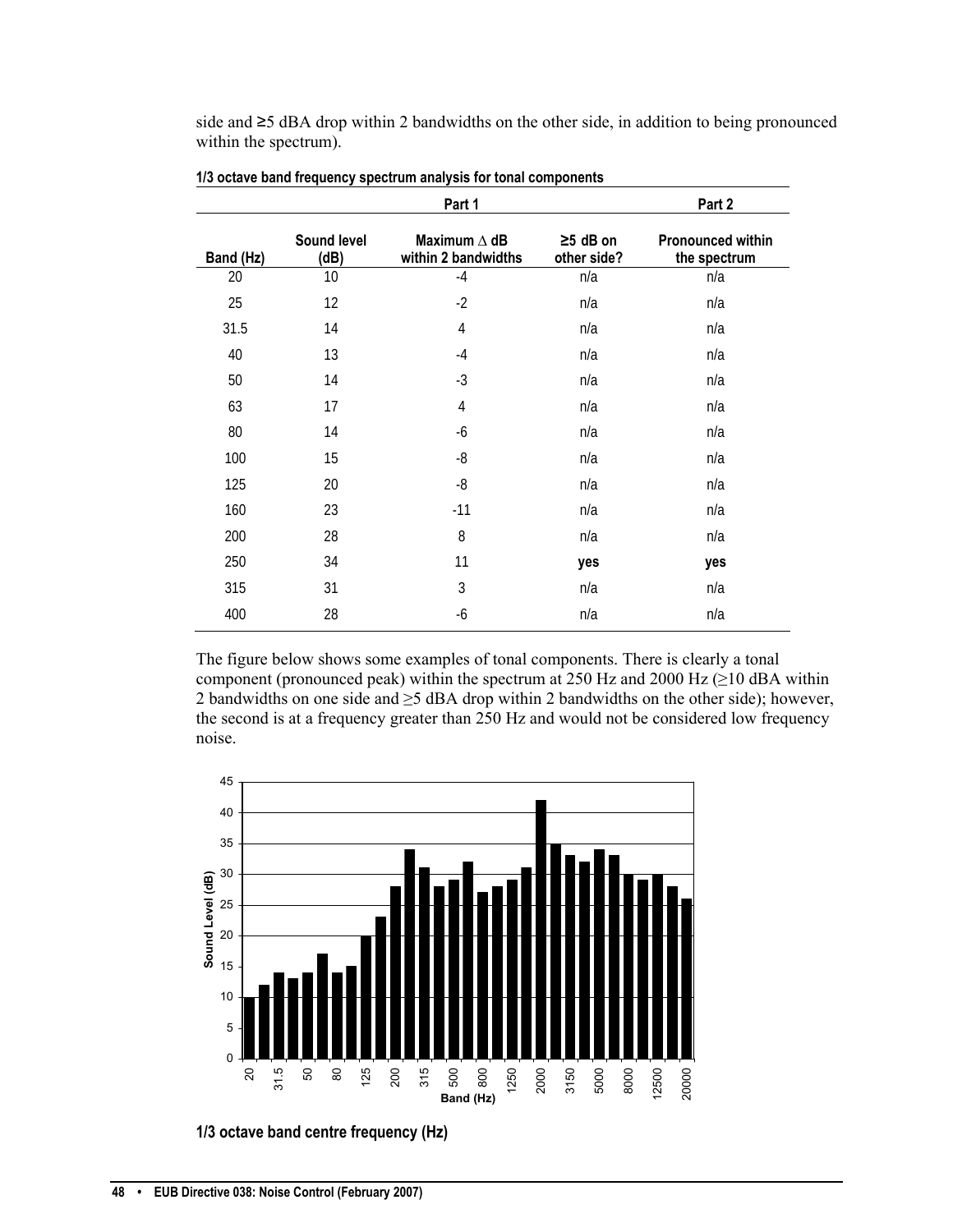side and ≥5 dBA drop within 2 bandwidths on the other side, in addition to being pronounced within the spectrum).

**1/3 octave band frequency spectrum analysis for tonal components**

| | Part 1 | | | Part 2 |
|---|---|---|---|---|
| **Band (Hz)** | **Sound level (dB)** | **Maximum ∆ dB within 2 bandwidths** | **≥5 dB on other side?** | **Pronounced within the spectrum** |
| 20 | 10 | -4 | n/a | n/a |
| 25 | 12 | -2 | n/a | n/a |
| 31.5 | 14 | 4 | n/a | n/a |
| 40 | 13 | -4 | n/a | n/a |
| 50 | 14 | -3 | n/a | n/a |
| 63 | 17 | 4 | n/a | n/a |
| 80 | 14 | -6 | n/a | n/a |
| 100 | 15 | -8 | n/a | n/a |
| 125 | 20 | -8 | n/a | n/a |
| 160 | 23 | -11 | n/a | n/a |
| 200 | 28 | 8 | n/a | n/a |
| 250 | 34 | 11 | **yes** | **yes** |
| 315 | 31 | 3 | n/a | n/a |
| 400 | 28 | -6 | n/a | n/a |

The figure below shows some examples of tonal components. There is clearly a tonal component (pronounced peak) within the spectrum at 250 Hz and 2000 Hz (≥10 dBA within 2 bandwidths on one side and ≥5 dBA drop within 2 bandwidths on the other side); however, the second is at a frequency greater than 250 Hz and would not be considered low frequency noise.

**1/3 octave band centre frequency (Hz)**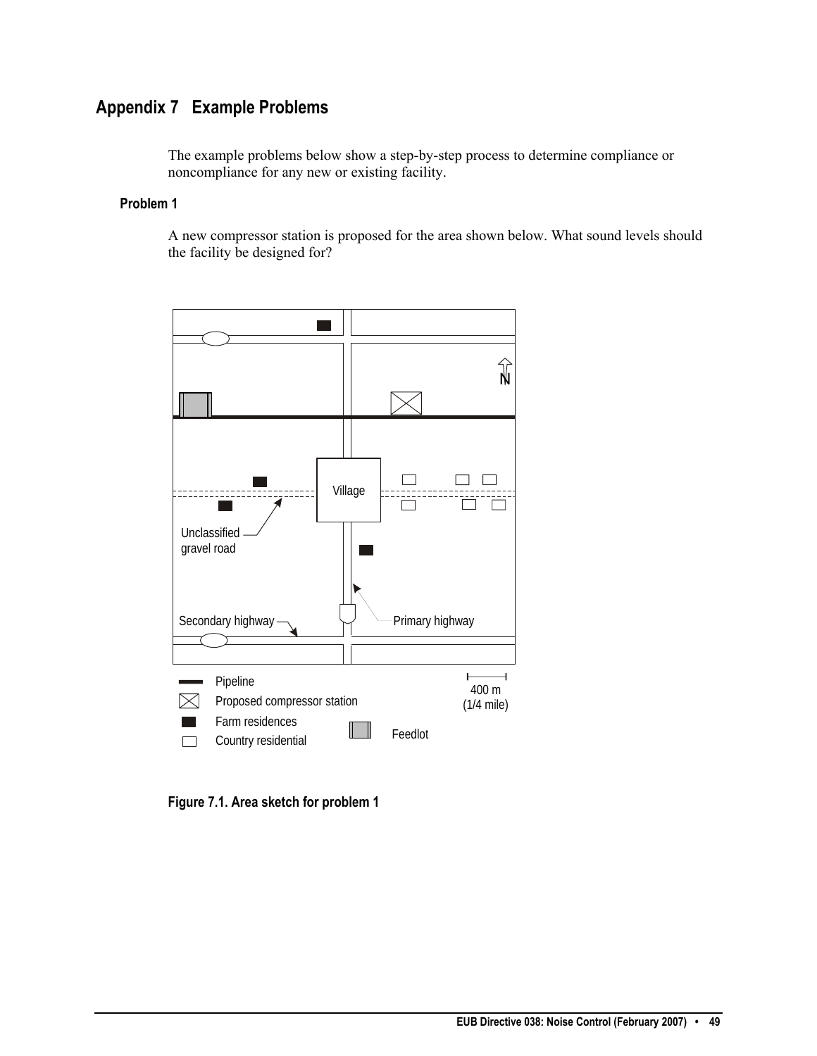# Appendix 7 Example Problems

The example problems below show a step-by-step process to determine compliance or noncompliance for any new or existing facility.

### Problem 1

A new compressor station is proposed for the area shown below. What sound levels should the facility be designed for?

**Figure 7.1. Area sketch for problem 1**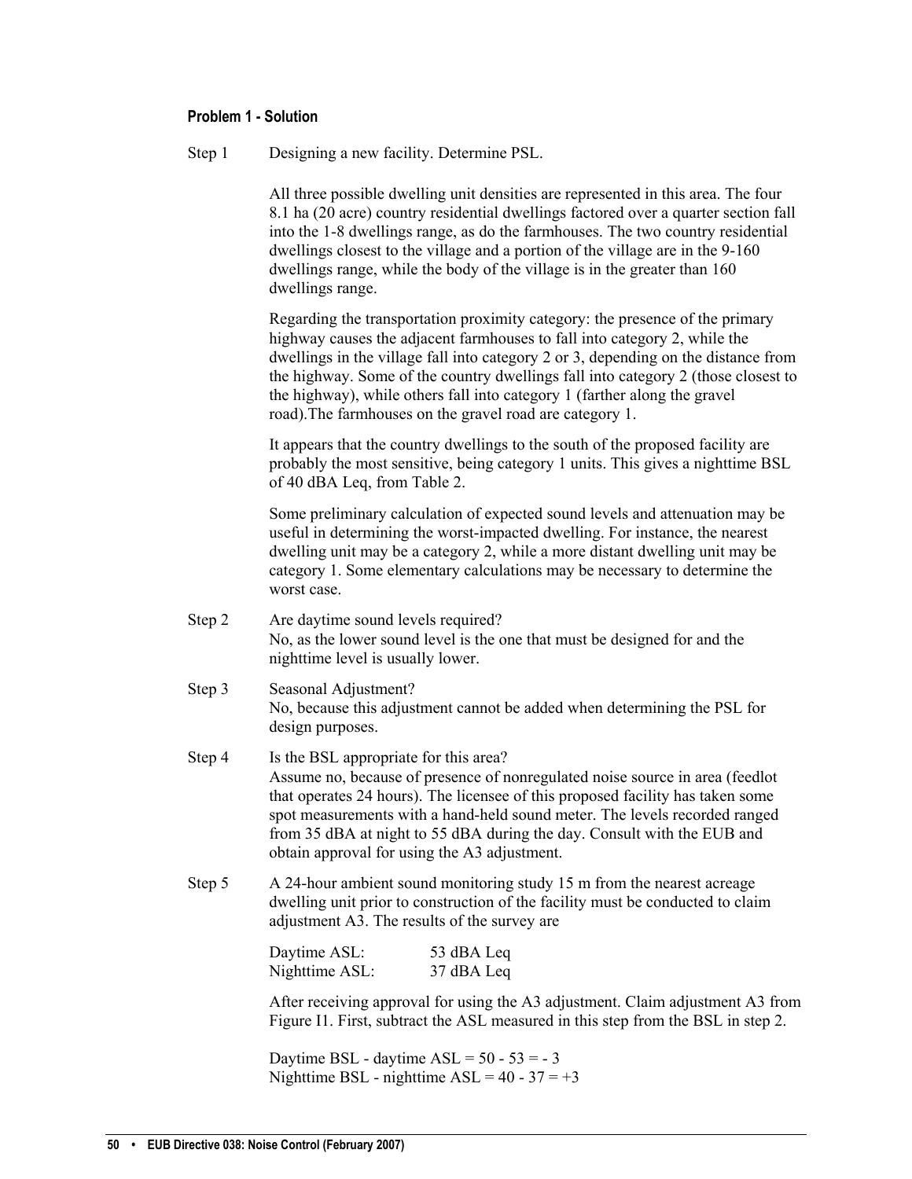**Problem 1 - Solution**

Step 1 Designing a new facility. Determine PSL.

All three possible dwelling unit densities are represented in this area. The four 8.1 ha (20 acre) country residential dwellings factored over a quarter section fall into the 1-8 dwellings range, as do the farmhouses. The two country residential dwellings closest to the village and a portion of the village are in the 9-160 dwellings range, while the body of the village is in the greater than 160 dwellings range.

Regarding the transportation proximity category: the presence of the primary highway causes the adjacent farmhouses to fall into category 2, while the dwellings in the village fall into category 2 or 3, depending on the distance from the highway. Some of the country dwellings fall into category 2 (those closest to the highway), while others fall into category 1 (farther along the gravel road).The farmhouses on the gravel road are category 1.

It appears that the country dwellings to the south of the proposed facility are probably the most sensitive, being category 1 units. This gives a nighttime BSL of 40 dBA Leq, from Table 2.

Some preliminary calculation of expected sound levels and attenuation may be useful in determining the worst-impacted dwelling. For instance, the nearest dwelling unit may be a category 2, while a more distant dwelling unit may be category 1. Some elementary calculations may be necessary to determine the worst case.

Step 2 Are daytime sound levels required?
No, as the lower sound level is the one that must be designed for and the nighttime level is usually lower.

Step 3 Seasonal Adjustment?
No, because this adjustment cannot be added when determining the PSL for design purposes.

Step 4 Is the BSL appropriate for this area?
Assume no, because of presence of nonregulated noise source in area (feedlot that operates 24 hours). The licensee of this proposed facility has taken some spot measurements with a hand-held sound meter. The levels recorded ranged from 35 dBA at night to 55 dBA during the day. Consult with the EUB and obtain approval for using the A3 adjustment.

Step 5 A 24-hour ambient sound monitoring study 15 m from the nearest acreage dwelling unit prior to construction of the facility must be conducted to claim adjustment A3. The results of the survey are

| | |
|---|---|
| Daytime ASL: | 53 dBA Leq |
| Nighttime ASL: | 37 dBA Leq |

After receiving approval for using the A3 adjustment. Claim adjustment A3 from Figure I1. First, subtract the ASL measured in this step from the BSL in step 2.

Daytime BSL - daytime ASL = 50 - 53 = - 3
Nighttime BSL - nighttime ASL = 40 - 37 = +3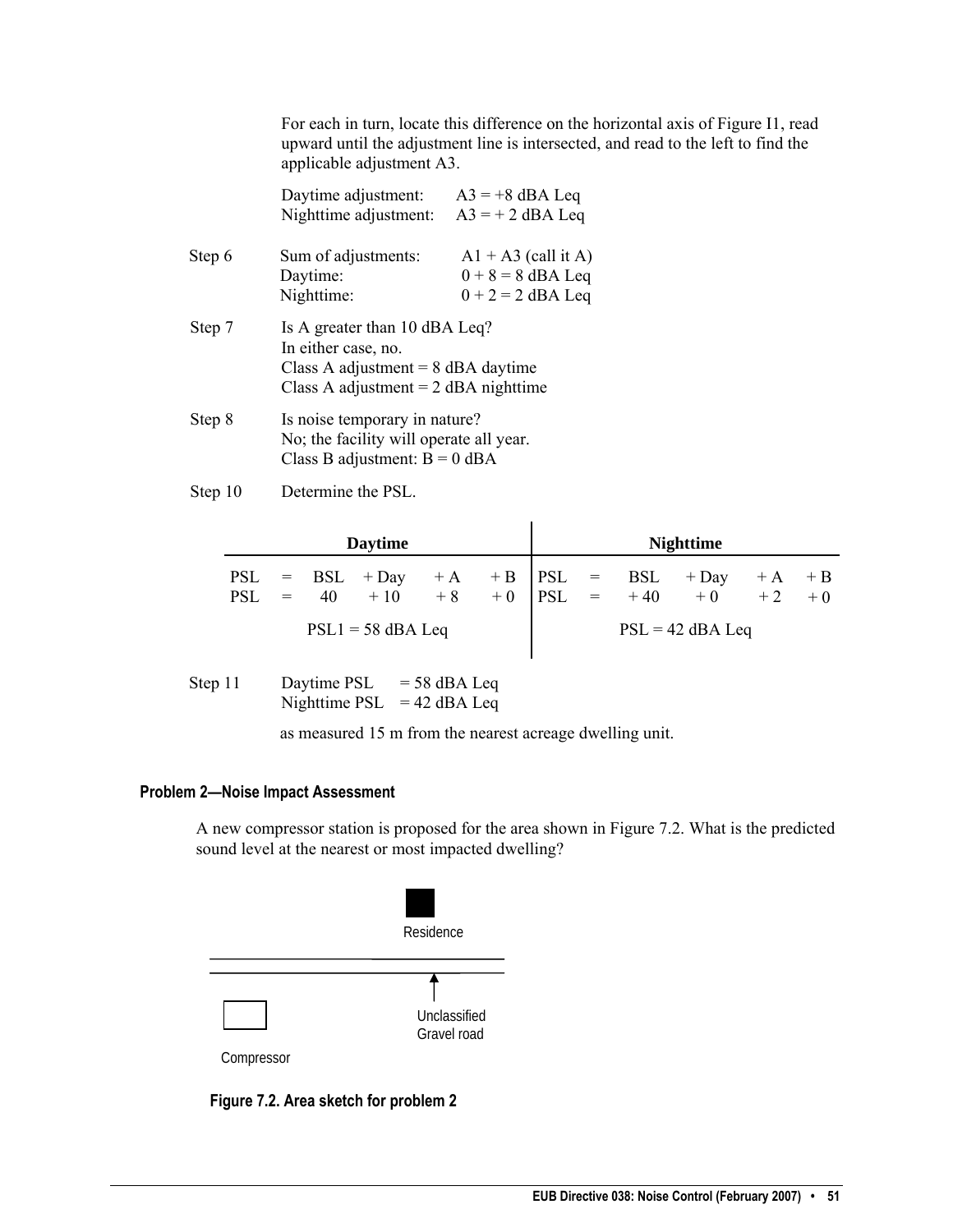For each in turn, locate this difference on the horizontal axis of Figure I1, read upward until the adjustment line is intersected, and read to the left to find the applicable adjustment A3.

Daytime adjustment: A3 = +8 dBA Leq
Nighttime adjustment: A3 = + 2 dBA Leq

Step 6 Sum of adjustments: A1 + A3 (call it A)
Daytime: 0 + 8 = 8 dBA Leq
Nighttime: 0 + 2 = 2 dBA Leq

Step 7 Is A greater than 10 dBA Leq?
In either case, no.
Class A adjustment = 8 dBA daytime
Class A adjustment = 2 dBA nighttime

Step 8 Is noise temporary in nature?
No; the facility will operate all year.
Class B adjustment: B = 0 dBA

Step 10 Determine the PSL.

| Daytime | | | | | | Nighttime | | | | | |
|---|---|---|---|---|---|---|---|---|---|---|---|
| PSL | = | BSL | + Day | + A | + B | PSL | = | BSL | + Day | + A | + B |
| PSL | = | 40 | + 10 | + 8 | + 0 | PSL | = | + 40 | + 0 | + 2 | + 0 |
| PSL1 = 58 dBA Leq | | | | | | PSL = 42 dBA Leq | | | | | |

Step 11 Daytime PSL = 58 dBA Leq
Nighttime PSL = 42 dBA Leq

as measured 15 m from the nearest acreage dwelling unit.

#### Problem 2—Noise Impact Assessment

A new compressor station is proposed for the area shown in Figure 7.2. What is the predicted sound level at the nearest or most impacted dwelling?

Residence

Unclassified
Gravel road

Compressor

**Figure 7.2. Area sketch for problem 2**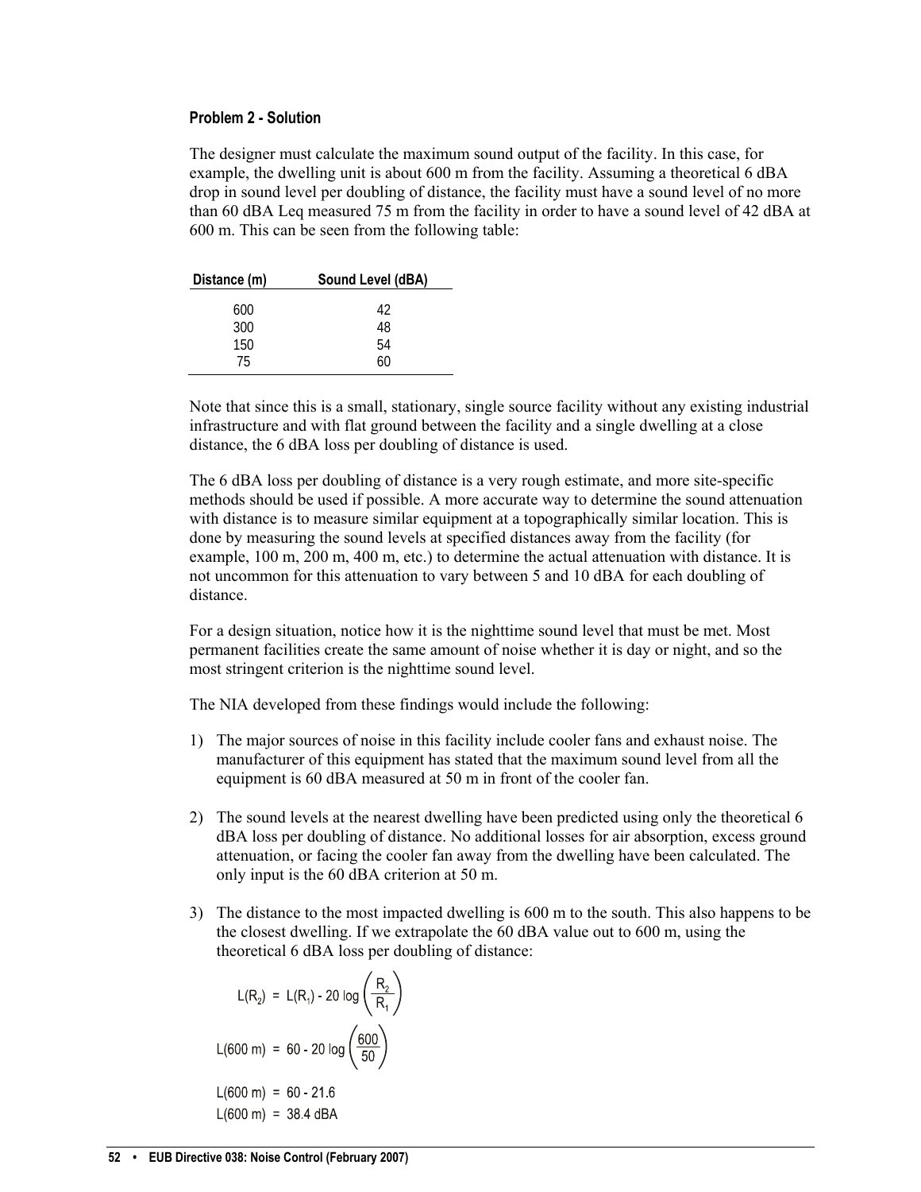**Problem 2 - Solution**

The designer must calculate the maximum sound output of the facility. In this case, for example, the dwelling unit is about 600 m from the facility. Assuming a theoretical 6 dBA drop in sound level per doubling of distance, the facility must have a sound level of no more than 60 dBA Leq measured 75 m from the facility in order to have a sound level of 42 dBA at 600 m. This can be seen from the following table:

| Distance (m) | Sound Level (dBA) |
|---|---|
| 600 | 42 |
| 300 | 48 |
| 150 | 54 |
| 75 | 60 |

Note that since this is a small, stationary, single source facility without any existing industrial infrastructure and with flat ground between the facility and a single dwelling at a close distance, the 6 dBA loss per doubling of distance is used.

The 6 dBA loss per doubling of distance is a very rough estimate, and more site-specific methods should be used if possible. A more accurate way to determine the sound attenuation with distance is to measure similar equipment at a topographically similar location. This is done by measuring the sound levels at specified distances away from the facility (for example, 100 m, 200 m, 400 m, etc.) to determine the actual attenuation with distance. It is not uncommon for this attenuation to vary between 5 and 10 dBA for each doubling of distance.

For a design situation, notice how it is the nighttime sound level that must be met. Most permanent facilities create the same amount of noise whether it is day or night, and so the most stringent criterion is the nighttime sound level.

The NIA developed from these findings would include the following:

1) The major sources of noise in this facility include cooler fans and exhaust noise. The manufacturer of this equipment has stated that the maximum sound level from all the equipment is 60 dBA measured at 50 m in front of the cooler fan.

2) The sound levels at the nearest dwelling have been predicted using only the theoretical 6 dBA loss per doubling of distance. No additional losses for air absorption, excess ground attenuation, or facing the cooler fan away from the dwelling have been calculated. The only input is the 60 dBA criterion at 50 m.

3) The distance to the most impacted dwelling is 600 m to the south. This also happens to be the closest dwelling. If we extrapolate the 60 dBA value out to 600 m, using the theoretical 6 dBA loss per doubling of distance:

$$L(R_2) = L(R_1) - 20 \log\left(\frac{R_2}{R_1}\right)$$

$$L(600\text{ m}) = 60 - 20 \log\left(\frac{600}{50}\right)$$

$$L(600\text{ m}) = 60 - 21.6$$

$$L(600\text{ m}) = 38.4\text{ dBA}$$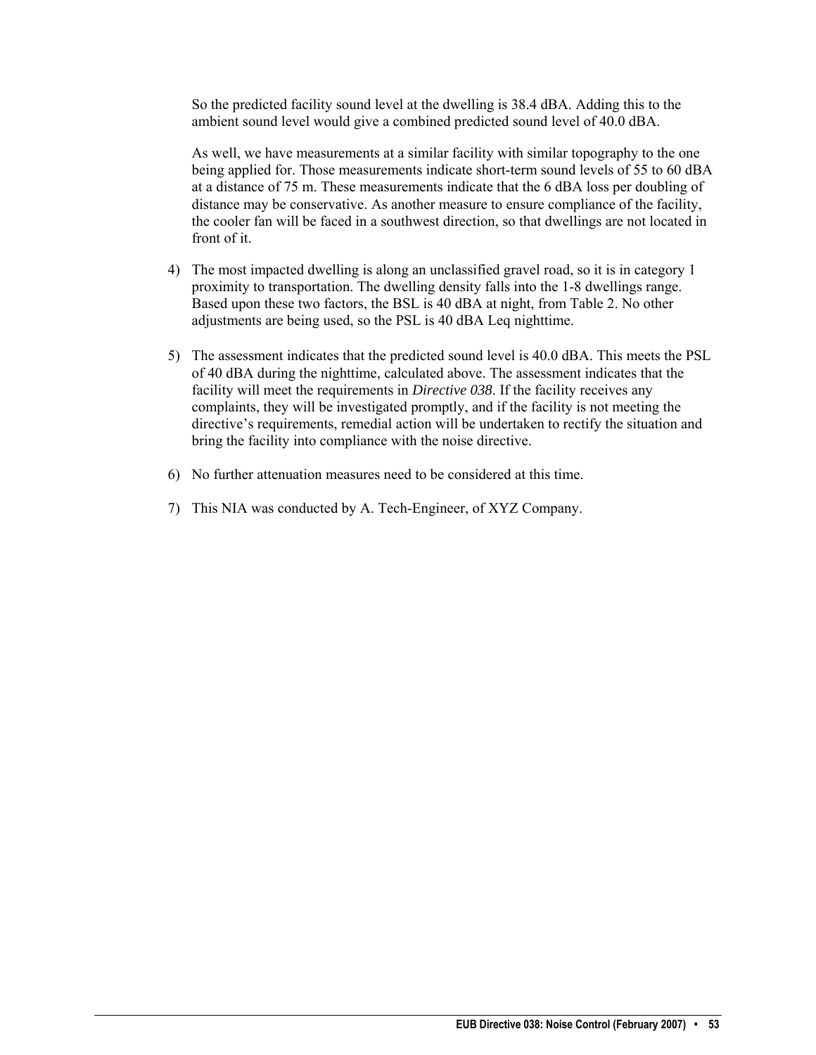So the predicted facility sound level at the dwelling is 38.4 dBA. Adding this to the ambient sound level would give a combined predicted sound level of 40.0 dBA.

As well, we have measurements at a similar facility with similar topography to the one being applied for. Those measurements indicate short-term sound levels of 55 to 60 dBA at a distance of 75 m. These measurements indicate that the 6 dBA loss per doubling of distance may be conservative. As another measure to ensure compliance of the facility, the cooler fan will be faced in a southwest direction, so that dwellings are not located in front of it.

4) The most impacted dwelling is along an unclassified gravel road, so it is in category 1 proximity to transportation. The dwelling density falls into the 1-8 dwellings range. Based upon these two factors, the BSL is 40 dBA at night, from Table 2. No other adjustments are being used, so the PSL is 40 dBA Leq nighttime.

5) The assessment indicates that the predicted sound level is 40.0 dBA. This meets the PSL of 40 dBA during the nighttime, calculated above. The assessment indicates that the facility will meet the requirements in *Directive 038*. If the facility receives any complaints, they will be investigated promptly, and if the facility is not meeting the directive's requirements, remedial action will be undertaken to rectify the situation and bring the facility into compliance with the noise directive.

6) No further attenuation measures need to be considered at this time.

7) This NIA was conducted by A. Tech-Engineer, of XYZ Company.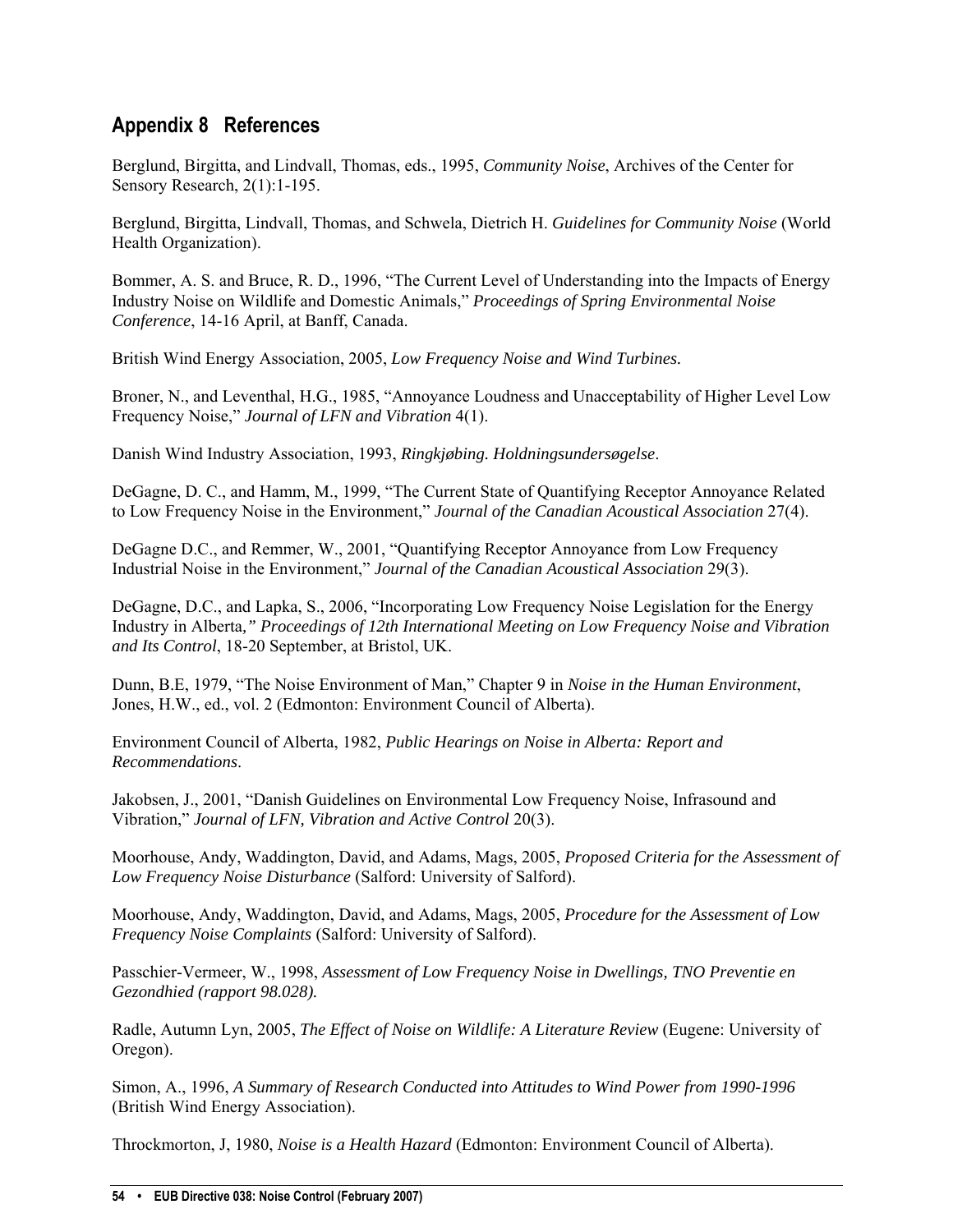## Appendix 8 References

Berglund, Birgitta, and Lindvall, Thomas, eds., 1995, *Community Noise*, Archives of the Center for Sensory Research, 2(1):1-195.

Berglund, Birgitta, Lindvall, Thomas, and Schwela, Dietrich H. *Guidelines for Community Noise* (World Health Organization).

Bommer, A. S. and Bruce, R. D., 1996, "The Current Level of Understanding into the Impacts of Energy Industry Noise on Wildlife and Domestic Animals," *Proceedings of Spring Environmental Noise Conference*, 14-16 April, at Banff, Canada.

British Wind Energy Association, 2005, *Low Frequency Noise and Wind Turbines.*

Broner, N., and Leventhal, H.G., 1985, "Annoyance Loudness and Unacceptability of Higher Level Low Frequency Noise," *Journal of LFN and Vibration* 4(1).

Danish Wind Industry Association, 1993, *Ringkjøbing. Holdningsundersøgelse*.

DeGagne, D. C., and Hamm, M., 1999, "The Current State of Quantifying Receptor Annoyance Related to Low Frequency Noise in the Environment," *Journal of the Canadian Acoustical Association* 27(4).

DeGagne D.C., and Remmer, W., 2001, "Quantifying Receptor Annoyance from Low Frequency Industrial Noise in the Environment," *Journal of the Canadian Acoustical Association* 29(3).

DeGagne, D.C., and Lapka, S., 2006, "Incorporating Low Frequency Noise Legislation for the Energy Industry in Alberta*," Proceedings of 12th International Meeting on Low Frequency Noise and Vibration and Its Control*, 18-20 September, at Bristol, UK.

Dunn, B.E, 1979, "The Noise Environment of Man," Chapter 9 in *Noise in the Human Environment*, Jones, H.W., ed., vol. 2 (Edmonton: Environment Council of Alberta).

Environment Council of Alberta, 1982, *Public Hearings on Noise in Alberta: Report and Recommendations*.

Jakobsen, J., 2001, "Danish Guidelines on Environmental Low Frequency Noise, Infrasound and Vibration," *Journal of LFN, Vibration and Active Control* 20(3).

Moorhouse, Andy, Waddington, David, and Adams, Mags, 2005, *Proposed Criteria for the Assessment of Low Frequency Noise Disturbance* (Salford: University of Salford).

Moorhouse, Andy, Waddington, David, and Adams, Mags, 2005, *Procedure for the Assessment of Low Frequency Noise Complaints* (Salford: University of Salford).

Passchier-Vermeer, W., 1998, *Assessment of Low Frequency Noise in Dwellings, TNO Preventie en Gezondhied (rapport 98.028).*

Radle, Autumn Lyn, 2005, *The Effect of Noise on Wildlife: A Literature Review* (Eugene: University of Oregon).

Simon, A., 1996, *A Summary of Research Conducted into Attitudes to Wind Power from 1990-1996* (British Wind Energy Association).

Throckmorton, J, 1980, *Noise is a Health Hazard* (Edmonton: Environment Council of Alberta).